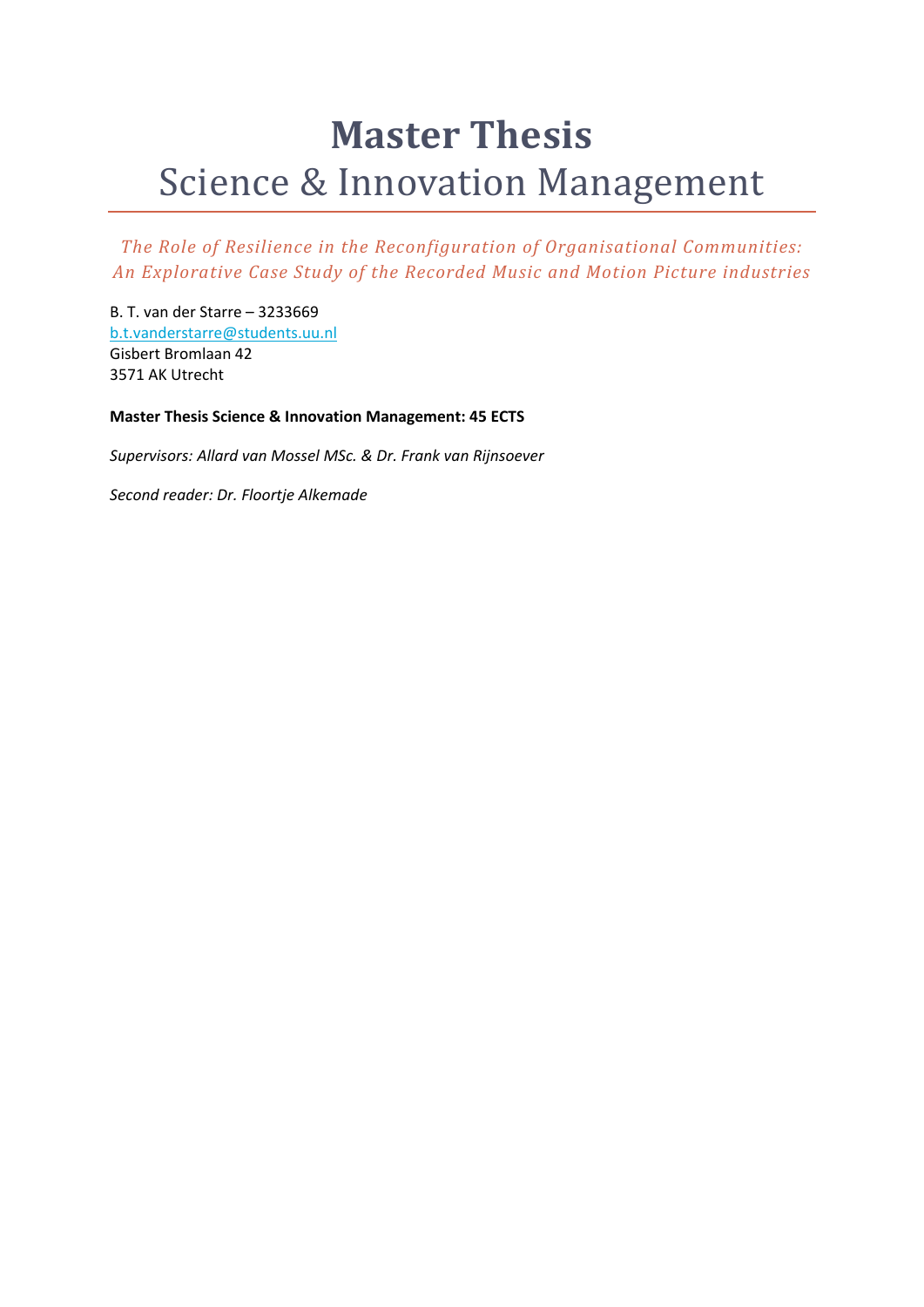# Master Thesis

## Science & Innovation Management

*The Role of Resilience in the Reconfiguration of Organisational Communities: An Explorative Case Study of the Recorded Music and Motion Picture industries*

B. T. van der Starre – 3233669
b.t.vanderstarre@students.uu.nl
Gisbert Bromlaan 42
3571 AK Utrecht

**Master Thesis Science & Innovation Management: 45 ECTS**

*Supervisors: Allard van Mossel MSc. & Dr. Frank van Rijnsoever*

*Second reader: Dr. Floortje Alkemade*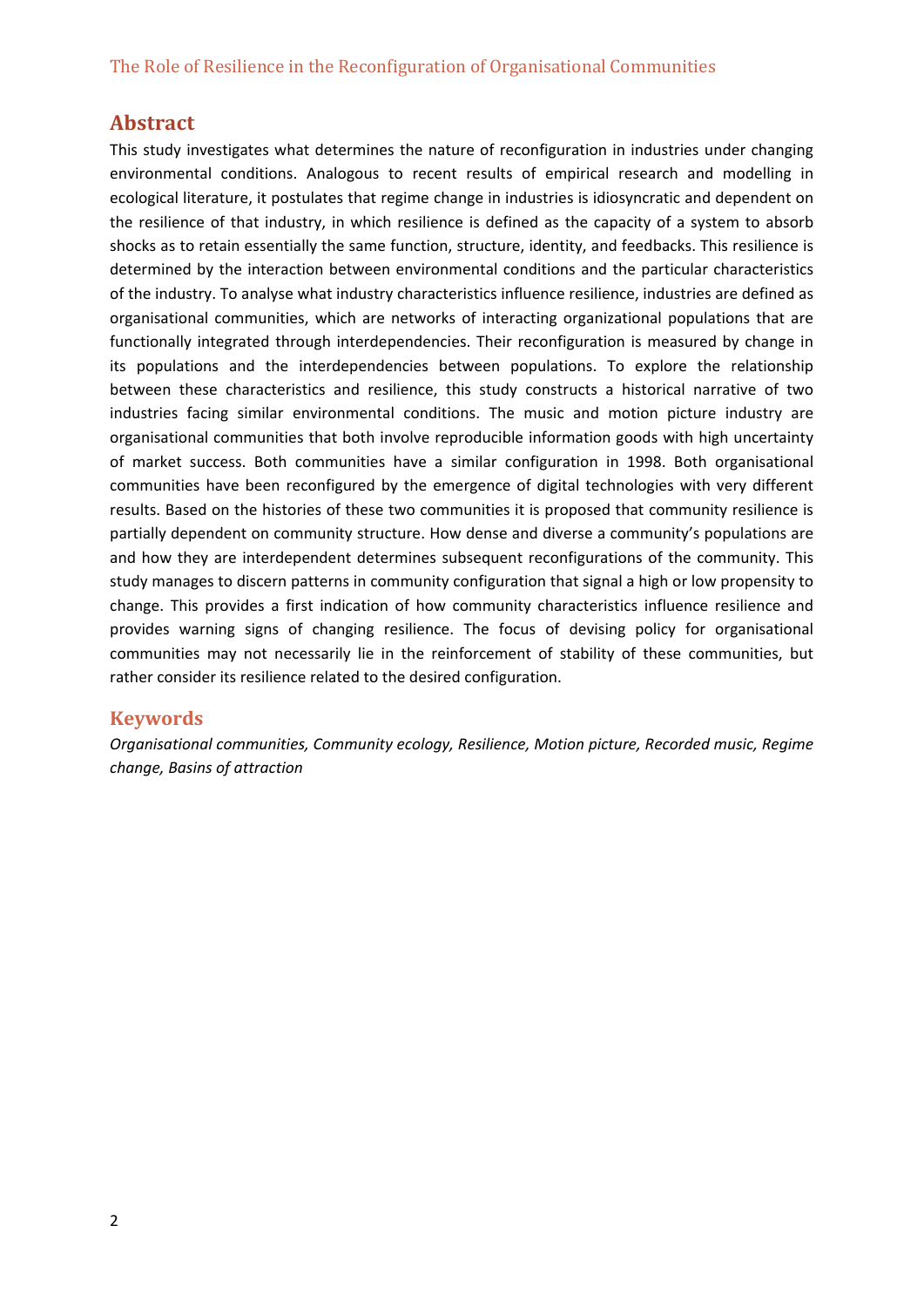## Abstract

This study investigates what determines the nature of reconfiguration in industries under changing environmental conditions. Analogous to recent results of empirical research and modelling in ecological literature, it postulates that regime change in industries is idiosyncratic and dependent on the resilience of that industry, in which resilience is defined as the capacity of a system to absorb shocks as to retain essentially the same function, structure, identity, and feedbacks. This resilience is determined by the interaction between environmental conditions and the particular characteristics of the industry. To analyse what industry characteristics influence resilience, industries are defined as organisational communities, which are networks of interacting organizational populations that are functionally integrated through interdependencies. Their reconfiguration is measured by change in its populations and the interdependencies between populations. To explore the relationship between these characteristics and resilience, this study constructs a historical narrative of two industries facing similar environmental conditions. The music and motion picture industry are organisational communities that both involve reproducible information goods with high uncertainty of market success. Both communities have a similar configuration in 1998. Both organisational communities have been reconfigured by the emergence of digital technologies with very different results. Based on the histories of these two communities it is proposed that community resilience is partially dependent on community structure. How dense and diverse a community's populations are and how they are interdependent determines subsequent reconfigurations of the community. This study manages to discern patterns in community configuration that signal a high or low propensity to change. This provides a first indication of how community characteristics influence resilience and provides warning signs of changing resilience. The focus of devising policy for organisational communities may not necessarily lie in the reinforcement of stability of these communities, but rather consider its resilience related to the desired configuration.

## Keywords

*Organisational communities, Community ecology, Resilience, Motion picture, Recorded music, Regime change, Basins of attraction*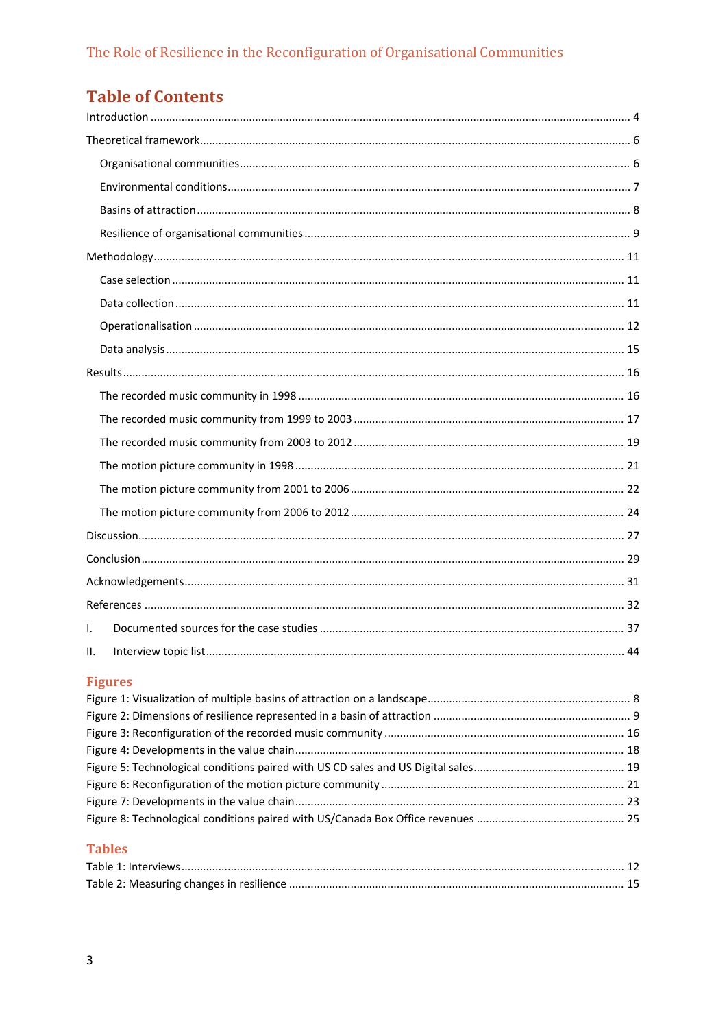# Table of Contents

Introduction ........................................................................................................................................ 4

Theoretical framework......................................................................................................................... 6

- Organisational communities............................................................................................................ 6
- Environmental conditions................................................................................................................ 7
- Basins of attraction .......................................................................................................................... 8
- Resilience of organisational communities ........................................................................................ 9

Methodology...................................................................................................................................... 11

- Case selection ................................................................................................................................ 11
- Data collection ............................................................................................................................... 11
- Operationalisation ......................................................................................................................... 12
- Data analysis .................................................................................................................................. 15

Results ................................................................................................................................................ 16

- The recorded music community in 1998 ........................................................................................ 16
- The recorded music community from 1999 to 2003 ...................................................................... 17
- The recorded music community from 2003 to 2012 ...................................................................... 19
- The motion picture community in 1998 ......................................................................................... 21
- The motion picture community from 2001 to 2006 ....................................................................... 22
- The motion picture community from 2006 to 2012 ....................................................................... 24

Discussion........................................................................................................................................... 27

Conclusion .......................................................................................................................................... 29

Acknowledgements............................................................................................................................ 31

References ......................................................................................................................................... 32

I. Documented sources for the case studies ................................................................................. 37

II. Interview topic list...................................................................................................................... 44

## Figures

Figure 1: Visualization of multiple basins of attraction on a landscape................................................................. 8

Figure 2: Dimensions of resilience represented in a basin of attraction ............................................................... 9

Figure 3: Reconfiguration of the recorded music community ............................................................................ 16

Figure 4: Developments in the value chain........................................................................................................ 18

Figure 5: Technological conditions paired with US CD sales and US Digital sales................................................ 19

Figure 6: Reconfiguration of the motion picture community .............................................................................. 21

Figure 7: Developments in the value chain......................................................................................................... 23

Figure 8: Technological conditions paired with US/Canada Box Office revenues ............................................... 25

## Tables

Table 1: Interviews............................................................................................................................................. 12

Table 2: Measuring changes in resilience ........................................................................................................... 15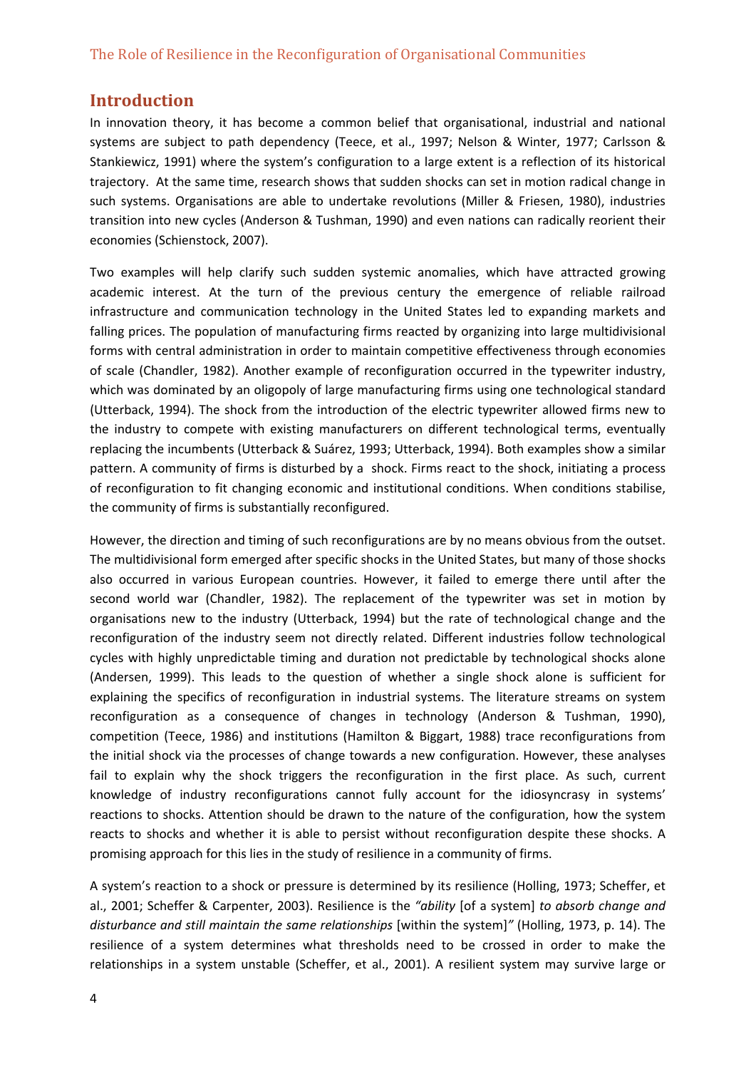# Introduction

In innovation theory, it has become a common belief that organisational, industrial and national systems are subject to path dependency (Teece, et al., 1997; Nelson & Winter, 1977; Carlsson & Stankiewicz, 1991) where the system's configuration to a large extent is a reflection of its historical trajectory. At the same time, research shows that sudden shocks can set in motion radical change in such systems. Organisations are able to undertake revolutions (Miller & Friesen, 1980), industries transition into new cycles (Anderson & Tushman, 1990) and even nations can radically reorient their economies (Schienstock, 2007).

Two examples will help clarify such sudden systemic anomalies, which have attracted growing academic interest. At the turn of the previous century the emergence of reliable railroad infrastructure and communication technology in the United States led to expanding markets and falling prices. The population of manufacturing firms reacted by organizing into large multidivisional forms with central administration in order to maintain competitive effectiveness through economies of scale (Chandler, 1982). Another example of reconfiguration occurred in the typewriter industry, which was dominated by an oligopoly of large manufacturing firms using one technological standard (Utterback, 1994). The shock from the introduction of the electric typewriter allowed firms new to the industry to compete with existing manufacturers on different technological terms, eventually replacing the incumbents (Utterback & Suárez, 1993; Utterback, 1994). Both examples show a similar pattern. A community of firms is disturbed by a shock. Firms react to the shock, initiating a process of reconfiguration to fit changing economic and institutional conditions. When conditions stabilise, the community of firms is substantially reconfigured.

However, the direction and timing of such reconfigurations are by no means obvious from the outset. The multidivisional form emerged after specific shocks in the United States, but many of those shocks also occurred in various European countries. However, it failed to emerge there until after the second world war (Chandler, 1982). The replacement of the typewriter was set in motion by organisations new to the industry (Utterback, 1994) but the rate of technological change and the reconfiguration of the industry seem not directly related. Different industries follow technological cycles with highly unpredictable timing and duration not predictable by technological shocks alone (Andersen, 1999). This leads to the question of whether a single shock alone is sufficient for explaining the specifics of reconfiguration in industrial systems. The literature streams on system reconfiguration as a consequence of changes in technology (Anderson & Tushman, 1990), competition (Teece, 1986) and institutions (Hamilton & Biggart, 1988) trace reconfigurations from the initial shock via the processes of change towards a new configuration. However, these analyses fail to explain why the shock triggers the reconfiguration in the first place. As such, current knowledge of industry reconfigurations cannot fully account for the idiosyncrasy in systems' reactions to shocks. Attention should be drawn to the nature of the configuration, how the system reacts to shocks and whether it is able to persist without reconfiguration despite these shocks. A promising approach for this lies in the study of resilience in a community of firms.

A system's reaction to a shock or pressure is determined by its resilience (Holling, 1973; Scheffer, et al., 2001; Scheffer & Carpenter, 2003). Resilience is the *"ability* [of a system] *to absorb change and disturbance and still maintain the same relationships* [within the system]*"* (Holling, 1973, p. 14). The resilience of a system determines what thresholds need to be crossed in order to make the relationships in a system unstable (Scheffer, et al., 2001). A resilient system may survive large or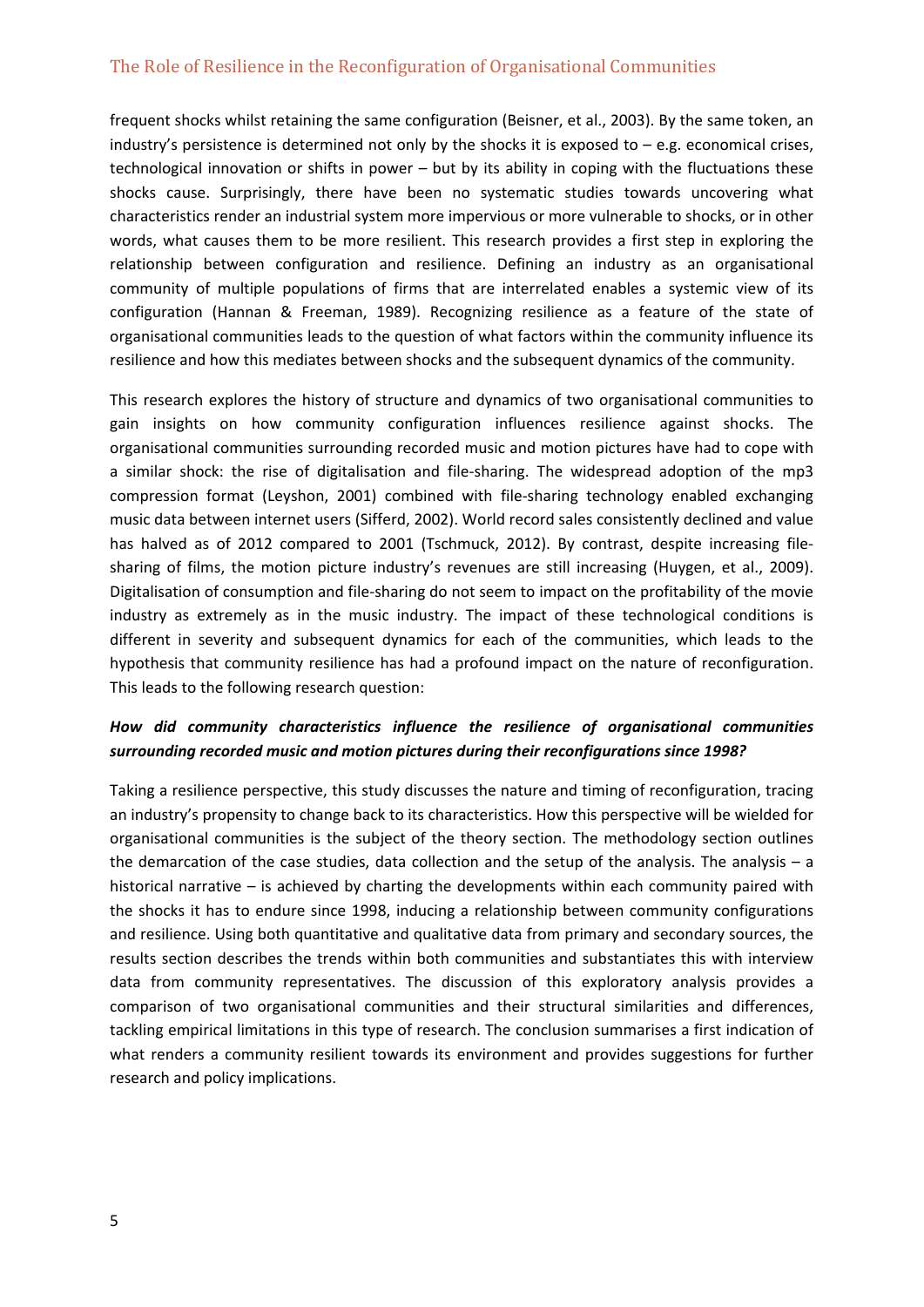frequent shocks whilst retaining the same configuration (Beisner, et al., 2003). By the same token, an industry's persistence is determined not only by the shocks it is exposed to – e.g. economical crises, technological innovation or shifts in power – but by its ability in coping with the fluctuations these shocks cause. Surprisingly, there have been no systematic studies towards uncovering what characteristics render an industrial system more impervious or more vulnerable to shocks, or in other words, what causes them to be more resilient. This research provides a first step in exploring the relationship between configuration and resilience. Defining an industry as an organisational community of multiple populations of firms that are interrelated enables a systemic view of its configuration (Hannan & Freeman, 1989). Recognizing resilience as a feature of the state of organisational communities leads to the question of what factors within the community influence its resilience and how this mediates between shocks and the subsequent dynamics of the community.

This research explores the history of structure and dynamics of two organisational communities to gain insights on how community configuration influences resilience against shocks. The organisational communities surrounding recorded music and motion pictures have had to cope with a similar shock: the rise of digitalisation and file-sharing. The widespread adoption of the mp3 compression format (Leyshon, 2001) combined with file-sharing technology enabled exchanging music data between internet users (Sifferd, 2002). World record sales consistently declined and value has halved as of 2012 compared to 2001 (Tschmuck, 2012). By contrast, despite increasing file-sharing of films, the motion picture industry's revenues are still increasing (Huygen, et al., 2009). Digitalisation of consumption and file-sharing do not seem to impact on the profitability of the movie industry as extremely as in the music industry. The impact of these technological conditions is different in severity and subsequent dynamics for each of the communities, which leads to the hypothesis that community resilience has had a profound impact on the nature of reconfiguration. This leads to the following research question:

***How did community characteristics influence the resilience of organisational communities surrounding recorded music and motion pictures during their reconfigurations since 1998?***

Taking a resilience perspective, this study discusses the nature and timing of reconfiguration, tracing an industry's propensity to change back to its characteristics. How this perspective will be wielded for organisational communities is the subject of the theory section. The methodology section outlines the demarcation of the case studies, data collection and the setup of the analysis. The analysis – a historical narrative – is achieved by charting the developments within each community paired with the shocks it has to endure since 1998, inducing a relationship between community configurations and resilience. Using both quantitative and qualitative data from primary and secondary sources, the results section describes the trends within both communities and substantiates this with interview data from community representatives. The discussion of this exploratory analysis provides a comparison of two organisational communities and their structural similarities and differences, tackling empirical limitations in this type of research. The conclusion summarises a first indication of what renders a community resilient towards its environment and provides suggestions for further research and policy implications.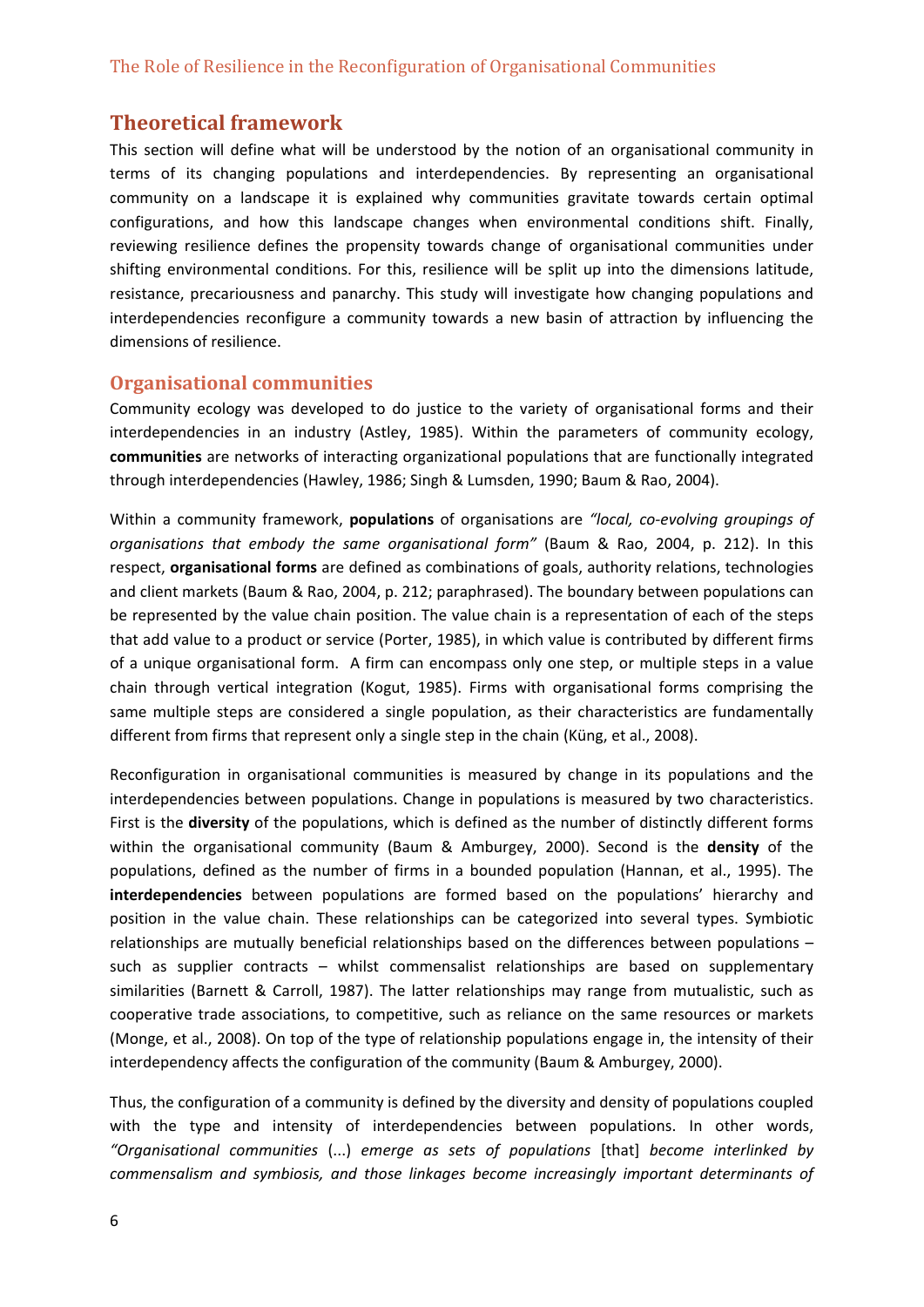## Theoretical framework

This section will define what will be understood by the notion of an organisational community in terms of its changing populations and interdependencies. By representing an organisational community on a landscape it is explained why communities gravitate towards certain optimal configurations, and how this landscape changes when environmental conditions shift. Finally, reviewing resilience defines the propensity towards change of organisational communities under shifting environmental conditions. For this, resilience will be split up into the dimensions latitude, resistance, precariousness and panarchy. This study will investigate how changing populations and interdependencies reconfigure a community towards a new basin of attraction by influencing the dimensions of resilience.

### Organisational communities

Community ecology was developed to do justice to the variety of organisational forms and their interdependencies in an industry (Astley, 1985). Within the parameters of community ecology, **communities** are networks of interacting organizational populations that are functionally integrated through interdependencies (Hawley, 1986; Singh & Lumsden, 1990; Baum & Rao, 2004).

Within a community framework, **populations** of organisations are *"local, co-evolving groupings of organisations that embody the same organisational form"* (Baum & Rao, 2004, p. 212). In this respect, **organisational forms** are defined as combinations of goals, authority relations, technologies and client markets (Baum & Rao, 2004, p. 212; paraphrased). The boundary between populations can be represented by the value chain position. The value chain is a representation of each of the steps that add value to a product or service (Porter, 1985), in which value is contributed by different firms of a unique organisational form. A firm can encompass only one step, or multiple steps in a value chain through vertical integration (Kogut, 1985). Firms with organisational forms comprising the same multiple steps are considered a single population, as their characteristics are fundamentally different from firms that represent only a single step in the chain (Küng, et al., 2008).

Reconfiguration in organisational communities is measured by change in its populations and the interdependencies between populations. Change in populations is measured by two characteristics. First is the **diversity** of the populations, which is defined as the number of distinctly different forms within the organisational community (Baum & Amburgey, 2000). Second is the **density** of the populations, defined as the number of firms in a bounded population (Hannan, et al., 1995). The **interdependencies** between populations are formed based on the populations' hierarchy and position in the value chain. These relationships can be categorized into several types. Symbiotic relationships are mutually beneficial relationships based on the differences between populations – such as supplier contracts – whilst commensalist relationships are based on supplementary similarities (Barnett & Carroll, 1987). The latter relationships may range from mutualistic, such as cooperative trade associations, to competitive, such as reliance on the same resources or markets (Monge, et al., 2008). On top of the type of relationship populations engage in, the intensity of their interdependency affects the configuration of the community (Baum & Amburgey, 2000).

Thus, the configuration of a community is defined by the diversity and density of populations coupled with the type and intensity of interdependencies between populations. In other words, *"Organisational communities* (...) *emerge as sets of populations* [that] *become interlinked by commensalism and symbiosis, and those linkages become increasingly important determinants of*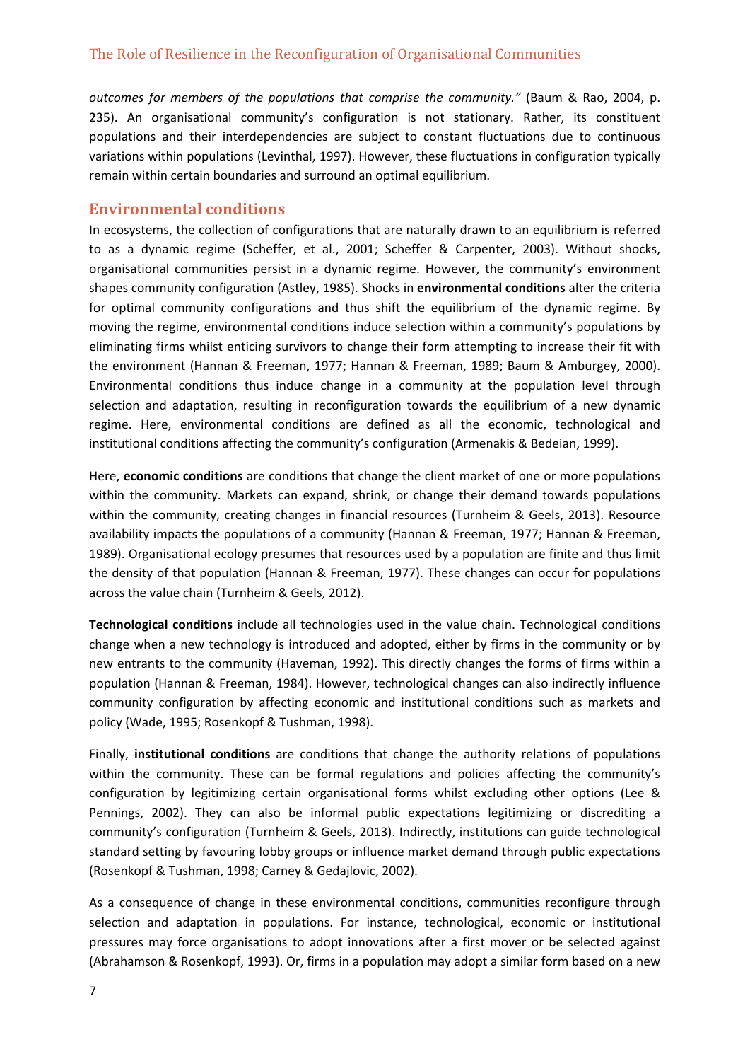*outcomes for members of the populations that comprise the community."* (Baum & Rao, 2004, p. 235). An organisational community's configuration is not stationary. Rather, its constituent populations and their interdependencies are subject to constant fluctuations due to continuous variations within populations (Levinthal, 1997). However, these fluctuations in configuration typically remain within certain boundaries and surround an optimal equilibrium.

## Environmental conditions

In ecosystems, the collection of configurations that are naturally drawn to an equilibrium is referred to as a dynamic regime (Scheffer, et al., 2001; Scheffer & Carpenter, 2003). Without shocks, organisational communities persist in a dynamic regime. However, the community's environment shapes community configuration (Astley, 1985). Shocks in **environmental conditions** alter the criteria for optimal community configurations and thus shift the equilibrium of the dynamic regime. By moving the regime, environmental conditions induce selection within a community's populations by eliminating firms whilst enticing survivors to change their form attempting to increase their fit with the environment (Hannan & Freeman, 1977; Hannan & Freeman, 1989; Baum & Amburgey, 2000). Environmental conditions thus induce change in a community at the population level through selection and adaptation, resulting in reconfiguration towards the equilibrium of a new dynamic regime. Here, environmental conditions are defined as all the economic, technological and institutional conditions affecting the community's configuration (Armenakis & Bedeian, 1999).

Here, **economic conditions** are conditions that change the client market of one or more populations within the community. Markets can expand, shrink, or change their demand towards populations within the community, creating changes in financial resources (Turnheim & Geels, 2013). Resource availability impacts the populations of a community (Hannan & Freeman, 1977; Hannan & Freeman, 1989). Organisational ecology presumes that resources used by a population are finite and thus limit the density of that population (Hannan & Freeman, 1977). These changes can occur for populations across the value chain (Turnheim & Geels, 2012).

**Technological conditions** include all technologies used in the value chain. Technological conditions change when a new technology is introduced and adopted, either by firms in the community or by new entrants to the community (Haveman, 1992). This directly changes the forms of firms within a population (Hannan & Freeman, 1984). However, technological changes can also indirectly influence community configuration by affecting economic and institutional conditions such as markets and policy (Wade, 1995; Rosenkopf & Tushman, 1998).

Finally, **institutional conditions** are conditions that change the authority relations of populations within the community. These can be formal regulations and policies affecting the community's configuration by legitimizing certain organisational forms whilst excluding other options (Lee & Pennings, 2002). They can also be informal public expectations legitimizing or discrediting a community's configuration (Turnheim & Geels, 2013). Indirectly, institutions can guide technological standard setting by favouring lobby groups or influence market demand through public expectations (Rosenkopf & Tushman, 1998; Carney & Gedajlovic, 2002).

As a consequence of change in these environmental conditions, communities reconfigure through selection and adaptation in populations. For instance, technological, economic or institutional pressures may force organisations to adopt innovations after a first mover or be selected against (Abrahamson & Rosenkopf, 1993). Or, firms in a population may adopt a similar form based on a new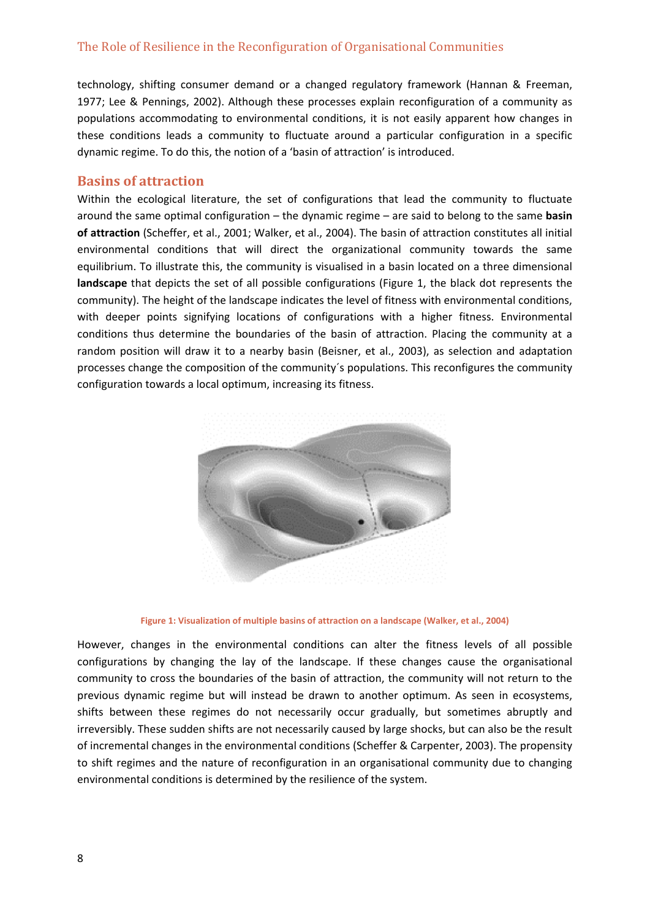technology, shifting consumer demand or a changed regulatory framework (Hannan & Freeman, 1977; Lee & Pennings, 2002). Although these processes explain reconfiguration of a community as populations accommodating to environmental conditions, it is not easily apparent how changes in these conditions leads a community to fluctuate around a particular configuration in a specific dynamic regime. To do this, the notion of a 'basin of attraction' is introduced.

## Basins of attraction

Within the ecological literature, the set of configurations that lead the community to fluctuate around the same optimal configuration – the dynamic regime – are said to belong to the same **basin of attraction** (Scheffer, et al., 2001; Walker, et al., 2004). The basin of attraction constitutes all initial environmental conditions that will direct the organizational community towards the same equilibrium. To illustrate this, the community is visualised in a basin located on a three dimensional **landscape** that depicts the set of all possible configurations (Figure 1, the black dot represents the community). The height of the landscape indicates the level of fitness with environmental conditions, with deeper points signifying locations of configurations with a higher fitness. Environmental conditions thus determine the boundaries of the basin of attraction. Placing the community at a random position will draw it to a nearby basin (Beisner, et al., 2003), as selection and adaptation processes change the composition of the community´s populations. This reconfigures the community configuration towards a local optimum, increasing its fitness.

Figure 1: Visualization of multiple basins of attraction on a landscape (Walker, et al., 2004)

However, changes in the environmental conditions can alter the fitness levels of all possible configurations by changing the lay of the landscape. If these changes cause the organisational community to cross the boundaries of the basin of attraction, the community will not return to the previous dynamic regime but will instead be drawn to another optimum. As seen in ecosystems, shifts between these regimes do not necessarily occur gradually, but sometimes abruptly and irreversibly. These sudden shifts are not necessarily caused by large shocks, but can also be the result of incremental changes in the environmental conditions (Scheffer & Carpenter, 2003). The propensity to shift regimes and the nature of reconfiguration in an organisational community due to changing environmental conditions is determined by the resilience of the system.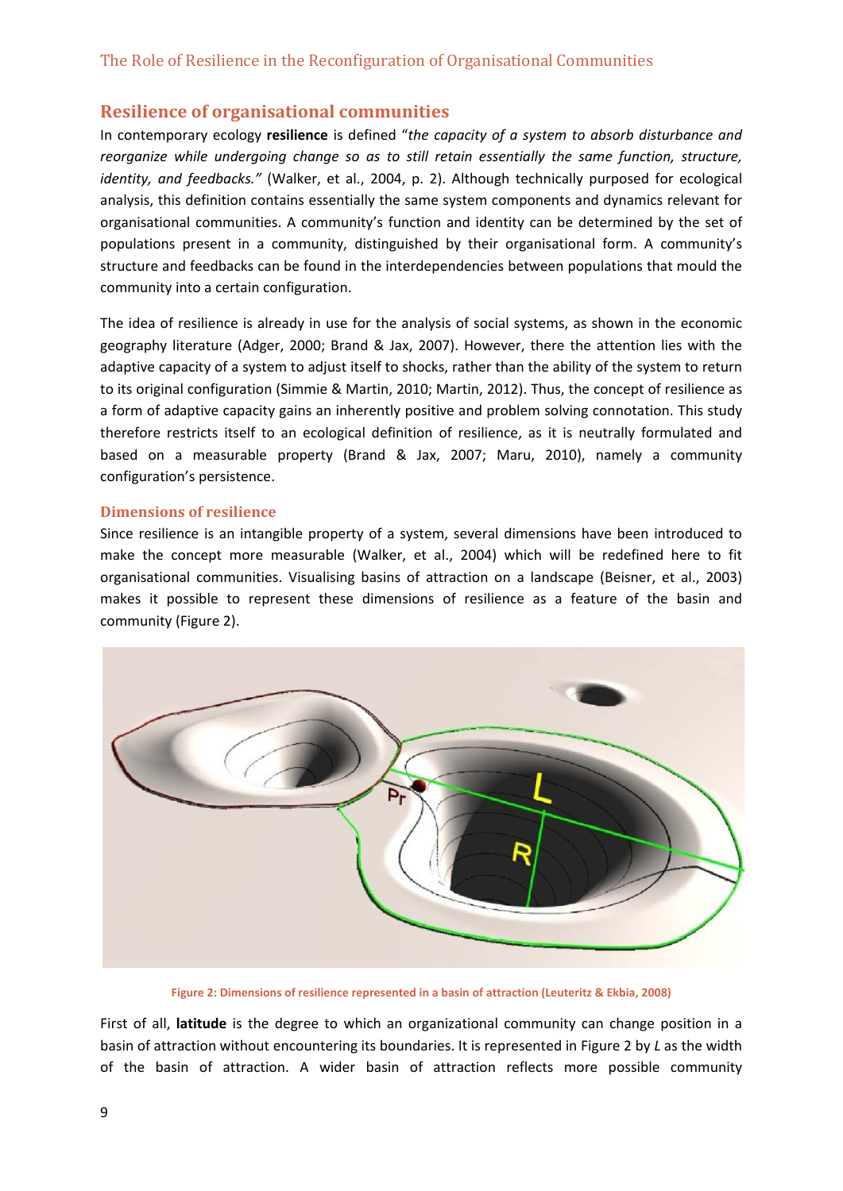## Resilience of organisational communities

In contemporary ecology **resilience** is defined "*the capacity of a system to absorb disturbance and reorganize while undergoing change so as to still retain essentially the same function, structure, identity, and feedbacks.*" (Walker, et al., 2004, p. 2). Although technically purposed for ecological analysis, this definition contains essentially the same system components and dynamics relevant for organisational communities. A community's function and identity can be determined by the set of populations present in a community, distinguished by their organisational form. A community's structure and feedbacks can be found in the interdependencies between populations that mould the community into a certain configuration.

The idea of resilience is already in use for the analysis of social systems, as shown in the economic geography literature (Adger, 2000; Brand & Jax, 2007). However, there the attention lies with the adaptive capacity of a system to adjust itself to shocks, rather than the ability of the system to return to its original configuration (Simmie & Martin, 2010; Martin, 2012). Thus, the concept of resilience as a form of adaptive capacity gains an inherently positive and problem solving connotation. This study therefore restricts itself to an ecological definition of resilience, as it is neutrally formulated and based on a measurable property (Brand & Jax, 2007; Maru, 2010), namely a community configuration's persistence.

### Dimensions of resilience

Since resilience is an intangible property of a system, several dimensions have been introduced to make the concept more measurable (Walker, et al., 2004) which will be redefined here to fit organisational communities. Visualising basins of attraction on a landscape (Beisner, et al., 2003) makes it possible to represent these dimensions of resilience as a feature of the basin and community (Figure 2).

Figure 2: Dimensions of resilience represented in a basin of attraction (Leuteritz & Ekbia, 2008)

First of all, **latitude** is the degree to which an organizational community can change position in a basin of attraction without encountering its boundaries. It is represented in Figure 2 by *L* as the width of the basin of attraction. A wider basin of attraction reflects more possible community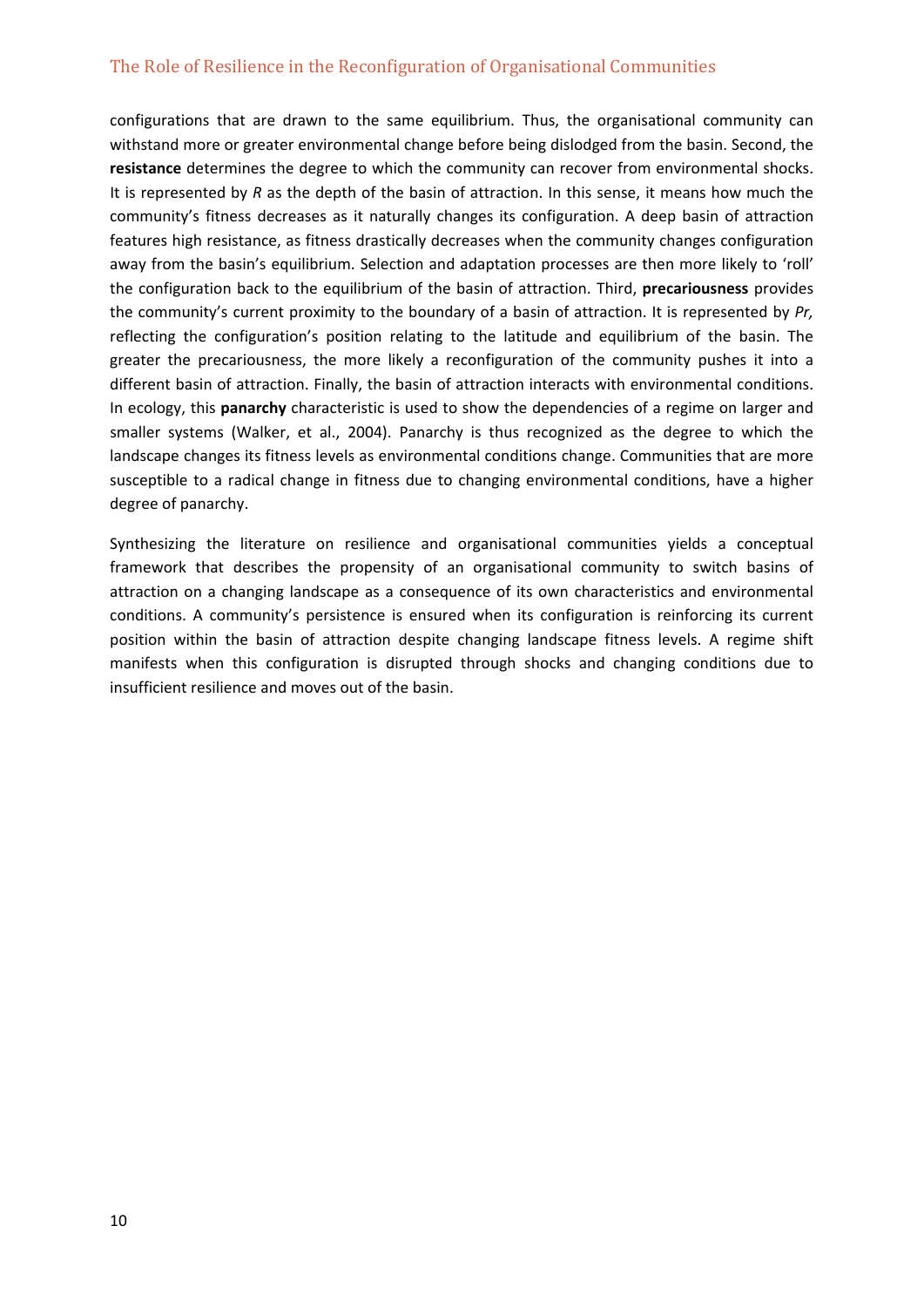configurations that are drawn to the same equilibrium. Thus, the organisational community can withstand more or greater environmental change before being dislodged from the basin. Second, the **resistance** determines the degree to which the community can recover from environmental shocks. It is represented by $R$ as the depth of the basin of attraction. In this sense, it means how much the community's fitness decreases as it naturally changes its configuration. A deep basin of attraction features high resistance, as fitness drastically decreases when the community changes configuration away from the basin's equilibrium. Selection and adaptation processes are then more likely to 'roll' the configuration back to the equilibrium of the basin of attraction. Third, **precariousness** provides the community's current proximity to the boundary of a basin of attraction. It is represented by $Pr$, reflecting the configuration's position relating to the latitude and equilibrium of the basin. The greater the precariousness, the more likely a reconfiguration of the community pushes it into a different basin of attraction. Finally, the basin of attraction interacts with environmental conditions. In ecology, this **panarchy** characteristic is used to show the dependencies of a regime on larger and smaller systems (Walker, et al., 2004). Panarchy is thus recognized as the degree to which the landscape changes its fitness levels as environmental conditions change. Communities that are more susceptible to a radical change in fitness due to changing environmental conditions, have a higher degree of panarchy.

Synthesizing the literature on resilience and organisational communities yields a conceptual framework that describes the propensity of an organisational community to switch basins of attraction on a changing landscape as a consequence of its own characteristics and environmental conditions. A community's persistence is ensured when its configuration is reinforcing its current position within the basin of attraction despite changing landscape fitness levels. A regime shift manifests when this configuration is disrupted through shocks and changing conditions due to insufficient resilience and moves out of the basin.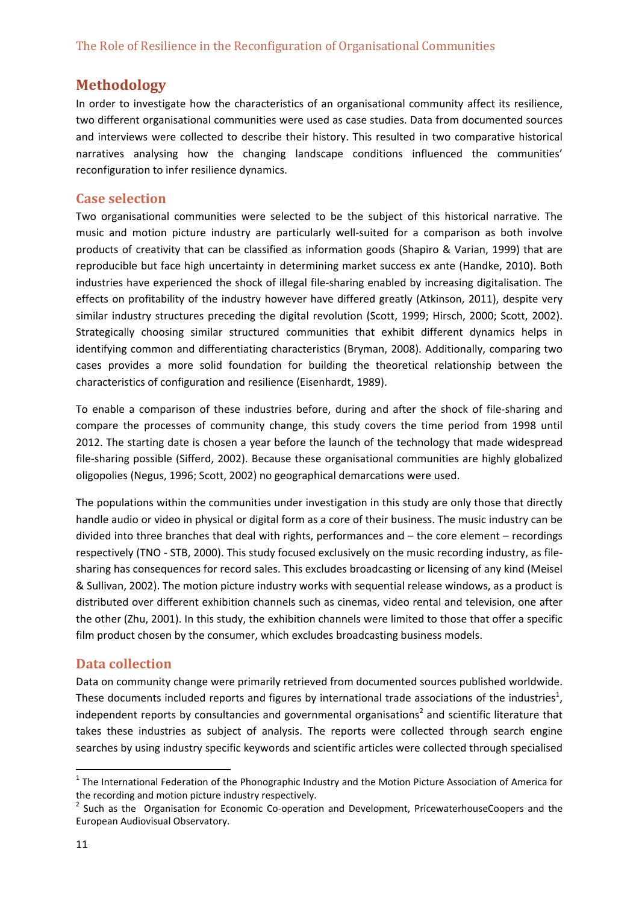## Methodology

In order to investigate how the characteristics of an organisational community affect its resilience, two different organisational communities were used as case studies. Data from documented sources and interviews were collected to describe their history. This resulted in two comparative historical narratives analysing how the changing landscape conditions influenced the communities' reconfiguration to infer resilience dynamics.

### Case selection

Two organisational communities were selected to be the subject of this historical narrative. The music and motion picture industry are particularly well-suited for a comparison as both involve products of creativity that can be classified as information goods (Shapiro & Varian, 1999) that are reproducible but face high uncertainty in determining market success ex ante (Handke, 2010). Both industries have experienced the shock of illegal file-sharing enabled by increasing digitalisation. The effects on profitability of the industry however have differed greatly (Atkinson, 2011), despite very similar industry structures preceding the digital revolution (Scott, 1999; Hirsch, 2000; Scott, 2002). Strategically choosing similar structured communities that exhibit different dynamics helps in identifying common and differentiating characteristics (Bryman, 2008). Additionally, comparing two cases provides a more solid foundation for building the theoretical relationship between the characteristics of configuration and resilience (Eisenhardt, 1989).

To enable a comparison of these industries before, during and after the shock of file-sharing and compare the processes of community change, this study covers the time period from 1998 until 2012. The starting date is chosen a year before the launch of the technology that made widespread file-sharing possible (Sifferd, 2002). Because these organisational communities are highly globalized oligopolies (Negus, 1996; Scott, 2002) no geographical demarcations were used.

The populations within the communities under investigation in this study are only those that directly handle audio or video in physical or digital form as a core of their business. The music industry can be divided into three branches that deal with rights, performances and – the core element – recordings respectively (TNO - STB, 2000). This study focused exclusively on the music recording industry, as file-sharing has consequences for record sales. This excludes broadcasting or licensing of any kind (Meisel & Sullivan, 2002). The motion picture industry works with sequential release windows, as a product is distributed over different exhibition channels such as cinemas, video rental and television, one after the other (Zhu, 2001). In this study, the exhibition channels were limited to those that offer a specific film product chosen by the consumer, which excludes broadcasting business models.

### Data collection

Data on community change were primarily retrieved from documented sources published worldwide. These documents included reports and figures by international trade associations of the industries[1], independent reports by consultancies and governmental organisations[2] and scientific literature that takes these industries as subject of analysis. The reports were collected through search engine searches by using industry specific keywords and scientific articles were collected through specialised

[1] The International Federation of the Phonographic Industry and the Motion Picture Association of America for the recording and motion picture industry respectively.

[2] Such as the Organisation for Economic Co-operation and Development, PricewaterhouseCoopers and the European Audiovisual Observatory.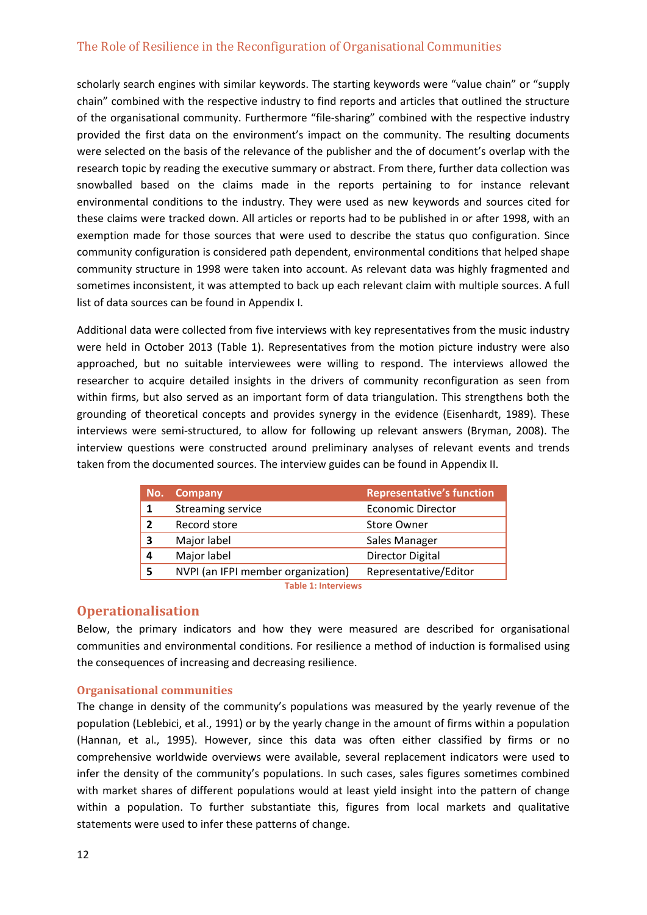scholarly search engines with similar keywords. The starting keywords were "value chain" or "supply chain" combined with the respective industry to find reports and articles that outlined the structure of the organisational community. Furthermore "file-sharing" combined with the respective industry provided the first data on the environment's impact on the community. The resulting documents were selected on the basis of the relevance of the publisher and the of document's overlap with the research topic by reading the executive summary or abstract. From there, further data collection was snowballed based on the claims made in the reports pertaining to for instance relevant environmental conditions to the industry. They were used as new keywords and sources cited for these claims were tracked down. All articles or reports had to be published in or after 1998, with an exemption made for those sources that were used to describe the status quo configuration. Since community configuration is considered path dependent, environmental conditions that helped shape community structure in 1998 were taken into account. As relevant data was highly fragmented and sometimes inconsistent, it was attempted to back up each relevant claim with multiple sources. A full list of data sources can be found in Appendix I.

Additional data were collected from five interviews with key representatives from the music industry were held in October 2013 (Table 1). Representatives from the motion picture industry were also approached, but no suitable interviewees were willing to respond. The interviews allowed the researcher to acquire detailed insights in the drivers of community reconfiguration as seen from within firms, but also served as an important form of data triangulation. This strengthens both the grounding of theoretical concepts and provides synergy in the evidence (Eisenhardt, 1989). These interviews were semi-structured, to allow for following up relevant answers (Bryman, 2008). The interview questions were constructed around preliminary analyses of relevant events and trends taken from the documented sources. The interview guides can be found in Appendix II.

| No. | Company | Representative's function |
|---|---|---|
| 1 | Streaming service | Economic Director |
| 2 | Record store | Store Owner |
| 3 | Major label | Sales Manager |
| 4 | Major label | Director Digital |
| 5 | NVPI (an IFPI member organization) | Representative/Editor |

Table 1: Interviews

## Operationalisation

Below, the primary indicators and how they were measured are described for organisational communities and environmental conditions. For resilience a method of induction is formalised using the consequences of increasing and decreasing resilience.

### Organisational communities

The change in density of the community's populations was measured by the yearly revenue of the population (Leblebici, et al., 1991) or by the yearly change in the amount of firms within a population (Hannan, et al., 1995). However, since this data was often either classified by firms or no comprehensive worldwide overviews were available, several replacement indicators were used to infer the density of the community's populations. In such cases, sales figures sometimes combined with market shares of different populations would at least yield insight into the pattern of change within a population. To further substantiate this, figures from local markets and qualitative statements were used to infer these patterns of change.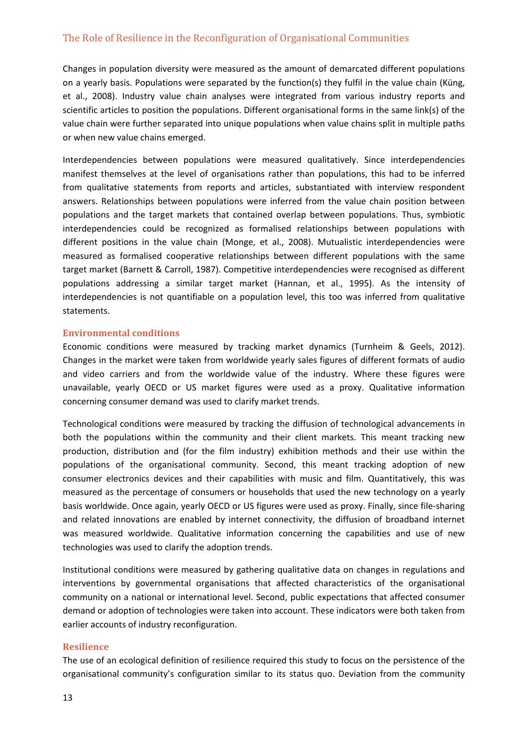Changes in population diversity were measured as the amount of demarcated different populations on a yearly basis. Populations were separated by the function(s) they fulfil in the value chain (Küng, et al., 2008). Industry value chain analyses were integrated from various industry reports and scientific articles to position the populations. Different organisational forms in the same link(s) of the value chain were further separated into unique populations when value chains split in multiple paths or when new value chains emerged.

Interdependencies between populations were measured qualitatively. Since interdependencies manifest themselves at the level of organisations rather than populations, this had to be inferred from qualitative statements from reports and articles, substantiated with interview respondent answers. Relationships between populations were inferred from the value chain position between populations and the target markets that contained overlap between populations. Thus, symbiotic interdependencies could be recognized as formalised relationships between populations with different positions in the value chain (Monge, et al., 2008). Mutualistic interdependencies were measured as formalised cooperative relationships between different populations with the same target market (Barnett & Carroll, 1987). Competitive interdependencies were recognised as different populations addressing a similar target market (Hannan, et al., 1995). As the intensity of interdependencies is not quantifiable on a population level, this too was inferred from qualitative statements.

### Environmental conditions

Economic conditions were measured by tracking market dynamics (Turnheim & Geels, 2012). Changes in the market were taken from worldwide yearly sales figures of different formats of audio and video carriers and from the worldwide value of the industry. Where these figures were unavailable, yearly OECD or US market figures were used as a proxy. Qualitative information concerning consumer demand was used to clarify market trends.

Technological conditions were measured by tracking the diffusion of technological advancements in both the populations within the community and their client markets. This meant tracking new production, distribution and (for the film industry) exhibition methods and their use within the populations of the organisational community. Second, this meant tracking adoption of new consumer electronics devices and their capabilities with music and film. Quantitatively, this was measured as the percentage of consumers or households that used the new technology on a yearly basis worldwide. Once again, yearly OECD or US figures were used as proxy. Finally, since file-sharing and related innovations are enabled by internet connectivity, the diffusion of broadband internet was measured worldwide. Qualitative information concerning the capabilities and use of new technologies was used to clarify the adoption trends.

Institutional conditions were measured by gathering qualitative data on changes in regulations and interventions by governmental organisations that affected characteristics of the organisational community on a national or international level. Second, public expectations that affected consumer demand or adoption of technologies were taken into account. These indicators were both taken from earlier accounts of industry reconfiguration.

### Resilience

The use of an ecological definition of resilience required this study to focus on the persistence of the organisational community's configuration similar to its status quo. Deviation from the community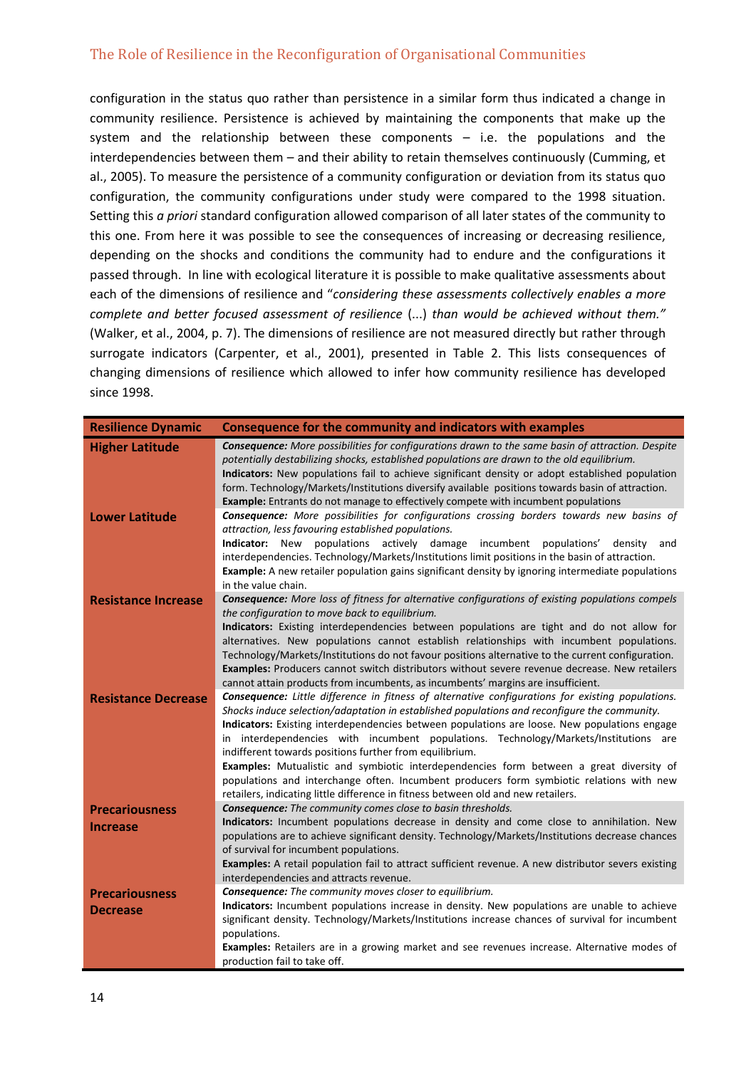configuration in the status quo rather than persistence in a similar form thus indicated a change in community resilience. Persistence is achieved by maintaining the components that make up the system and the relationship between these components – i.e. the populations and the interdependencies between them – and their ability to retain themselves continuously (Cumming, et al., 2005). To measure the persistence of a community configuration or deviation from its status quo configuration, the community configurations under study were compared to the 1998 situation. Setting this *a priori* standard configuration allowed comparison of all later states of the community to this one. From here it was possible to see the consequences of increasing or decreasing resilience, depending on the shocks and conditions the community had to endure and the configurations it passed through. In line with ecological literature it is possible to make qualitative assessments about each of the dimensions of resilience and "*considering these assessments collectively enables a more complete and better focused assessment of resilience* (...) *than would be achieved without them."* (Walker, et al., 2004, p. 7). The dimensions of resilience are not measured directly but rather through surrogate indicators (Carpenter, et al., 2001), presented in Table 2. This lists consequences of changing dimensions of resilience which allowed to infer how community resilience has developed since 1998.

| Resilience Dynamic | Consequence for the community and indicators with examples |
|---|---|
| **Higher Latitude** | ***Consequence:*** *More possibilities for configurations drawn to the same basin of attraction. Despite potentially destabilizing shocks, established populations are drawn to the old equilibrium.* **Indicators:** New populations fail to achieve significant density or adopt established population form. Technology/Markets/Institutions diversify available positions towards basin of attraction. **Example:** Entrants do not manage to effectively compete with incumbent populations |
| **Lower Latitude** | ***Consequence:*** *More possibilities for configurations crossing borders towards new basins of attraction, less favouring established populations.* **Indicator:** New populations actively damage incumbent populations' density and interdependencies. Technology/Markets/Institutions limit positions in the basin of attraction. **Example:** A new retailer population gains significant density by ignoring intermediate populations in the value chain. |
| **Resistance Increase** | ***Consequence:*** *More loss of fitness for alternative configurations of existing populations compels the configuration to move back to equilibrium.* **Indicators:** Existing interdependencies between populations are tight and do not allow for alternatives. New populations cannot establish relationships with incumbent populations. Technology/Markets/Institutions do not favour positions alternative to the current configuration. **Examples:** Producers cannot switch distributors without severe revenue decrease. New retailers cannot attain products from incumbents, as incumbents' margins are insufficient. |
| **Resistance Decrease** | ***Consequence:*** *Little difference in fitness of alternative configurations for existing populations. Shocks induce selection/adaptation in established populations and reconfigure the community.* **Indicators:** Existing interdependencies between populations are loose. New populations engage in interdependencies with incumbent populations. Technology/Markets/Institutions are indifferent towards positions further from equilibrium. **Examples:** Mutualistic and symbiotic interdependencies form between a great diversity of populations and interchange often. Incumbent producers form symbiotic relations with new retailers, indicating little difference in fitness between old and new retailers. |
| **Precariousness Increase** | ***Consequence:*** *The community comes close to basin thresholds.* **Indicators:** Incumbent populations decrease in density and come close to annihilation. New populations are to achieve significant density. Technology/Markets/Institutions decrease chances of survival for incumbent populations. **Examples:** A retail population fail to attract sufficient revenue. A new distributor severs existing interdependencies and attracts revenue. |
| **Precariousness Decrease** | ***Consequence:*** *The community moves closer to equilibrium.* **Indicators:** Incumbent populations increase in density. New populations are unable to achieve significant density. Technology/Markets/Institutions increase chances of survival for incumbent populations. **Examples:** Retailers are in a growing market and see revenues increase. Alternative modes of production fail to take off. |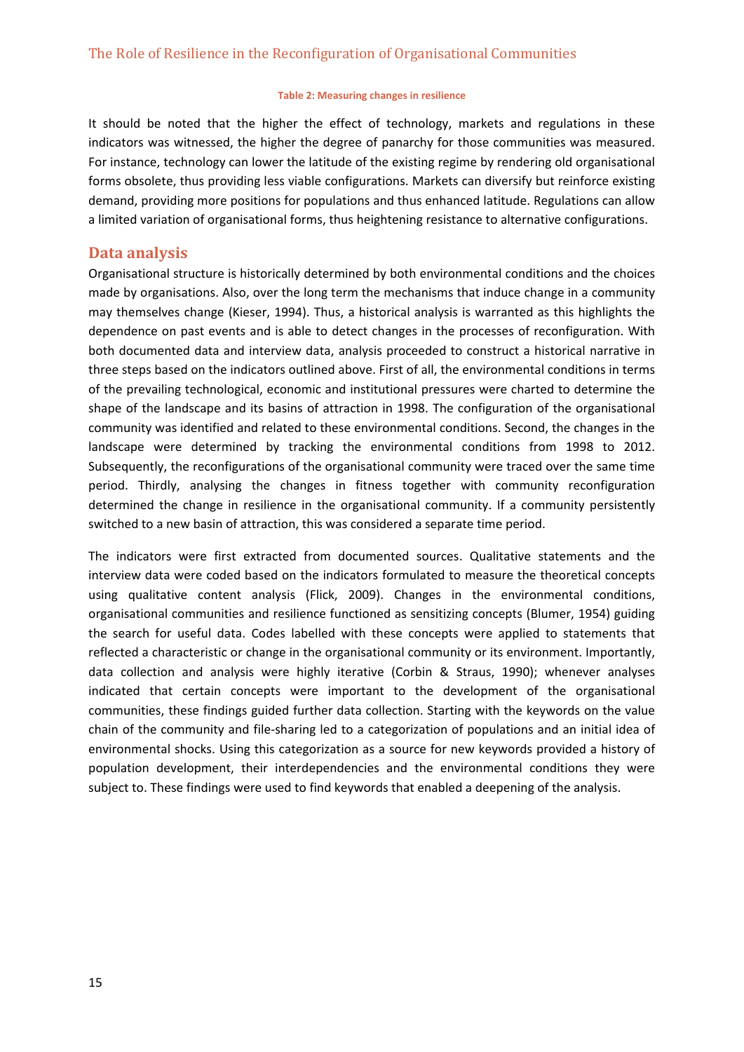**Table 2: Measuring changes in resilience**

It should be noted that the higher the effect of technology, markets and regulations in these indicators was witnessed, the higher the degree of panarchy for those communities was measured. For instance, technology can lower the latitude of the existing regime by rendering old organisational forms obsolete, thus providing less viable configurations. Markets can diversify but reinforce existing demand, providing more positions for populations and thus enhanced latitude. Regulations can allow a limited variation of organisational forms, thus heightening resistance to alternative configurations.

## Data analysis

Organisational structure is historically determined by both environmental conditions and the choices made by organisations. Also, over the long term the mechanisms that induce change in a community may themselves change (Kieser, 1994). Thus, a historical analysis is warranted as this highlights the dependence on past events and is able to detect changes in the processes of reconfiguration. With both documented data and interview data, analysis proceeded to construct a historical narrative in three steps based on the indicators outlined above. First of all, the environmental conditions in terms of the prevailing technological, economic and institutional pressures were charted to determine the shape of the landscape and its basins of attraction in 1998. The configuration of the organisational community was identified and related to these environmental conditions. Second, the changes in the landscape were determined by tracking the environmental conditions from 1998 to 2012. Subsequently, the reconfigurations of the organisational community were traced over the same time period. Thirdly, analysing the changes in fitness together with community reconfiguration determined the change in resilience in the organisational community. If a community persistently switched to a new basin of attraction, this was considered a separate time period.

The indicators were first extracted from documented sources. Qualitative statements and the interview data were coded based on the indicators formulated to measure the theoretical concepts using qualitative content analysis (Flick, 2009). Changes in the environmental conditions, organisational communities and resilience functioned as sensitizing concepts (Blumer, 1954) guiding the search for useful data. Codes labelled with these concepts were applied to statements that reflected a characteristic or change in the organisational community or its environment. Importantly, data collection and analysis were highly iterative (Corbin & Straus, 1990); whenever analyses indicated that certain concepts were important to the development of the organisational communities, these findings guided further data collection. Starting with the keywords on the value chain of the community and file-sharing led to a categorization of populations and an initial idea of environmental shocks. Using this categorization as a source for new keywords provided a history of population development, their interdependencies and the environmental conditions they were subject to. These findings were used to find keywords that enabled a deepening of the analysis.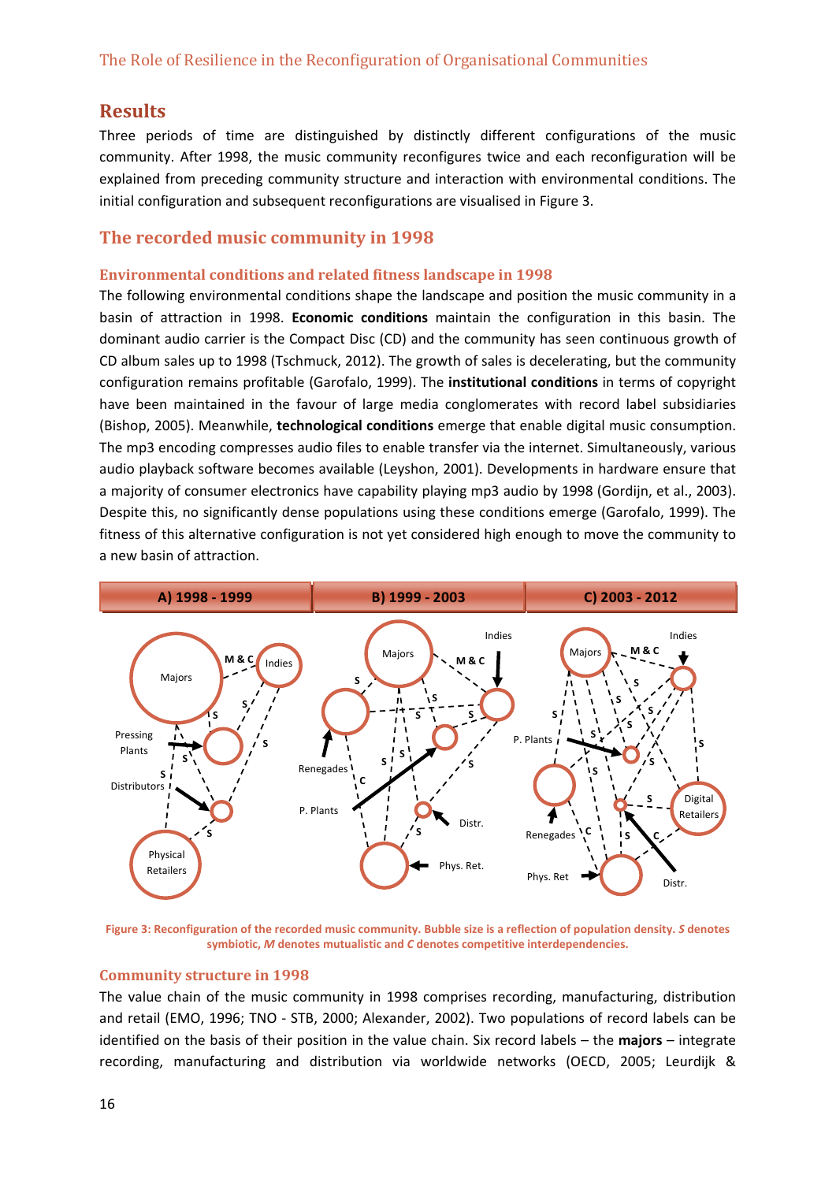## Results

Three periods of time are distinguished by distinctly different configurations of the music community. After 1998, the music community reconfigures twice and each reconfiguration will be explained from preceding community structure and interaction with environmental conditions. The initial configuration and subsequent reconfigurations are visualised in Figure 3.

## The recorded music community in 1998

### Environmental conditions and related fitness landscape in 1998

The following environmental conditions shape the landscape and position the music community in a basin of attraction in 1998. **Economic conditions** maintain the configuration in this basin. The dominant audio carrier is the Compact Disc (CD) and the community has seen continuous growth of CD album sales up to 1998 (Tschmuck, 2012). The growth of sales is decelerating, but the community configuration remains profitable (Garofalo, 1999). The **institutional conditions** in terms of copyright have been maintained in the favour of large media conglomerates with record label subsidiaries (Bishop, 2005). Meanwhile, **technological conditions** emerge that enable digital music consumption. The mp3 encoding compresses audio files to enable transfer via the internet. Simultaneously, various audio playback software becomes available (Leyshon, 2001). Developments in hardware ensure that a majority of consumer electronics have capability playing mp3 audio by 1998 (Gordijn, et al., 2003). Despite this, no significantly dense populations using these conditions emerge (Garofalo, 1999). The fitness of this alternative configuration is not yet considered high enough to move the community to a new basin of attraction.

**Figure 3: Reconfiguration of the recorded music community. Bubble size is a reflection of population density. *S* denotes symbiotic, *M* denotes mutualistic and *C* denotes competitive interdependencies.**

### Community structure in 1998

The value chain of the music community in 1998 comprises recording, manufacturing, distribution and retail (EMO, 1996; TNO - STB, 2000; Alexander, 2002). Two populations of record labels can be identified on the basis of their position in the value chain. Six record labels – the **majors** – integrate recording, manufacturing and distribution via worldwide networks (OECD, 2005; Leurdijk &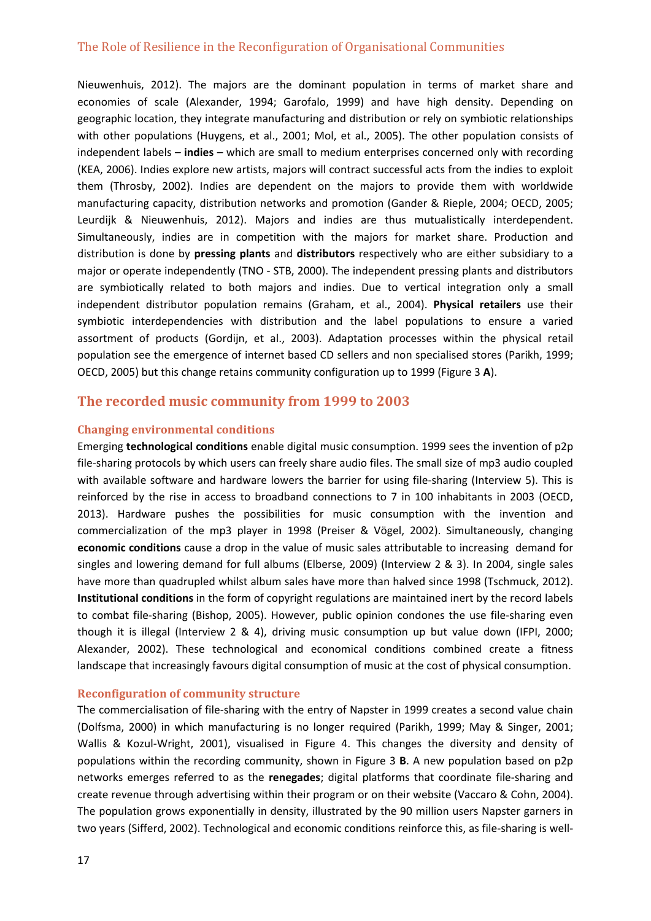Nieuwenhuis, 2012). The majors are the dominant population in terms of market share and economies of scale (Alexander, 1994; Garofalo, 1999) and have high density. Depending on geographic location, they integrate manufacturing and distribution or rely on symbiotic relationships with other populations (Huygens, et al., 2001; Mol, et al., 2005). The other population consists of independent labels – **indies** – which are small to medium enterprises concerned only with recording (KEA, 2006). Indies explore new artists, majors will contract successful acts from the indies to exploit them (Throsby, 2002). Indies are dependent on the majors to provide them with worldwide manufacturing capacity, distribution networks and promotion (Gander & Rieple, 2004; OECD, 2005; Leurdijk & Nieuwenhuis, 2012). Majors and indies are thus mutualistically interdependent. Simultaneously, indies are in competition with the majors for market share. Production and distribution is done by **pressing plants** and **distributors** respectively who are either subsidiary to a major or operate independently (TNO - STB, 2000). The independent pressing plants and distributors are symbiotically related to both majors and indies. Due to vertical integration only a small independent distributor population remains (Graham, et al., 2004). **Physical retailers** use their symbiotic interdependencies with distribution and the label populations to ensure a varied assortment of products (Gordijn, et al., 2003). Adaptation processes within the physical retail population see the emergence of internet based CD sellers and non specialised stores (Parikh, 1999; OECD, 2005) but this change retains community configuration up to 1999 (Figure 3 **A**).

## The recorded music community from 1999 to 2003

### Changing environmental conditions

Emerging **technological conditions** enable digital music consumption. 1999 sees the invention of p2p file-sharing protocols by which users can freely share audio files. The small size of mp3 audio coupled with available software and hardware lowers the barrier for using file-sharing (Interview 5). This is reinforced by the rise in access to broadband connections to 7 in 100 inhabitants in 2003 (OECD, 2013). Hardware pushes the possibilities for music consumption with the invention and commercialization of the mp3 player in 1998 (Preiser & Vögel, 2002). Simultaneously, changing **economic conditions** cause a drop in the value of music sales attributable to increasing demand for singles and lowering demand for full albums (Elberse, 2009) (Interview 2 & 3). In 2004, single sales have more than quadrupled whilst album sales have more than halved since 1998 (Tschmuck, 2012). **Institutional conditions** in the form of copyright regulations are maintained inert by the record labels to combat file-sharing (Bishop, 2005). However, public opinion condones the use file-sharing even though it is illegal (Interview 2 & 4), driving music consumption up but value down (IFPI, 2000; Alexander, 2002). These technological and economical conditions combined create a fitness landscape that increasingly favours digital consumption of music at the cost of physical consumption.

### Reconfiguration of community structure

The commercialisation of file-sharing with the entry of Napster in 1999 creates a second value chain (Dolfsma, 2000) in which manufacturing is no longer required (Parikh, 1999; May & Singer, 2001; Wallis & Kozul-Wright, 2001), visualised in Figure 4. This changes the diversity and density of populations within the recording community, shown in Figure 3 **B**. A new population based on p2p networks emerges referred to as the **renegades**; digital platforms that coordinate file-sharing and create revenue through advertising within their program or on their website (Vaccaro & Cohn, 2004). The population grows exponentially in density, illustrated by the 90 million users Napster garners in two years (Sifferd, 2002). Technological and economic conditions reinforce this, as file-sharing is well-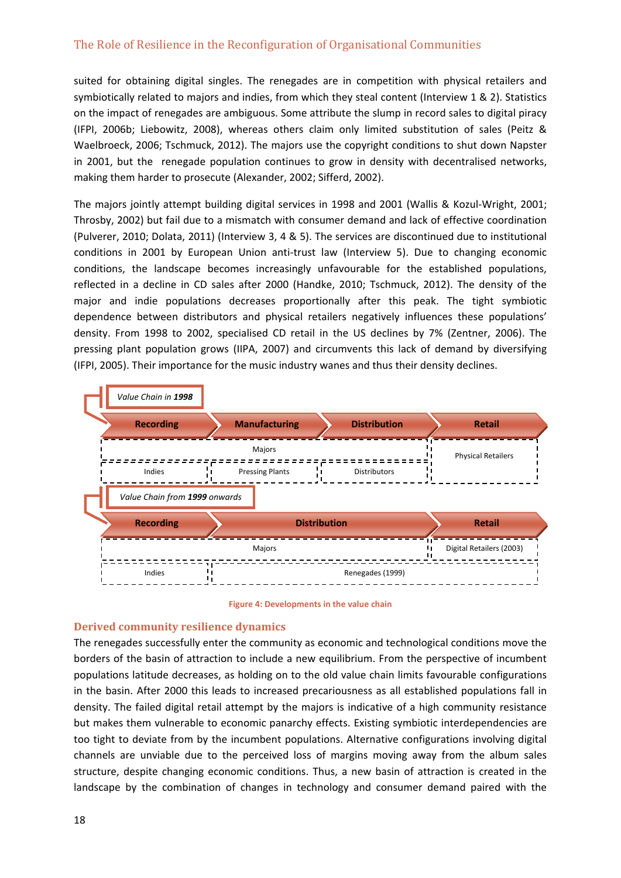suited for obtaining digital singles. The renegades are in competition with physical retailers and symbiotically related to majors and indies, from which they steal content (Interview 1 & 2). Statistics on the impact of renegades are ambiguous. Some attribute the slump in record sales to digital piracy (IFPI, 2006b; Liebowitz, 2008), whereas others claim only limited substitution of sales (Peitz & Waelbroeck, 2006; Tschmuck, 2012). The majors use the copyright conditions to shut down Napster in 2001, but the renegade population continues to grow in density with decentralised networks, making them harder to prosecute (Alexander, 2002; Sifferd, 2002).

The majors jointly attempt building digital services in 1998 and 2001 (Wallis & Kozul-Wright, 2001; Throsby, 2002) but fail due to a mismatch with consumer demand and lack of effective coordination (Pulverer, 2010; Dolata, 2011) (Interview 3, 4 & 5). The services are discontinued due to institutional conditions in 2001 by European Union anti-trust law (Interview 5). Due to changing economic conditions, the landscape becomes increasingly unfavourable for the established populations, reflected in a decline in CD sales after 2000 (Handke, 2010; Tschmuck, 2012). The density of the major and indie populations decreases proportionally after this peak. The tight symbiotic dependence between distributors and physical retailers negatively influences these populations' density. From 1998 to 2002, specialised CD retail in the US declines by 7% (Zentner, 2006). The pressing plant population grows (IIPA, 2007) and circumvents this lack of demand by diversifying (IFPI, 2005). Their importance for the music industry wanes and thus their density declines.

*Value Chain in **1998***

| Recording | Manufacturing | Distribution | Retail |
|---|---|---|---|
| Majors | Majors | Majors | Physical Retailers |
| Indies | Pressing Plants | Distributors | Physical Retailers |

*Value Chain from **1999** onwards*

| Recording | Distribution | Retail |
|---|---|---|
| Majors | Majors | Digital Retailers (2003) |
| Indies | Renegades (1999) | Renegades (1999) |

Figure 4: Developments in the value chain

## Derived community resilience dynamics

The renegades successfully enter the community as economic and technological conditions move the borders of the basin of attraction to include a new equilibrium. From the perspective of incumbent populations latitude decreases, as holding on to the old value chain limits favourable configurations in the basin. After 2000 this leads to increased precariousness as all established populations fall in density. The failed digital retail attempt by the majors is indicative of a high community resistance but makes them vulnerable to economic panarchy effects. Existing symbiotic interdependencies are too tight to deviate from by the incumbent populations. Alternative configurations involving digital channels are unviable due to the perceived loss of margins moving away from the album sales structure, despite changing economic conditions. Thus, a new basin of attraction is created in the landscape by the combination of changes in technology and consumer demand paired with the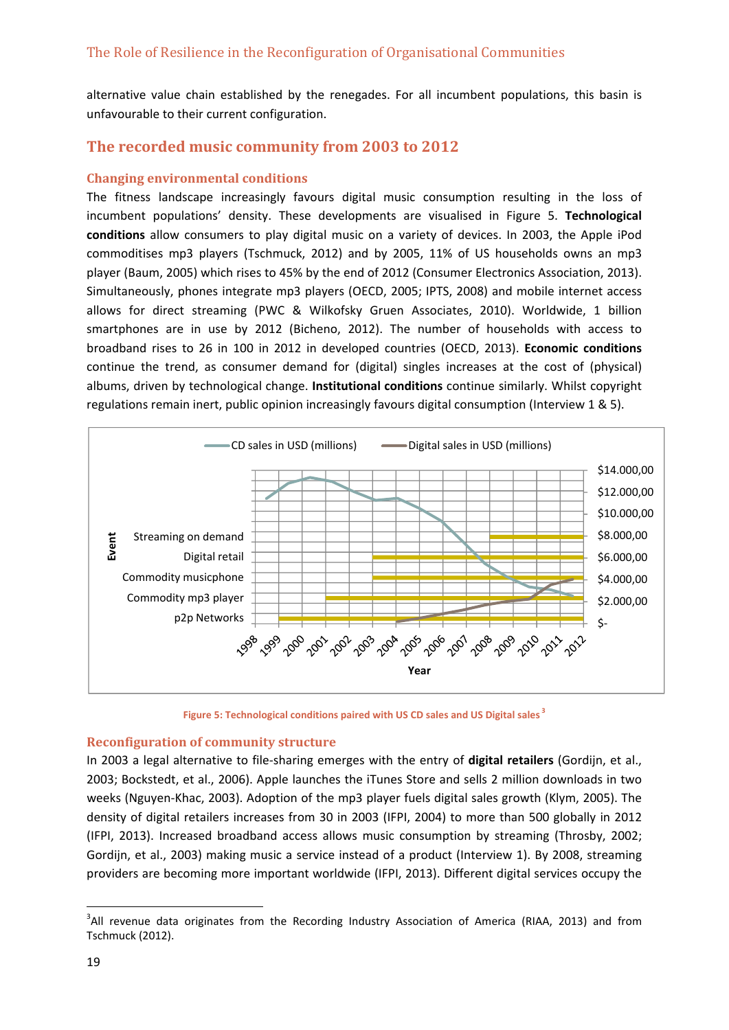alternative value chain established by the renegades. For all incumbent populations, this basin is unfavourable to their current configuration.

## The recorded music community from 2003 to 2012

### Changing environmental conditions

The fitness landscape increasingly favours digital music consumption resulting in the loss of incumbent populations' density. These developments are visualised in Figure 5. **Technological conditions** allow consumers to play digital music on a variety of devices. In 2003, the Apple iPod commoditises mp3 players (Tschmuck, 2012) and by 2005, 11% of US households owns an mp3 player (Baum, 2005) which rises to 45% by the end of 2012 (Consumer Electronics Association, 2013). Simultaneously, phones integrate mp3 players (OECD, 2005; IPTS, 2008) and mobile internet access allows for direct streaming (PWC & Wilkofsky Gruen Associates, 2010). Worldwide, 1 billion smartphones are in use by 2012 (Bicheno, 2012). The number of households with access to broadband rises to 26 in 100 in 2012 in developed countries (OECD, 2013). **Economic conditions** continue the trend, as consumer demand for (digital) singles increases at the cost of (physical) albums, driven by technological change. **Institutional conditions** continue similarly. Whilst copyright regulations remain inert, public opinion increasingly favours digital consumption (Interview 1 & 5).

Figure 5: Technological conditions paired with US CD sales and US Digital sales[3]

### Reconfiguration of community structure

In 2003 a legal alternative to file-sharing emerges with the entry of **digital retailers** (Gordijn, et al., 2003; Bockstedt, et al., 2006). Apple launches the iTunes Store and sells 2 million downloads in two weeks (Nguyen-Khac, 2003). Adoption of the mp3 player fuels digital sales growth (Klym, 2005). The density of digital retailers increases from 30 in 2003 (IFPI, 2004) to more than 500 globally in 2012 (IFPI, 2013). Increased broadband access allows music consumption by streaming (Throsby, 2002; Gordijn, et al., 2003) making music a service instead of a product (Interview 1). By 2008, streaming providers are becoming more important worldwide (IFPI, 2013). Different digital services occupy the

[3] All revenue data originates from the Recording Industry Association of America (RIAA, 2013) and from Tschmuck (2012).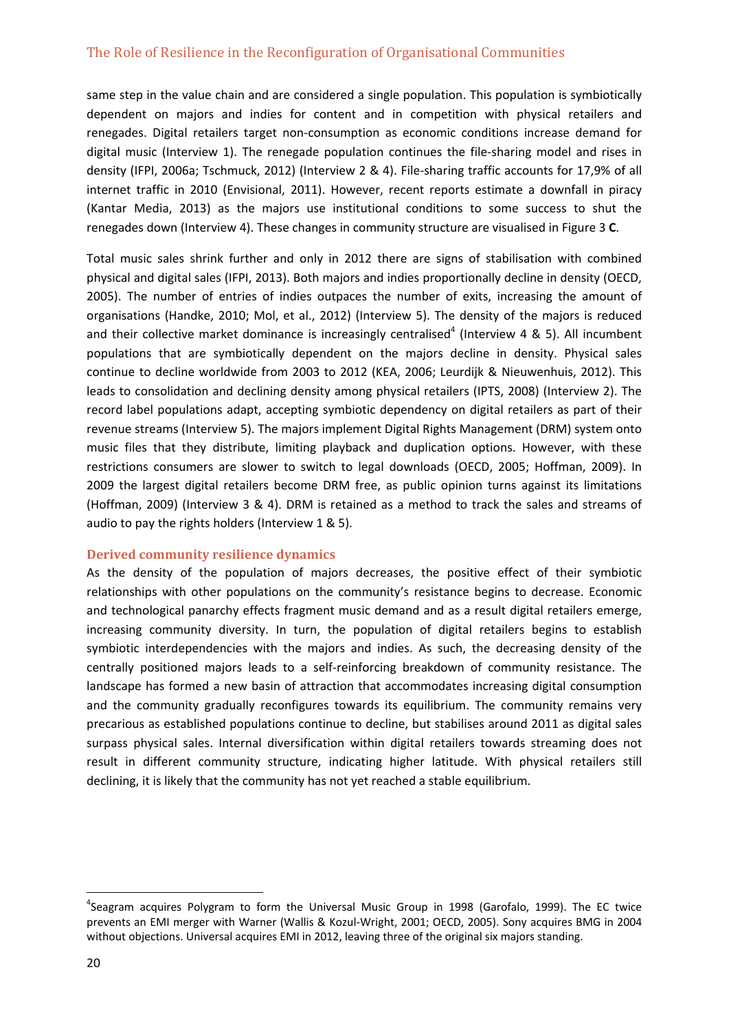same step in the value chain and are considered a single population. This population is symbiotically dependent on majors and indies for content and in competition with physical retailers and renegades. Digital retailers target non-consumption as economic conditions increase demand for digital music (Interview 1). The renegade population continues the file-sharing model and rises in density (IFPI, 2006a; Tschmuck, 2012) (Interview 2 & 4). File-sharing traffic accounts for 17,9% of all internet traffic in 2010 (Envisional, 2011). However, recent reports estimate a downfall in piracy (Kantar Media, 2013) as the majors use institutional conditions to some success to shut the renegades down (Interview 4). These changes in community structure are visualised in Figure 3 **C**.

Total music sales shrink further and only in 2012 there are signs of stabilisation with combined physical and digital sales (IFPI, 2013). Both majors and indies proportionally decline in density (OECD, 2005). The number of entries of indies outpaces the number of exits, increasing the amount of organisations (Handke, 2010; Mol, et al., 2012) (Interview 5). The density of the majors is reduced and their collective market dominance is increasingly centralised[4] (Interview 4 & 5). All incumbent populations that are symbiotically dependent on the majors decline in density. Physical sales continue to decline worldwide from 2003 to 2012 (KEA, 2006; Leurdijk & Nieuwenhuis, 2012). This leads to consolidation and declining density among physical retailers (IPTS, 2008) (Interview 2). The record label populations adapt, accepting symbiotic dependency on digital retailers as part of their revenue streams (Interview 5). The majors implement Digital Rights Management (DRM) system onto music files that they distribute, limiting playback and duplication options. However, with these restrictions consumers are slower to switch to legal downloads (OECD, 2005; Hoffman, 2009). In 2009 the largest digital retailers become DRM free, as public opinion turns against its limitations (Hoffman, 2009) (Interview 3 & 4). DRM is retained as a method to track the sales and streams of audio to pay the rights holders (Interview 1 & 5).

### Derived community resilience dynamics

As the density of the population of majors decreases, the positive effect of their symbiotic relationships with other populations on the community's resistance begins to decrease. Economic and technological panarchy effects fragment music demand and as a result digital retailers emerge, increasing community diversity. In turn, the population of digital retailers begins to establish symbiotic interdependencies with the majors and indies. As such, the decreasing density of the centrally positioned majors leads to a self-reinforcing breakdown of community resistance. The landscape has formed a new basin of attraction that accommodates increasing digital consumption and the community gradually reconfigures towards its equilibrium. The community remains very precarious as established populations continue to decline, but stabilises around 2011 as digital sales surpass physical sales. Internal diversification within digital retailers towards streaming does not result in different community structure, indicating higher latitude. With physical retailers still declining, it is likely that the community has not yet reached a stable equilibrium.

---

[4] Seagram acquires Polygram to form the Universal Music Group in 1998 (Garofalo, 1999). The EC twice prevents an EMI merger with Warner (Wallis & Kozul-Wright, 2001; OECD, 2005). Sony acquires BMG in 2004 without objections. Universal acquires EMI in 2012, leaving three of the original six majors standing.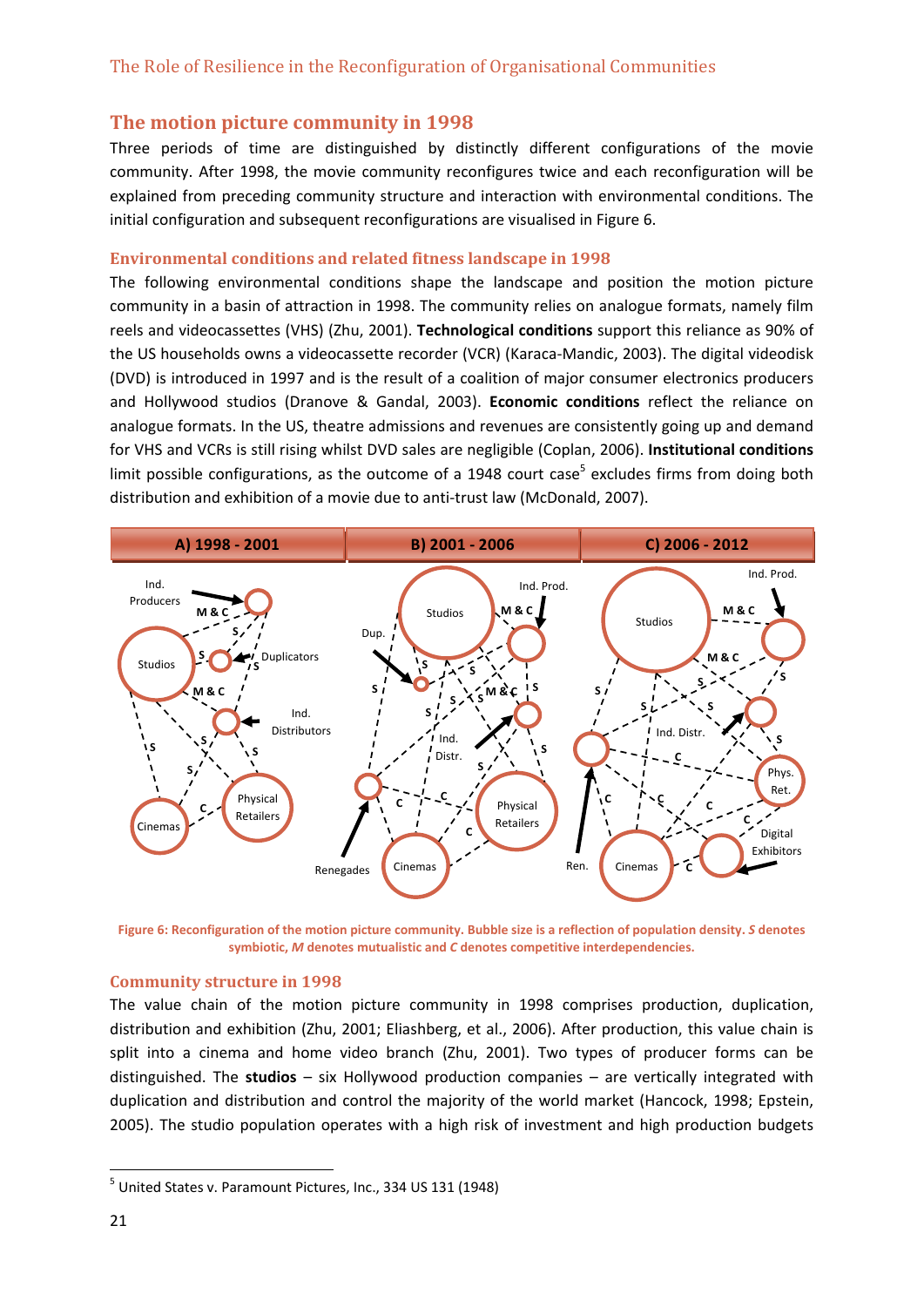## The motion picture community in 1998

Three periods of time are distinguished by distinctly different configurations of the movie community. After 1998, the movie community reconfigures twice and each reconfiguration will be explained from preceding community structure and interaction with environmental conditions. The initial configuration and subsequent reconfigurations are visualised in Figure 6.

### Environmental conditions and related fitness landscape in 1998

The following environmental conditions shape the landscape and position the motion picture community in a basin of attraction in 1998. The community relies on analogue formats, namely film reels and videocassettes (VHS) (Zhu, 2001). **Technological conditions** support this reliance as 90% of the US households owns a videocassette recorder (VCR) (Karaca-Mandic, 2003). The digital videodisk (DVD) is introduced in 1997 and is the result of a coalition of major consumer electronics producers and Hollywood studios (Dranove & Gandal, 2003). **Economic conditions** reflect the reliance on analogue formats. In the US, theatre admissions and revenues are consistently going up and demand for VHS and VCRs is still rising whilst DVD sales are negligible (Coplan, 2006). **Institutional conditions** limit possible configurations, as the outcome of a 1948 court case[5] excludes firms from doing both distribution and exhibition of a movie due to anti-trust law (McDonald, 2007).

**Figure 6: Reconfiguration of the motion picture community. Bubble size is a reflection of population density. *S* denotes symbiotic, *M* denotes mutualistic and *C* denotes competitive interdependencies.**

### Community structure in 1998

The value chain of the motion picture community in 1998 comprises production, duplication, distribution and exhibition (Zhu, 2001; Eliashberg, et al., 2006). After production, this value chain is split into a cinema and home video branch (Zhu, 2001). Two types of producer forms can be distinguished. The **studios** – six Hollywood production companies – are vertically integrated with duplication and distribution and control the majority of the world market (Hancock, 1998; Epstein, 2005). The studio population operates with a high risk of investment and high production budgets

---

[5] United States v. Paramount Pictures, Inc., 334 US 131 (1948)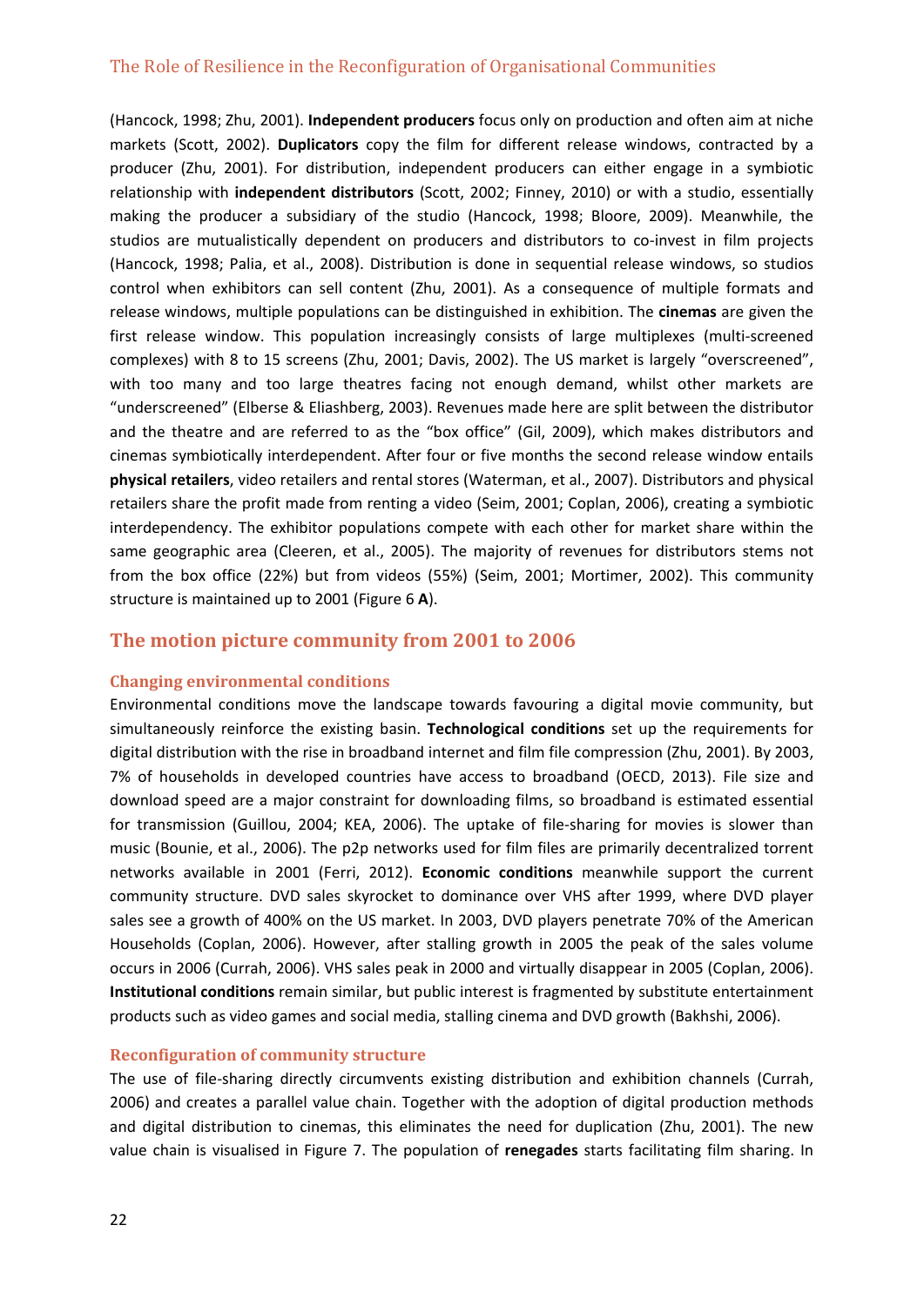(Hancock, 1998; Zhu, 2001). **Independent producers** focus only on production and often aim at niche markets (Scott, 2002). **Duplicators** copy the film for different release windows, contracted by a producer (Zhu, 2001). For distribution, independent producers can either engage in a symbiotic relationship with **independent distributors** (Scott, 2002; Finney, 2010) or with a studio, essentially making the producer a subsidiary of the studio (Hancock, 1998; Bloore, 2009). Meanwhile, the studios are mutualistically dependent on producers and distributors to co-invest in film projects (Hancock, 1998; Palia, et al., 2008). Distribution is done in sequential release windows, so studios control when exhibitors can sell content (Zhu, 2001). As a consequence of multiple formats and release windows, multiple populations can be distinguished in exhibition. The **cinemas** are given the first release window. This population increasingly consists of large multiplexes (multi-screened complexes) with 8 to 15 screens (Zhu, 2001; Davis, 2002). The US market is largely "overscreened", with too many and too large theatres facing not enough demand, whilst other markets are "underscreened" (Elberse & Eliashberg, 2003). Revenues made here are split between the distributor and the theatre and are referred to as the "box office" (Gil, 2009), which makes distributors and cinemas symbiotically interdependent. After four or five months the second release window entails **physical retailers**, video retailers and rental stores (Waterman, et al., 2007). Distributors and physical retailers share the profit made from renting a video (Seim, 2001; Coplan, 2006), creating a symbiotic interdependency. The exhibitor populations compete with each other for market share within the same geographic area (Cleeren, et al., 2005). The majority of revenues for distributors stems not from the box office (22%) but from videos (55%) (Seim, 2001; Mortimer, 2002). This community structure is maintained up to 2001 (Figure 6 **A**).

## The motion picture community from 2001 to 2006

### Changing environmental conditions

Environmental conditions move the landscape towards favouring a digital movie community, but simultaneously reinforce the existing basin. **Technological conditions** set up the requirements for digital distribution with the rise in broadband internet and film file compression (Zhu, 2001). By 2003, 7% of households in developed countries have access to broadband (OECD, 2013). File size and download speed are a major constraint for downloading films, so broadband is estimated essential for transmission (Guillou, 2004; KEA, 2006). The uptake of file-sharing for movies is slower than music (Bounie, et al., 2006). The p2p networks used for film files are primarily decentralized torrent networks available in 2001 (Ferri, 2012). **Economic conditions** meanwhile support the current community structure. DVD sales skyrocket to dominance over VHS after 1999, where DVD player sales see a growth of 400% on the US market. In 2003, DVD players penetrate 70% of the American Households (Coplan, 2006). However, after stalling growth in 2005 the peak of the sales volume occurs in 2006 (Currah, 2006). VHS sales peak in 2000 and virtually disappear in 2005 (Coplan, 2006). **Institutional conditions** remain similar, but public interest is fragmented by substitute entertainment products such as video games and social media, stalling cinema and DVD growth (Bakhshi, 2006).

### Reconfiguration of community structure

The use of file-sharing directly circumvents existing distribution and exhibition channels (Currah, 2006) and creates a parallel value chain. Together with the adoption of digital production methods and digital distribution to cinemas, this eliminates the need for duplication (Zhu, 2001). The new value chain is visualised in Figure 7. The population of **renegades** starts facilitating film sharing. In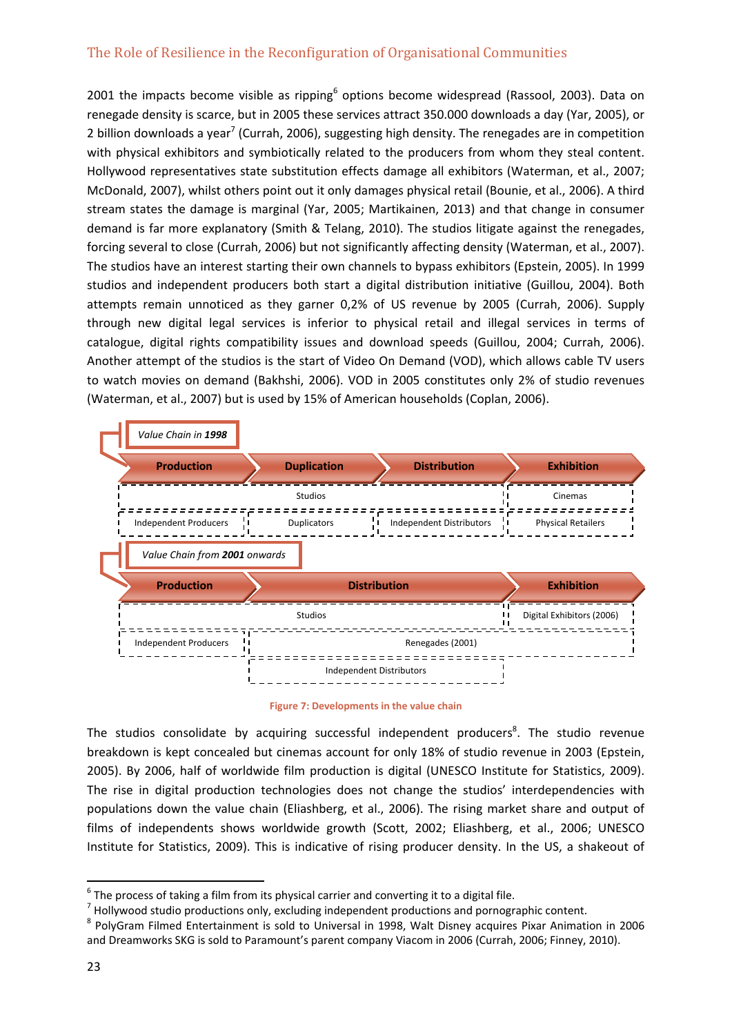2001 the impacts become visible as ripping[6] options become widespread (Rassool, 2003). Data on renegade density is scarce, but in 2005 these services attract 350.000 downloads a day (Yar, 2005), or 2 billion downloads a year[7] (Currah, 2006), suggesting high density. The renegades are in competition with physical exhibitors and symbiotically related to the producers from whom they steal content. Hollywood representatives state substitution effects damage all exhibitors (Waterman, et al., 2007; McDonald, 2007), whilst others point out it only damages physical retail (Bounie, et al., 2006). A third stream states the damage is marginal (Yar, 2005; Martikainen, 2013) and that change in consumer demand is far more explanatory (Smith & Telang, 2010). The studios litigate against the renegades, forcing several to close (Currah, 2006) but not significantly affecting density (Waterman, et al., 2007). The studios have an interest starting their own channels to bypass exhibitors (Epstein, 2005). In 1999 studios and independent producers both start a digital distribution initiative (Guillou, 2004). Both attempts remain unnoticed as they garner 0,2% of US revenue by 2005 (Currah, 2006). Supply through new digital legal services is inferior to physical retail and illegal services in terms of catalogue, digital rights compatibility issues and download speeds (Guillou, 2004; Currah, 2006). Another attempt of the studios is the start of Video On Demand (VOD), which allows cable TV users to watch movies on demand (Bakhshi, 2006). VOD in 2005 constitutes only 2% of studio revenues (Waterman, et al., 2007) but is used by 15% of American households (Coplan, 2006).

*Value Chain in **1998***

| Production | Duplication | Distribution | Exhibition |
|---|---|---|---|
| Studios | | | Cinemas |
| Independent Producers | Duplicators | Independent Distributors | Physical Retailers |

*Value Chain from **2001** onwards*

| Production | Distribution | Exhibition |
|---|---|---|
| Studios | | Digital Exhibitors (2006) |
| Independent Producers | Renegades (2001) | |
| | Independent Distributors | |

Figure 7: Developments in the value chain

The studios consolidate by acquiring successful independent producers[8]. The studio revenue breakdown is kept concealed but cinemas account for only 18% of studio revenue in 2003 (Epstein, 2005). By 2006, half of worldwide film production is digital (UNESCO Institute for Statistics, 2009). The rise in digital production technologies does not change the studios' interdependencies with populations down the value chain (Eliashberg, et al., 2006). The rising market share and output of films of independents shows worldwide growth (Scott, 2002; Eliashberg, et al., 2006; UNESCO Institute for Statistics, 2009). This is indicative of rising producer density. In the US, a shakeout of

[6] The process of taking a film from its physical carrier and converting it to a digital file.

[7] Hollywood studio productions only, excluding independent productions and pornographic content.

[8] PolyGram Filmed Entertainment is sold to Universal in 1998, Walt Disney acquires Pixar Animation in 2006 and Dreamworks SKG is sold to Paramount's parent company Viacom in 2006 (Currah, 2006; Finney, 2010).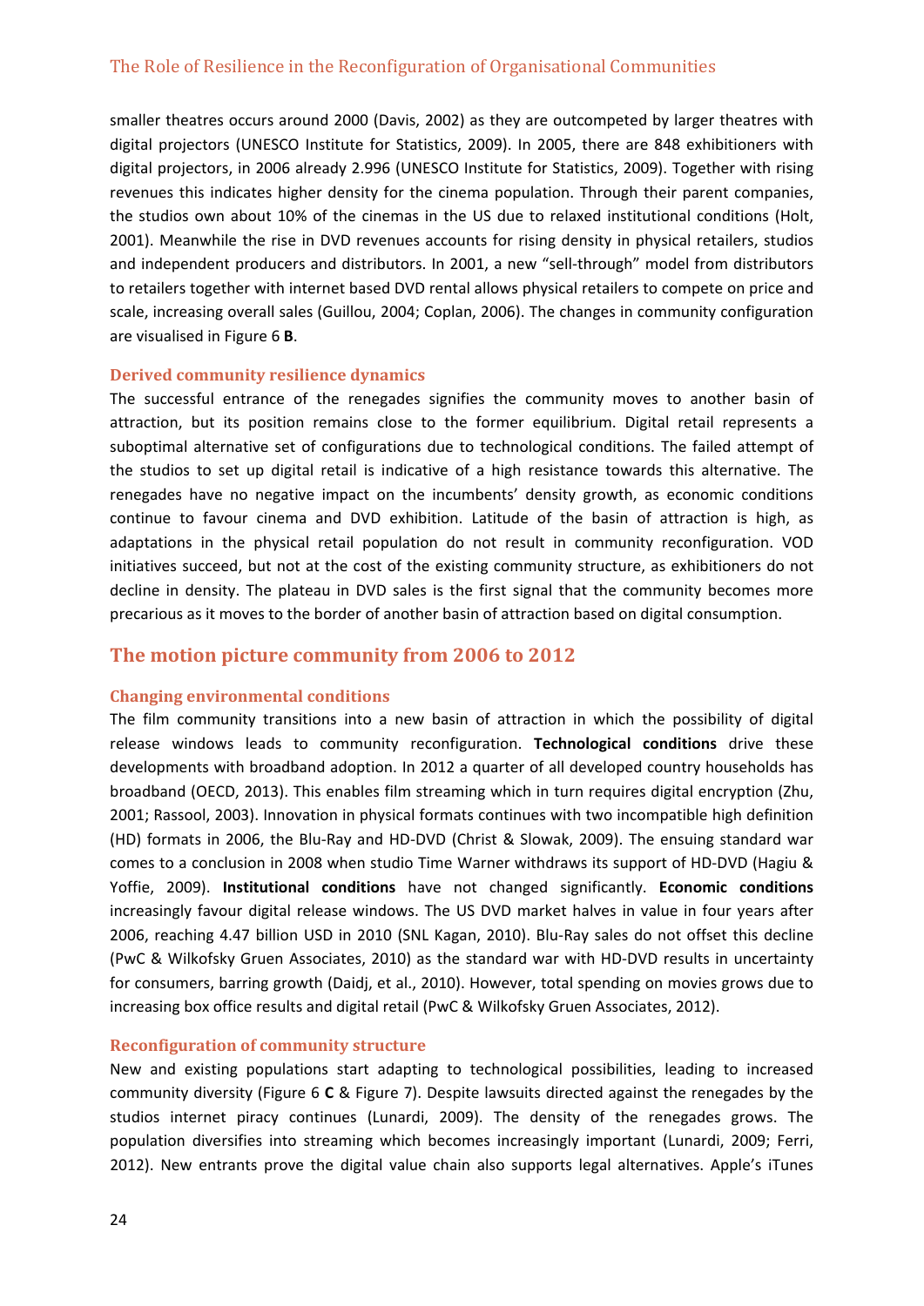smaller theatres occurs around 2000 (Davis, 2002) as they are outcompeted by larger theatres with digital projectors (UNESCO Institute for Statistics, 2009). In 2005, there are 848 exhibitioners with digital projectors, in 2006 already 2.996 (UNESCO Institute for Statistics, 2009). Together with rising revenues this indicates higher density for the cinema population. Through their parent companies, the studios own about 10% of the cinemas in the US due to relaxed institutional conditions (Holt, 2001). Meanwhile the rise in DVD revenues accounts for rising density in physical retailers, studios and independent producers and distributors. In 2001, a new "sell-through" model from distributors to retailers together with internet based DVD rental allows physical retailers to compete on price and scale, increasing overall sales (Guillou, 2004; Coplan, 2006). The changes in community configuration are visualised in Figure 6 **B**.

### Derived community resilience dynamics

The successful entrance of the renegades signifies the community moves to another basin of attraction, but its position remains close to the former equilibrium. Digital retail represents a suboptimal alternative set of configurations due to technological conditions. The failed attempt of the studios to set up digital retail is indicative of a high resistance towards this alternative. The renegades have no negative impact on the incumbents' density growth, as economic conditions continue to favour cinema and DVD exhibition. Latitude of the basin of attraction is high, as adaptations in the physical retail population do not result in community reconfiguration. VOD initiatives succeed, but not at the cost of the existing community structure, as exhibitioners do not decline in density. The plateau in DVD sales is the first signal that the community becomes more precarious as it moves to the border of another basin of attraction based on digital consumption.

## The motion picture community from 2006 to 2012

### Changing environmental conditions

The film community transitions into a new basin of attraction in which the possibility of digital release windows leads to community reconfiguration. **Technological conditions** drive these developments with broadband adoption. In 2012 a quarter of all developed country households has broadband (OECD, 2013). This enables film streaming which in turn requires digital encryption (Zhu, 2001; Rassool, 2003). Innovation in physical formats continues with two incompatible high definition (HD) formats in 2006, the Blu-Ray and HD-DVD (Christ & Slowak, 2009). The ensuing standard war comes to a conclusion in 2008 when studio Time Warner withdraws its support of HD-DVD (Hagiu & Yoffie, 2009). **Institutional conditions** have not changed significantly. **Economic conditions** increasingly favour digital release windows. The US DVD market halves in value in four years after 2006, reaching 4.47 billion USD in 2010 (SNL Kagan, 2010). Blu-Ray sales do not offset this decline (PwC & Wilkofsky Gruen Associates, 2010) as the standard war with HD-DVD results in uncertainty for consumers, barring growth (Daidj, et al., 2010). However, total spending on movies grows due to increasing box office results and digital retail (PwC & Wilkofsky Gruen Associates, 2012).

### Reconfiguration of community structure

New and existing populations start adapting to technological possibilities, leading to increased community diversity (Figure 6 **C** & Figure 7). Despite lawsuits directed against the renegades by the studios internet piracy continues (Lunardi, 2009). The density of the renegades grows. The population diversifies into streaming which becomes increasingly important (Lunardi, 2009; Ferri, 2012). New entrants prove the digital value chain also supports legal alternatives. Apple's iTunes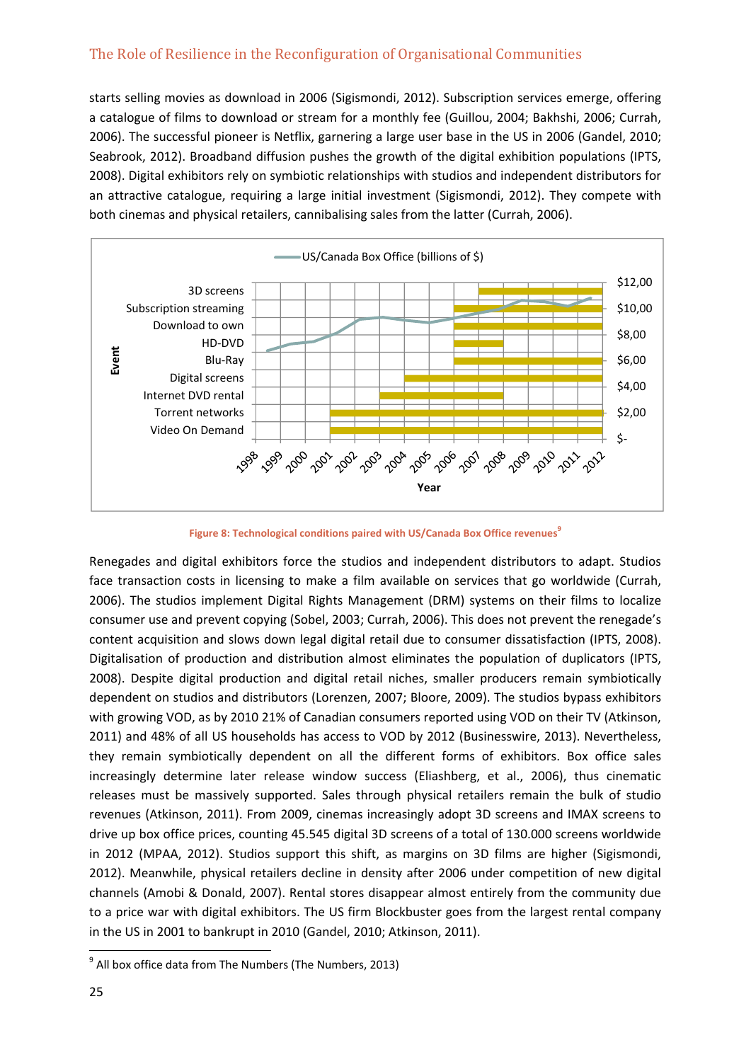starts selling movies as download in 2006 (Sigismondi, 2012). Subscription services emerge, offering a catalogue of films to download or stream for a monthly fee (Guillou, 2004; Bakhshi, 2006; Currah, 2006). The successful pioneer is Netflix, garnering a large user base in the US in 2006 (Gandel, 2010; Seabrook, 2012). Broadband diffusion pushes the growth of the digital exhibition populations (IPTS, 2008). Digital exhibitors rely on symbiotic relationships with studios and independent distributors for an attractive catalogue, requiring a large initial investment (Sigismondi, 2012). They compete with both cinemas and physical retailers, cannibalising sales from the latter (Currah, 2006).

Figure 8: Technological conditions paired with US/Canada Box Office revenues[9]

Renegades and digital exhibitors force the studios and independent distributors to adapt. Studios face transaction costs in licensing to make a film available on services that go worldwide (Currah, 2006). The studios implement Digital Rights Management (DRM) systems on their films to localize consumer use and prevent copying (Sobel, 2003; Currah, 2006). This does not prevent the renegade's content acquisition and slows down legal digital retail due to consumer dissatisfaction (IPTS, 2008). Digitalisation of production and distribution almost eliminates the population of duplicators (IPTS, 2008). Despite digital production and digital retail niches, smaller producers remain symbiotically dependent on studios and distributors (Lorenzen, 2007; Bloore, 2009). The studios bypass exhibitors with growing VOD, as by 2010 21% of Canadian consumers reported using VOD on their TV (Atkinson, 2011) and 48% of all US households has access to VOD by 2012 (Businesswire, 2013). Nevertheless, they remain symbiotically dependent on all the different forms of exhibitors. Box office sales increasingly determine later release window success (Eliashberg, et al., 2006), thus cinematic releases must be massively supported. Sales through physical retailers remain the bulk of studio revenues (Atkinson, 2011). From 2009, cinemas increasingly adopt 3D screens and IMAX screens to drive up box office prices, counting 45.545 digital 3D screens of a total of 130.000 screens worldwide in 2012 (MPAA, 2012). Studios support this shift, as margins on 3D films are higher (Sigismondi, 2012). Meanwhile, physical retailers decline in density after 2006 under competition of new digital channels (Amobi & Donald, 2007). Rental stores disappear almost entirely from the community due to a price war with digital exhibitors. The US firm Blockbuster goes from the largest rental company in the US in 2001 to bankrupt in 2010 (Gandel, 2010; Atkinson, 2011).

[9] All box office data from The Numbers (The Numbers, 2013)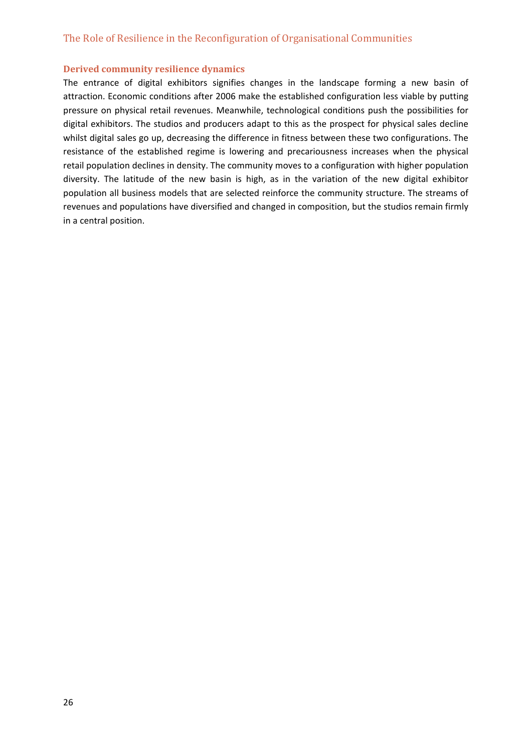### Derived community resilience dynamics

The entrance of digital exhibitors signifies changes in the landscape forming a new basin of attraction. Economic conditions after 2006 make the established configuration less viable by putting pressure on physical retail revenues. Meanwhile, technological conditions push the possibilities for digital exhibitors. The studios and producers adapt to this as the prospect for physical sales decline whilst digital sales go up, decreasing the difference in fitness between these two configurations. The resistance of the established regime is lowering and precariousness increases when the physical retail population declines in density. The community moves to a configuration with higher population diversity. The latitude of the new basin is high, as in the variation of the new digital exhibitor population all business models that are selected reinforce the community structure. The streams of revenues and populations have diversified and changed in composition, but the studios remain firmly in a central position.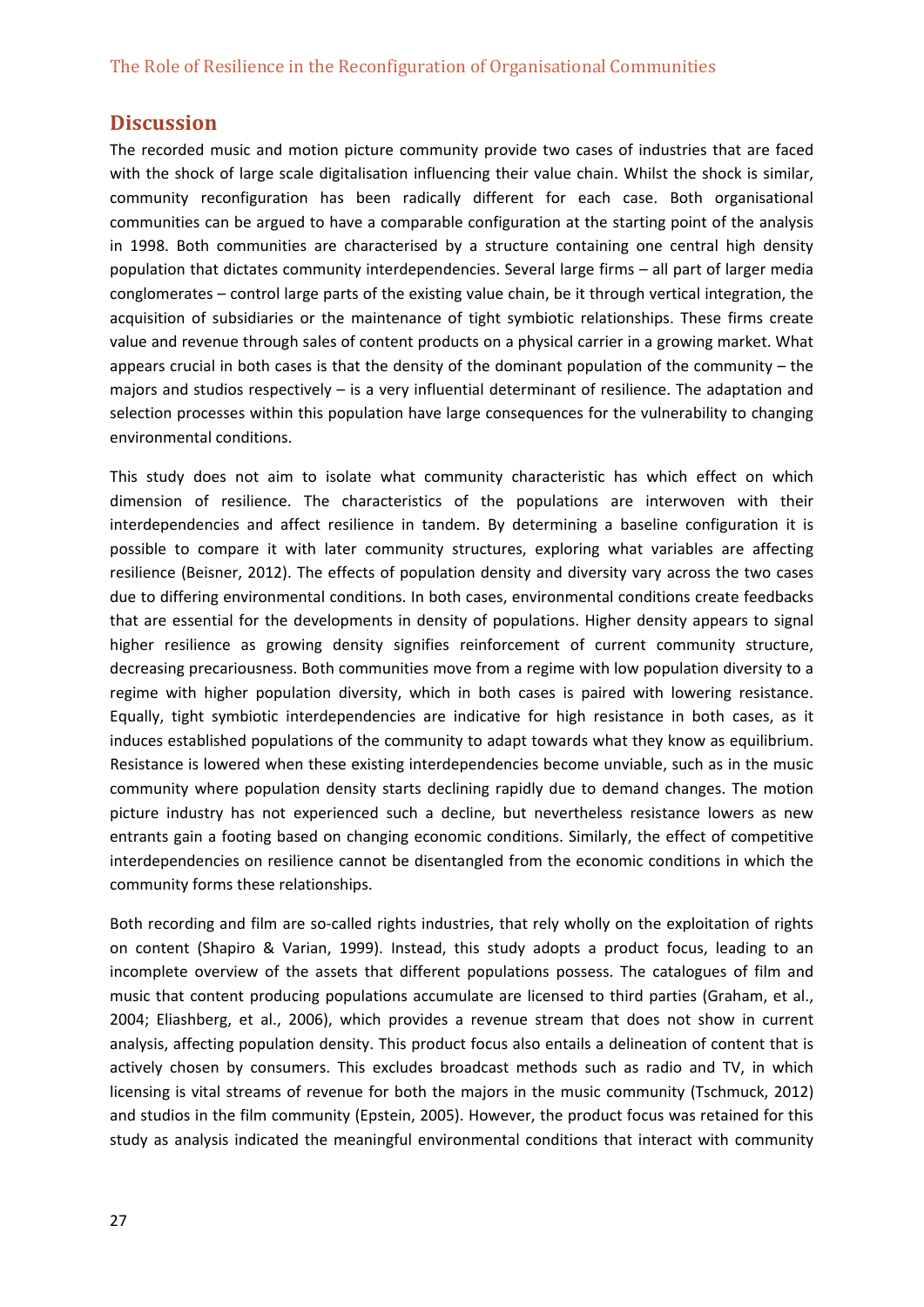## Discussion

The recorded music and motion picture community provide two cases of industries that are faced with the shock of large scale digitalisation influencing their value chain. Whilst the shock is similar, community reconfiguration has been radically different for each case. Both organisational communities can be argued to have a comparable configuration at the starting point of the analysis in 1998. Both communities are characterised by a structure containing one central high density population that dictates community interdependencies. Several large firms – all part of larger media conglomerates – control large parts of the existing value chain, be it through vertical integration, the acquisition of subsidiaries or the maintenance of tight symbiotic relationships. These firms create value and revenue through sales of content products on a physical carrier in a growing market. What appears crucial in both cases is that the density of the dominant population of the community – the majors and studios respectively – is a very influential determinant of resilience. The adaptation and selection processes within this population have large consequences for the vulnerability to changing environmental conditions.

This study does not aim to isolate what community characteristic has which effect on which dimension of resilience. The characteristics of the populations are interwoven with their interdependencies and affect resilience in tandem. By determining a baseline configuration it is possible to compare it with later community structures, exploring what variables are affecting resilience (Beisner, 2012). The effects of population density and diversity vary across the two cases due to differing environmental conditions. In both cases, environmental conditions create feedbacks that are essential for the developments in density of populations. Higher density appears to signal higher resilience as growing density signifies reinforcement of current community structure, decreasing precariousness. Both communities move from a regime with low population diversity to a regime with higher population diversity, which in both cases is paired with lowering resistance. Equally, tight symbiotic interdependencies are indicative for high resistance in both cases, as it induces established populations of the community to adapt towards what they know as equilibrium. Resistance is lowered when these existing interdependencies become unviable, such as in the music community where population density starts declining rapidly due to demand changes. The motion picture industry has not experienced such a decline, but nevertheless resistance lowers as new entrants gain a footing based on changing economic conditions. Similarly, the effect of competitive interdependencies on resilience cannot be disentangled from the economic conditions in which the community forms these relationships.

Both recording and film are so-called rights industries, that rely wholly on the exploitation of rights on content (Shapiro & Varian, 1999). Instead, this study adopts a product focus, leading to an incomplete overview of the assets that different populations possess. The catalogues of film and music that content producing populations accumulate are licensed to third parties (Graham, et al., 2004; Eliashberg, et al., 2006), which provides a revenue stream that does not show in current analysis, affecting population density. This product focus also entails a delineation of content that is actively chosen by consumers. This excludes broadcast methods such as radio and TV, in which licensing is vital streams of revenue for both the majors in the music community (Tschmuck, 2012) and studios in the film community (Epstein, 2005). However, the product focus was retained for this study as analysis indicated the meaningful environmental conditions that interact with community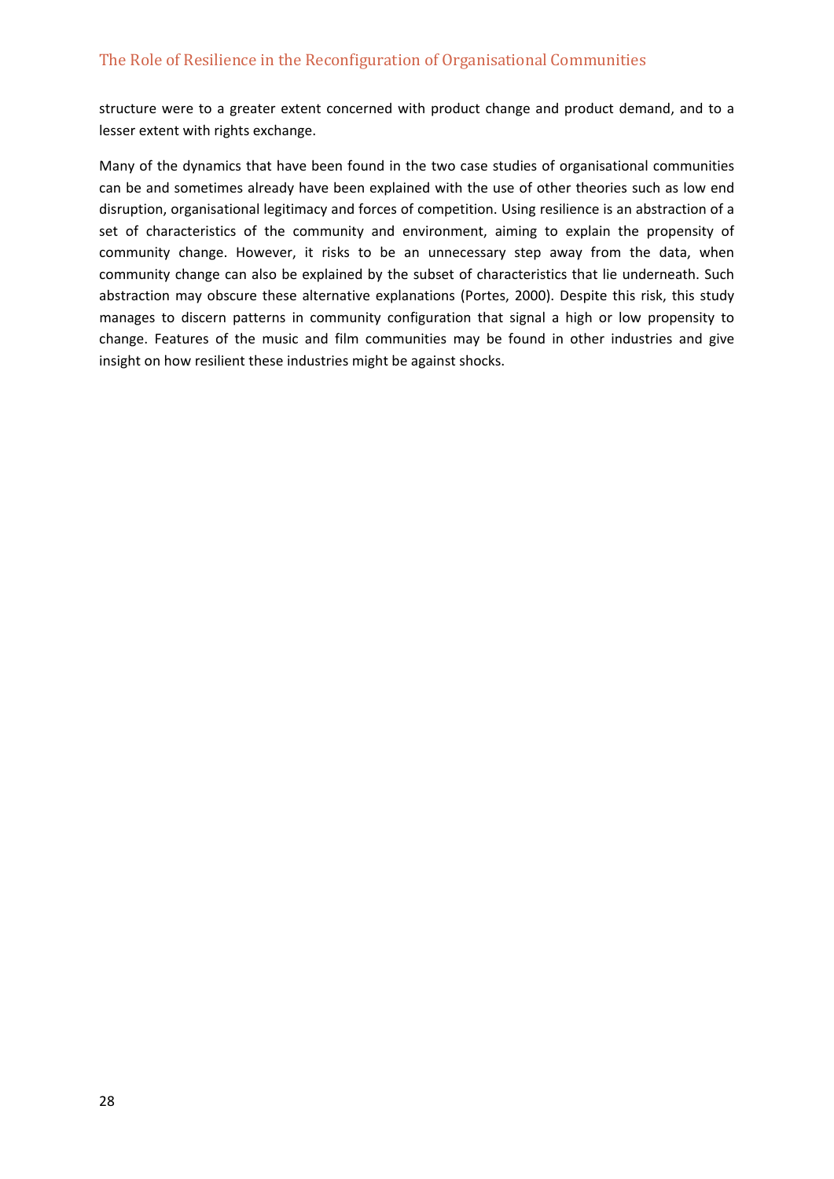structure were to a greater extent concerned with product change and product demand, and to a lesser extent with rights exchange.

Many of the dynamics that have been found in the two case studies of organisational communities can be and sometimes already have been explained with the use of other theories such as low end disruption, organisational legitimacy and forces of competition. Using resilience is an abstraction of a set of characteristics of the community and environment, aiming to explain the propensity of community change. However, it risks to be an unnecessary step away from the data, when community change can also be explained by the subset of characteristics that lie underneath. Such abstraction may obscure these alternative explanations (Portes, 2000). Despite this risk, this study manages to discern patterns in community configuration that signal a high or low propensity to change. Features of the music and film communities may be found in other industries and give insight on how resilient these industries might be against shocks.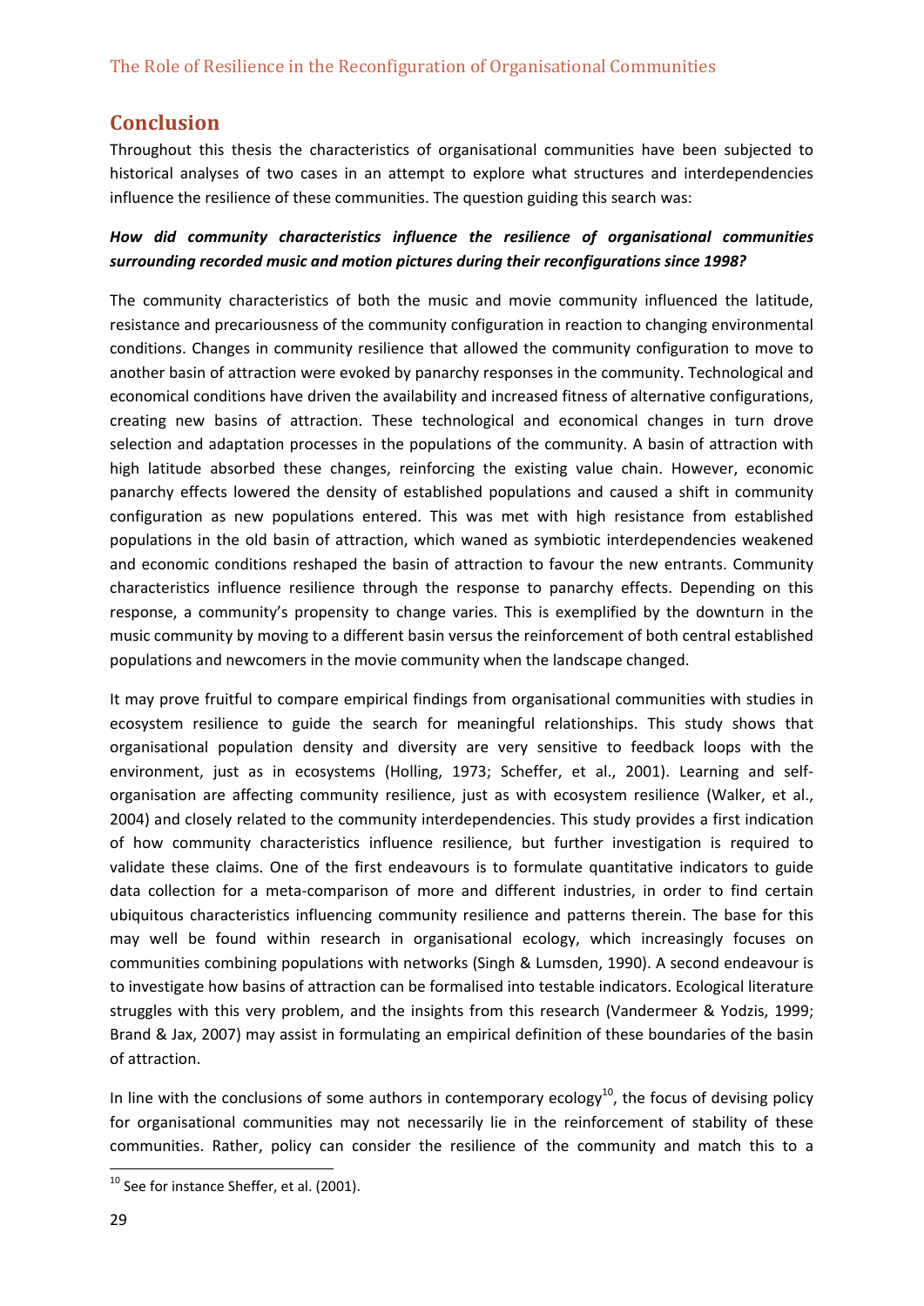## Conclusion

Throughout this thesis the characteristics of organisational communities have been subjected to historical analyses of two cases in an attempt to explore what structures and interdependencies influence the resilience of these communities. The question guiding this search was:

***How did community characteristics influence the resilience of organisational communities surrounding recorded music and motion pictures during their reconfigurations since 1998?***

The community characteristics of both the music and movie community influenced the latitude, resistance and precariousness of the community configuration in reaction to changing environmental conditions. Changes in community resilience that allowed the community configuration to move to another basin of attraction were evoked by panarchy responses in the community. Technological and economical conditions have driven the availability and increased fitness of alternative configurations, creating new basins of attraction. These technological and economical changes in turn drove selection and adaptation processes in the populations of the community. A basin of attraction with high latitude absorbed these changes, reinforcing the existing value chain. However, economic panarchy effects lowered the density of established populations and caused a shift in community configuration as new populations entered. This was met with high resistance from established populations in the old basin of attraction, which waned as symbiotic interdependencies weakened and economic conditions reshaped the basin of attraction to favour the new entrants. Community characteristics influence resilience through the response to panarchy effects. Depending on this response, a community's propensity to change varies. This is exemplified by the downturn in the music community by moving to a different basin versus the reinforcement of both central established populations and newcomers in the movie community when the landscape changed.

It may prove fruitful to compare empirical findings from organisational communities with studies in ecosystem resilience to guide the search for meaningful relationships. This study shows that organisational population density and diversity are very sensitive to feedback loops with the environment, just as in ecosystems (Holling, 1973; Scheffer, et al., 2001). Learning and self-organisation are affecting community resilience, just as with ecosystem resilience (Walker, et al., 2004) and closely related to the community interdependencies. This study provides a first indication of how community characteristics influence resilience, but further investigation is required to validate these claims. One of the first endeavours is to formulate quantitative indicators to guide data collection for a meta-comparison of more and different industries, in order to find certain ubiquitous characteristics influencing community resilience and patterns therein. The base for this may well be found within research in organisational ecology, which increasingly focuses on communities combining populations with networks (Singh & Lumsden, 1990). A second endeavour is to investigate how basins of attraction can be formalised into testable indicators. Ecological literature struggles with this very problem, and the insights from this research (Vandermeer & Yodzis, 1999; Brand & Jax, 2007) may assist in formulating an empirical definition of these boundaries of the basin of attraction.

In line with the conclusions of some authors in contemporary ecology[10], the focus of devising policy for organisational communities may not necessarily lie in the reinforcement of stability of these communities. Rather, policy can consider the resilience of the community and match this to a

[10] See for instance Sheffer, et al. (2001).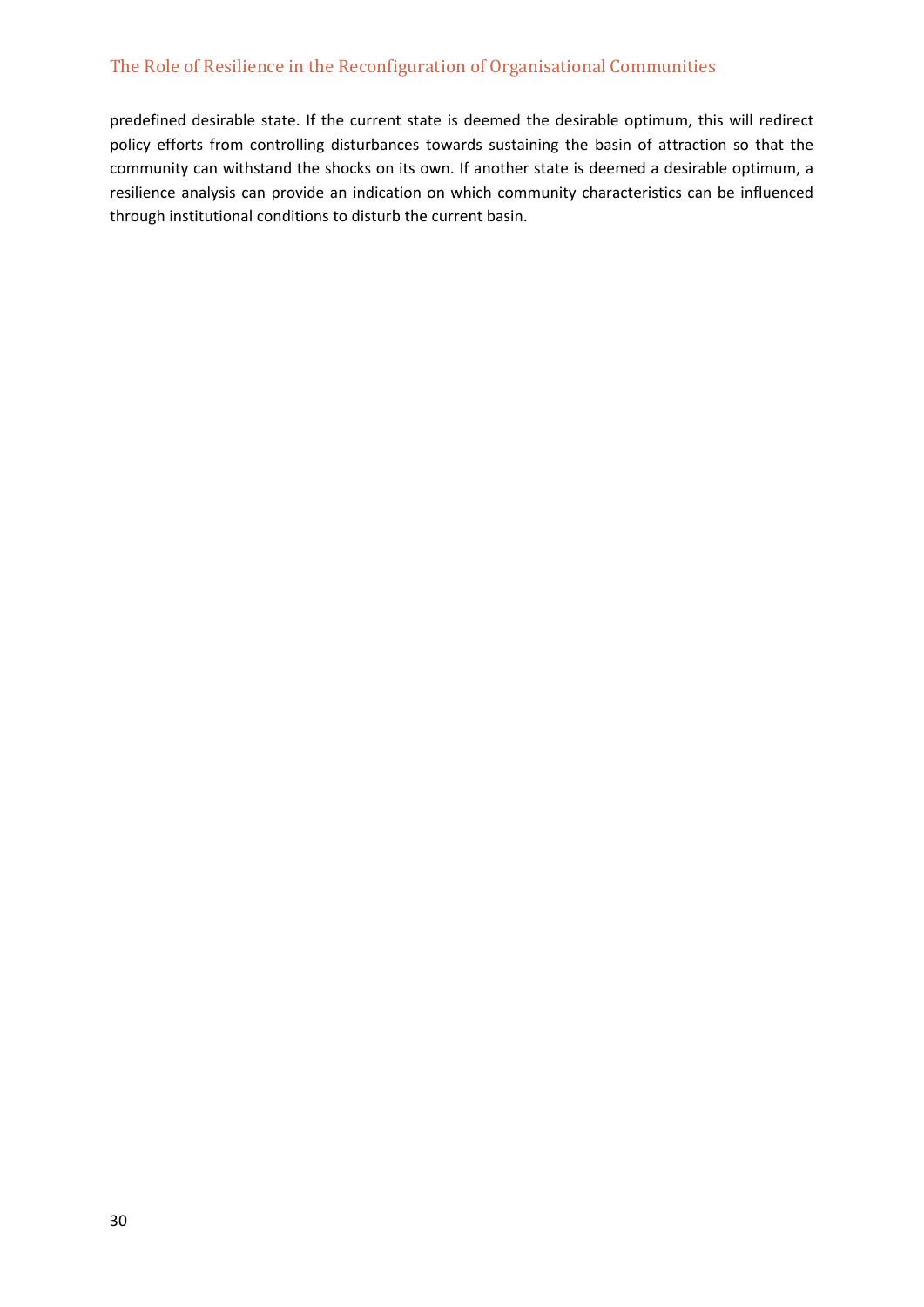predefined desirable state. If the current state is deemed the desirable optimum, this will redirect policy efforts from controlling disturbances towards sustaining the basin of attraction so that the community can withstand the shocks on its own. If another state is deemed a desirable optimum, a resilience analysis can provide an indication on which community characteristics can be influenced through institutional conditions to disturb the current basin.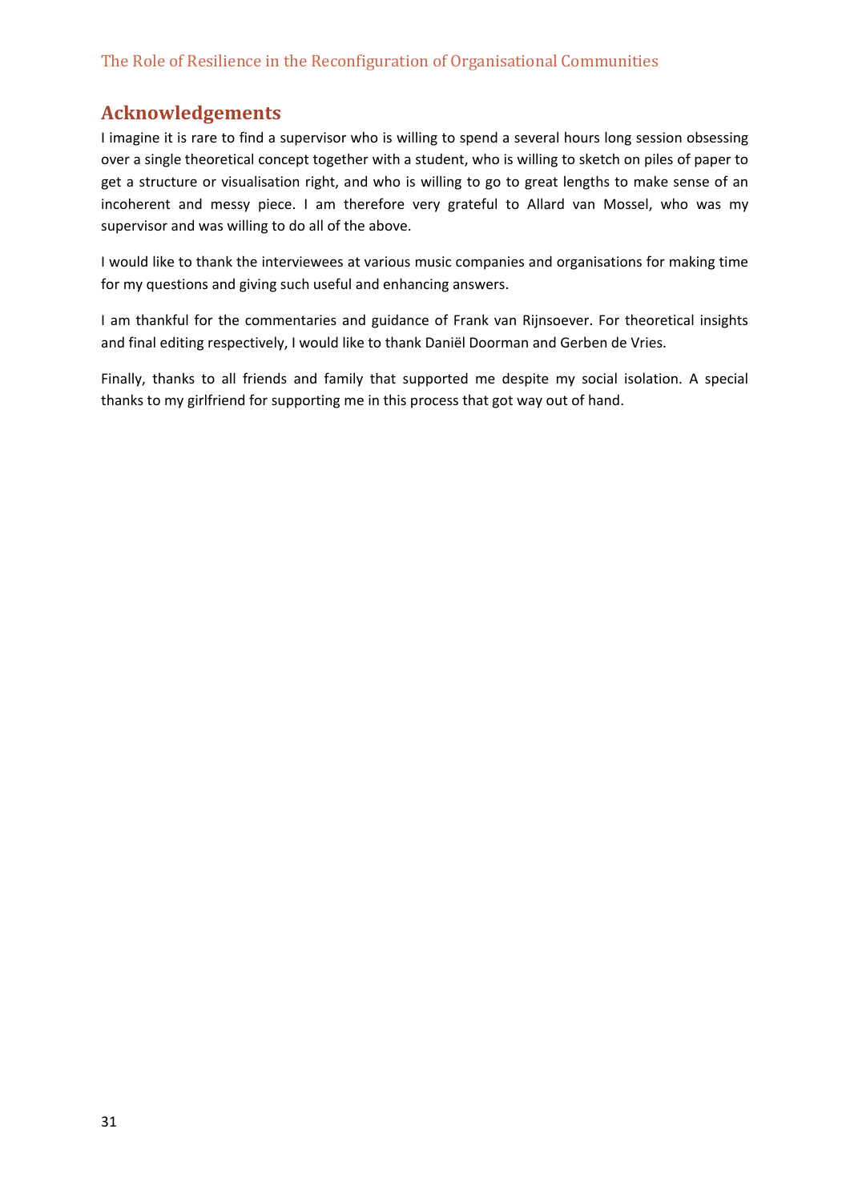## Acknowledgements

I imagine it is rare to find a supervisor who is willing to spend a several hours long session obsessing over a single theoretical concept together with a student, who is willing to sketch on piles of paper to get a structure or visualisation right, and who is willing to go to great lengths to make sense of an incoherent and messy piece. I am therefore very grateful to Allard van Mossel, who was my supervisor and was willing to do all of the above.

I would like to thank the interviewees at various music companies and organisations for making time for my questions and giving such useful and enhancing answers.

I am thankful for the commentaries and guidance of Frank van Rijnsoever. For theoretical insights and final editing respectively, I would like to thank Daniël Doorman and Gerben de Vries.

Finally, thanks to all friends and family that supported me despite my social isolation. A special thanks to my girlfriend for supporting me in this process that got way out of hand.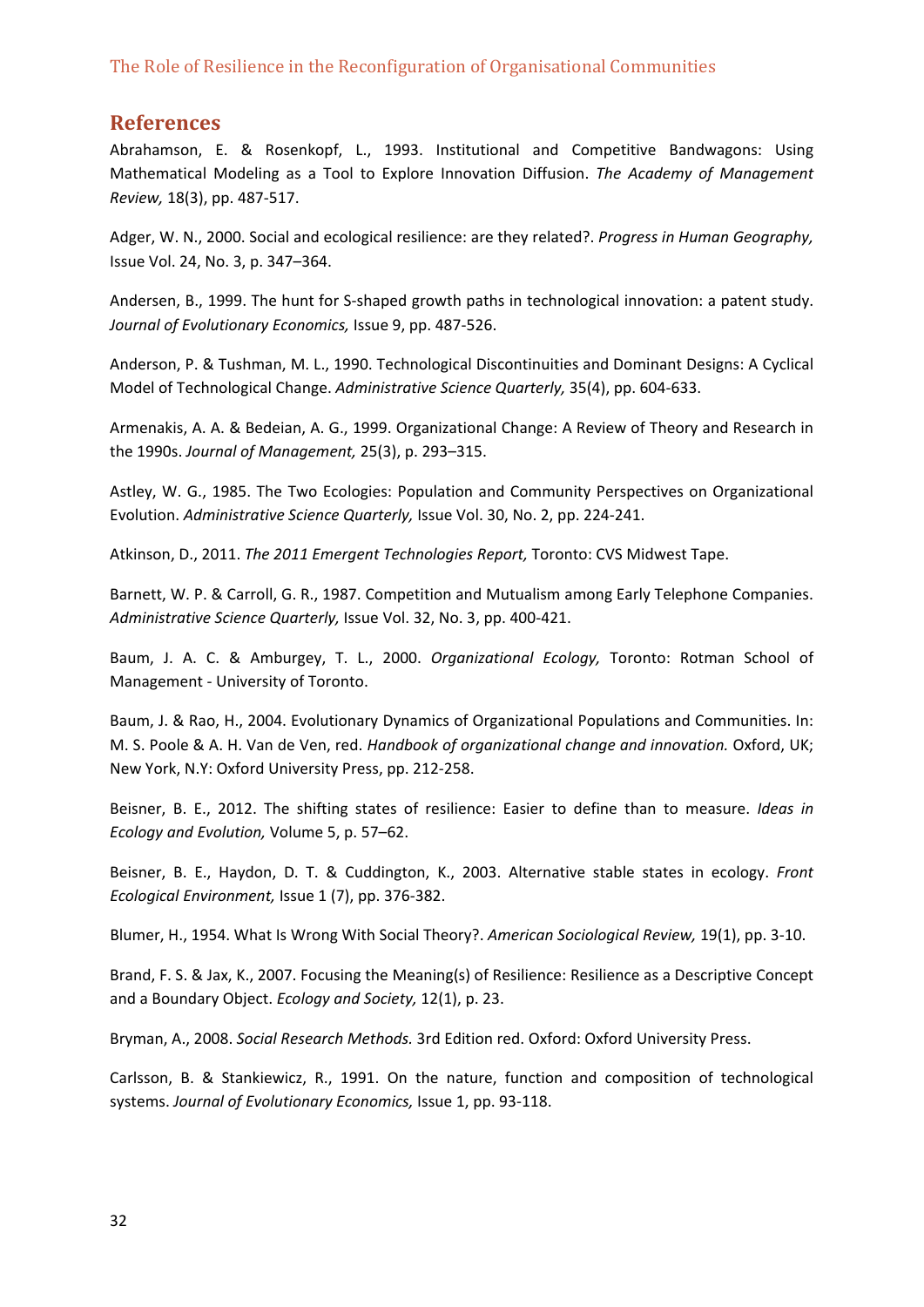## References

Abrahamson, E. & Rosenkopf, L., 1993. Institutional and Competitive Bandwagons: Using Mathematical Modeling as a Tool to Explore Innovation Diffusion. *The Academy of Management Review,* 18(3), pp. 487-517.

Adger, W. N., 2000. Social and ecological resilience: are they related?. *Progress in Human Geography,* Issue Vol. 24, No. 3, p. 347–364.

Andersen, B., 1999. The hunt for S-shaped growth paths in technological innovation: a patent study. *Journal of Evolutionary Economics,* Issue 9, pp. 487-526.

Anderson, P. & Tushman, M. L., 1990. Technological Discontinuities and Dominant Designs: A Cyclical Model of Technological Change. *Administrative Science Quarterly,* 35(4), pp. 604-633.

Armenakis, A. A. & Bedeian, A. G., 1999. Organizational Change: A Review of Theory and Research in the 1990s. *Journal of Management,* 25(3), p. 293–315.

Astley, W. G., 1985. The Two Ecologies: Population and Community Perspectives on Organizational Evolution. *Administrative Science Quarterly,* Issue Vol. 30, No. 2, pp. 224-241.

Atkinson, D., 2011. *The 2011 Emergent Technologies Report,* Toronto: CVS Midwest Tape.

Barnett, W. P. & Carroll, G. R., 1987. Competition and Mutualism among Early Telephone Companies. *Administrative Science Quarterly,* Issue Vol. 32, No. 3, pp. 400-421.

Baum, J. A. C. & Amburgey, T. L., 2000. *Organizational Ecology,* Toronto: Rotman School of Management - University of Toronto.

Baum, J. & Rao, H., 2004. Evolutionary Dynamics of Organizational Populations and Communities. In: M. S. Poole & A. H. Van de Ven, red. *Handbook of organizational change and innovation.* Oxford, UK; New York, N.Y: Oxford University Press, pp. 212-258.

Beisner, B. E., 2012. The shifting states of resilience: Easier to define than to measure. *Ideas in Ecology and Evolution,* Volume 5, p. 57–62.

Beisner, B. E., Haydon, D. T. & Cuddington, K., 2003. Alternative stable states in ecology. *Front Ecological Environment,* Issue 1 (7), pp. 376-382.

Blumer, H., 1954. What Is Wrong With Social Theory?. *American Sociological Review,* 19(1), pp. 3-10.

Brand, F. S. & Jax, K., 2007. Focusing the Meaning(s) of Resilience: Resilience as a Descriptive Concept and a Boundary Object. *Ecology and Society,* 12(1), p. 23.

Bryman, A., 2008. *Social Research Methods.* 3rd Edition red. Oxford: Oxford University Press.

Carlsson, B. & Stankiewicz, R., 1991. On the nature, function and composition of technological systems. *Journal of Evolutionary Economics,* Issue 1, pp. 93-118.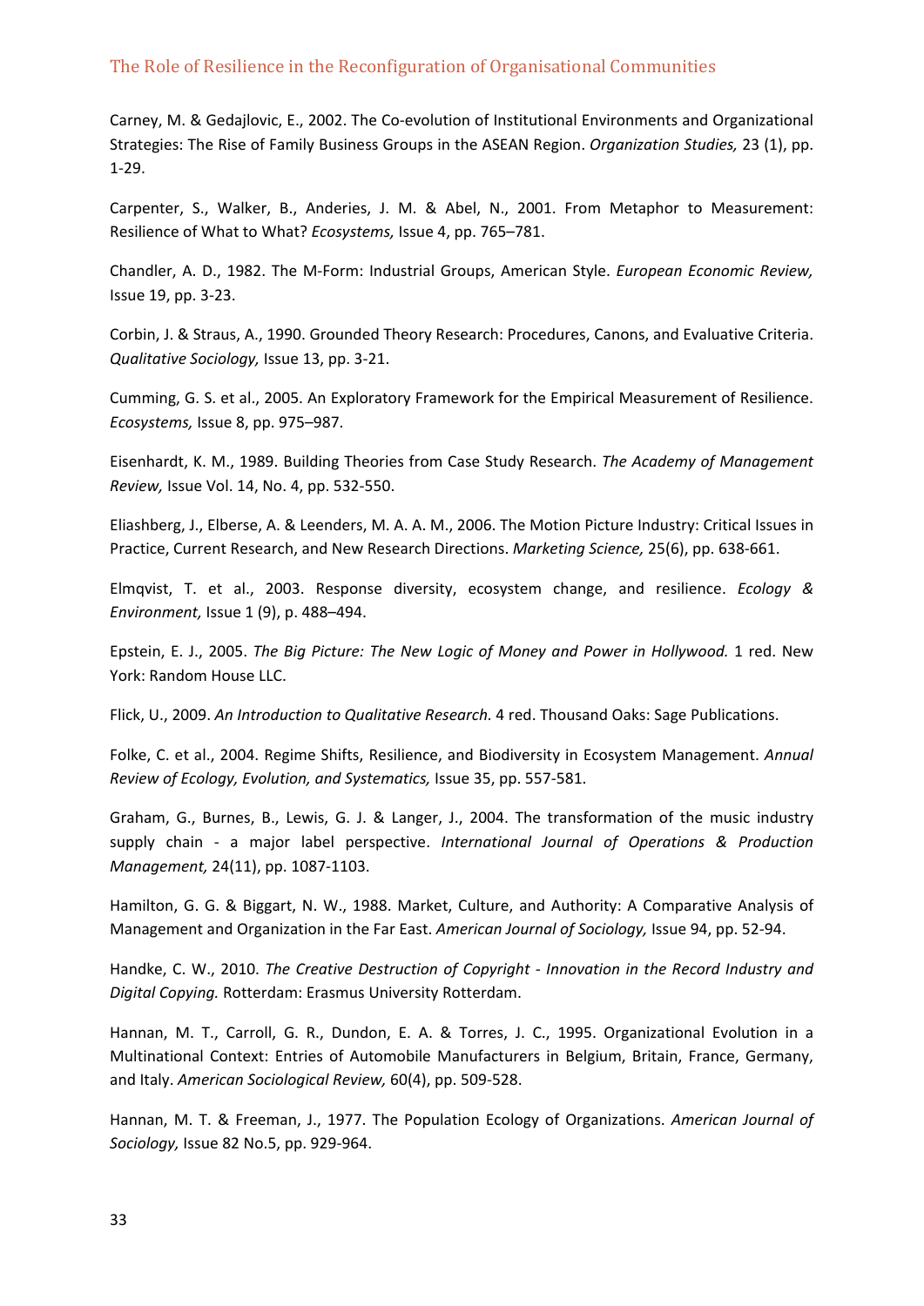Carney, M. & Gedajlovic, E., 2002. The Co-evolution of Institutional Environments and Organizational Strategies: The Rise of Family Business Groups in the ASEAN Region. *Organization Studies,* 23 (1), pp. 1-29.

Carpenter, S., Walker, B., Anderies, J. M. & Abel, N., 2001. From Metaphor to Measurement: Resilience of What to What? *Ecosystems,* Issue 4, pp. 765–781.

Chandler, A. D., 1982. The M-Form: Industrial Groups, American Style. *European Economic Review,* Issue 19, pp. 3-23.

Corbin, J. & Straus, A., 1990. Grounded Theory Research: Procedures, Canons, and Evaluative Criteria. *Qualitative Sociology,* Issue 13, pp. 3-21.

Cumming, G. S. et al., 2005. An Exploratory Framework for the Empirical Measurement of Resilience. *Ecosystems,* Issue 8, pp. 975–987.

Eisenhardt, K. M., 1989. Building Theories from Case Study Research. *The Academy of Management Review,* Issue Vol. 14, No. 4, pp. 532-550.

Eliashberg, J., Elberse, A. & Leenders, M. A. A. M., 2006. The Motion Picture Industry: Critical Issues in Practice, Current Research, and New Research Directions. *Marketing Science,* 25(6), pp. 638-661.

Elmqvist, T. et al., 2003. Response diversity, ecosystem change, and resilience. *Ecology & Environment,* Issue 1 (9), p. 488–494.

Epstein, E. J., 2005. *The Big Picture: The New Logic of Money and Power in Hollywood.* 1 red. New York: Random House LLC.

Flick, U., 2009. *An Introduction to Qualitative Research.* 4 red. Thousand Oaks: Sage Publications.

Folke, C. et al., 2004. Regime Shifts, Resilience, and Biodiversity in Ecosystem Management. *Annual Review of Ecology, Evolution, and Systematics,* Issue 35, pp. 557-581.

Graham, G., Burnes, B., Lewis, G. J. & Langer, J., 2004. The transformation of the music industry supply chain - a major label perspective. *International Journal of Operations & Production Management,* 24(11), pp. 1087-1103.

Hamilton, G. G. & Biggart, N. W., 1988. Market, Culture, and Authority: A Comparative Analysis of Management and Organization in the Far East. *American Journal of Sociology,* Issue 94, pp. 52-94.

Handke, C. W., 2010. *The Creative Destruction of Copyright - Innovation in the Record Industry and Digital Copying.* Rotterdam: Erasmus University Rotterdam.

Hannan, M. T., Carroll, G. R., Dundon, E. A. & Torres, J. C., 1995. Organizational Evolution in a Multinational Context: Entries of Automobile Manufacturers in Belgium, Britain, France, Germany, and Italy. *American Sociological Review,* 60(4), pp. 509-528.

Hannan, M. T. & Freeman, J., 1977. The Population Ecology of Organizations. *American Journal of Sociology,* Issue 82 No.5, pp. 929-964.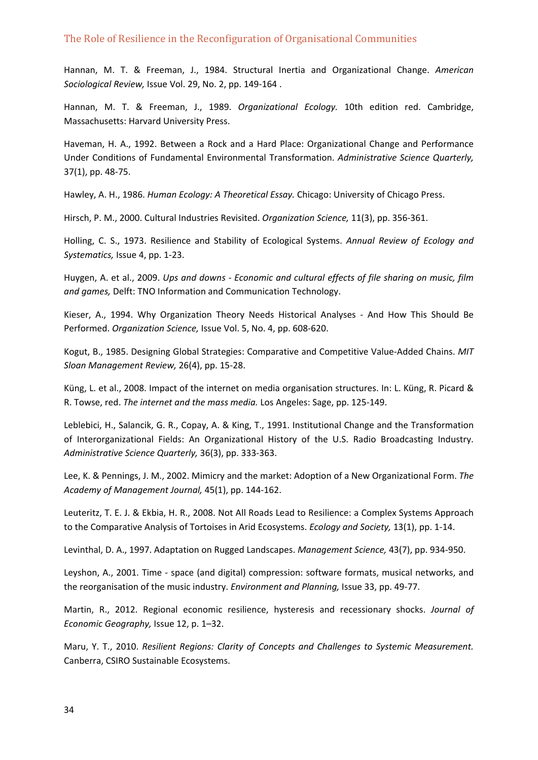Hannan, M. T. & Freeman, J., 1984. Structural Inertia and Organizational Change. *American Sociological Review,* Issue Vol. 29, No. 2, pp. 149-164 .

Hannan, M. T. & Freeman, J., 1989. *Organizational Ecology.* 10th edition red. Cambridge, Massachusetts: Harvard University Press.

Haveman, H. A., 1992. Between a Rock and a Hard Place: Organizational Change and Performance Under Conditions of Fundamental Environmental Transformation. *Administrative Science Quarterly,* 37(1), pp. 48-75.

Hawley, A. H., 1986. *Human Ecology: A Theoretical Essay.* Chicago: University of Chicago Press.

Hirsch, P. M., 2000. Cultural Industries Revisited. *Organization Science,* 11(3), pp. 356-361.

Holling, C. S., 1973. Resilience and Stability of Ecological Systems. *Annual Review of Ecology and Systematics,* Issue 4, pp. 1-23.

Huygen, A. et al., 2009. *Ups and downs - Economic and cultural effects of file sharing on music, film and games,* Delft: TNO Information and Communication Technology.

Kieser, A., 1994. Why Organization Theory Needs Historical Analyses - And How This Should Be Performed. *Organization Science,* Issue Vol. 5, No. 4, pp. 608-620.

Kogut, B., 1985. Designing Global Strategies: Comparative and Competitive Value-Added Chains. *MIT Sloan Management Review,* 26(4), pp. 15-28.

Küng, L. et al., 2008. Impact of the internet on media organisation structures. In: L. Küng, R. Picard & R. Towse, red. *The internet and the mass media.* Los Angeles: Sage, pp. 125-149.

Leblebici, H., Salancik, G. R., Copay, A. & King, T., 1991. Institutional Change and the Transformation of Interorganizational Fields: An Organizational History of the U.S. Radio Broadcasting Industry. *Administrative Science Quarterly,* 36(3), pp. 333-363.

Lee, K. & Pennings, J. M., 2002. Mimicry and the market: Adoption of a New Organizational Form. *The Academy of Management Journal,* 45(1), pp. 144-162.

Leuteritz, T. E. J. & Ekbia, H. R., 2008. Not All Roads Lead to Resilience: a Complex Systems Approach to the Comparative Analysis of Tortoises in Arid Ecosystems. *Ecology and Society,* 13(1), pp. 1-14.

Levinthal, D. A., 1997. Adaptation on Rugged Landscapes. *Management Science,* 43(7), pp. 934-950.

Leyshon, A., 2001. Time - space (and digital) compression: software formats, musical networks, and the reorganisation of the music industry. *Environment and Planning,* Issue 33, pp. 49-77.

Martin, R., 2012. Regional economic resilience, hysteresis and recessionary shocks. *Journal of Economic Geography,* Issue 12, p. 1–32.

Maru, Y. T., 2010. *Resilient Regions: Clarity of Concepts and Challenges to Systemic Measurement.* Canberra, CSIRO Sustainable Ecosystems.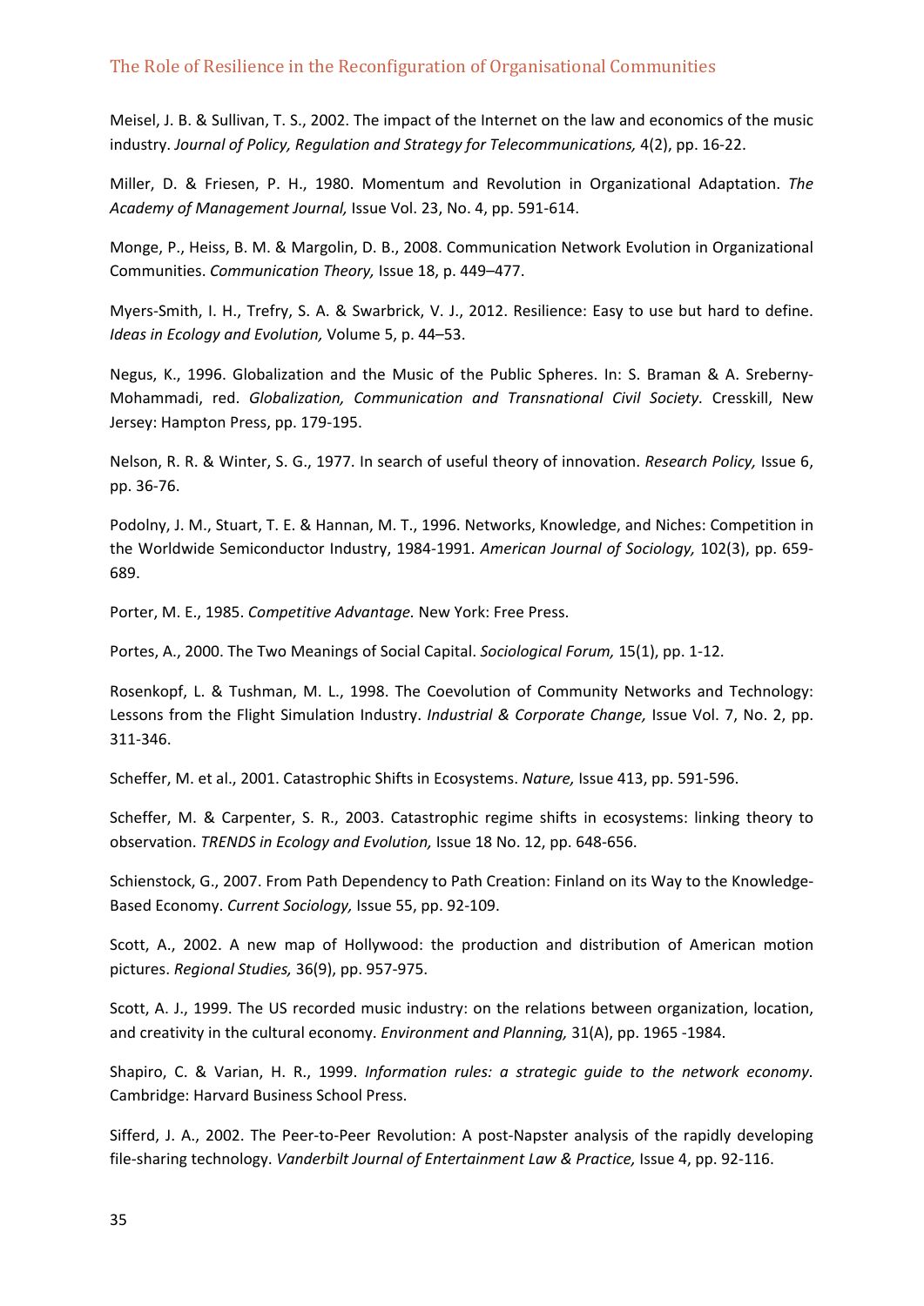Meisel, J. B. & Sullivan, T. S., 2002. The impact of the Internet on the law and economics of the music industry. *Journal of Policy, Regulation and Strategy for Telecommunications,* 4(2), pp. 16-22.

Miller, D. & Friesen, P. H., 1980. Momentum and Revolution in Organizational Adaptation. *The Academy of Management Journal,* Issue Vol. 23, No. 4, pp. 591-614.

Monge, P., Heiss, B. M. & Margolin, D. B., 2008. Communication Network Evolution in Organizational Communities. *Communication Theory,* Issue 18, p. 449–477.

Myers-Smith, I. H., Trefry, S. A. & Swarbrick, V. J., 2012. Resilience: Easy to use but hard to define. *Ideas in Ecology and Evolution,* Volume 5, p. 44–53.

Negus, K., 1996. Globalization and the Music of the Public Spheres. In: S. Braman & A. Sreberny-Mohammadi, red. *Globalization, Communication and Transnational Civil Society.* Cresskill, New Jersey: Hampton Press, pp. 179-195.

Nelson, R. R. & Winter, S. G., 1977. In search of useful theory of innovation. *Research Policy,* Issue 6, pp. 36-76.

Podolny, J. M., Stuart, T. E. & Hannan, M. T., 1996. Networks, Knowledge, and Niches: Competition in the Worldwide Semiconductor Industry, 1984-1991. *American Journal of Sociology,* 102(3), pp. 659-689.

Porter, M. E., 1985. *Competitive Advantage.* New York: Free Press.

Portes, A., 2000. The Two Meanings of Social Capital. *Sociological Forum,* 15(1), pp. 1-12.

Rosenkopf, L. & Tushman, M. L., 1998. The Coevolution of Community Networks and Technology: Lessons from the Flight Simulation Industry. *Industrial & Corporate Change,* Issue Vol. 7, No. 2, pp. 311-346.

Scheffer, M. et al., 2001. Catastrophic Shifts in Ecosystems. *Nature,* Issue 413, pp. 591-596.

Scheffer, M. & Carpenter, S. R., 2003. Catastrophic regime shifts in ecosystems: linking theory to observation. *TRENDS in Ecology and Evolution,* Issue 18 No. 12, pp. 648-656.

Schienstock, G., 2007. From Path Dependency to Path Creation: Finland on its Way to the Knowledge-Based Economy. *Current Sociology,* Issue 55, pp. 92-109.

Scott, A., 2002. A new map of Hollywood: the production and distribution of American motion pictures. *Regional Studies,* 36(9), pp. 957-975.

Scott, A. J., 1999. The US recorded music industry: on the relations between organization, location, and creativity in the cultural economy. *Environment and Planning,* 31(A), pp. 1965 -1984.

Shapiro, C. & Varian, H. R., 1999. *Information rules: a strategic guide to the network economy.* Cambridge: Harvard Business School Press.

Sifferd, J. A., 2002. The Peer-to-Peer Revolution: A post-Napster analysis of the rapidly developing file-sharing technology. *Vanderbilt Journal of Entertainment Law & Practice,* Issue 4, pp. 92-116.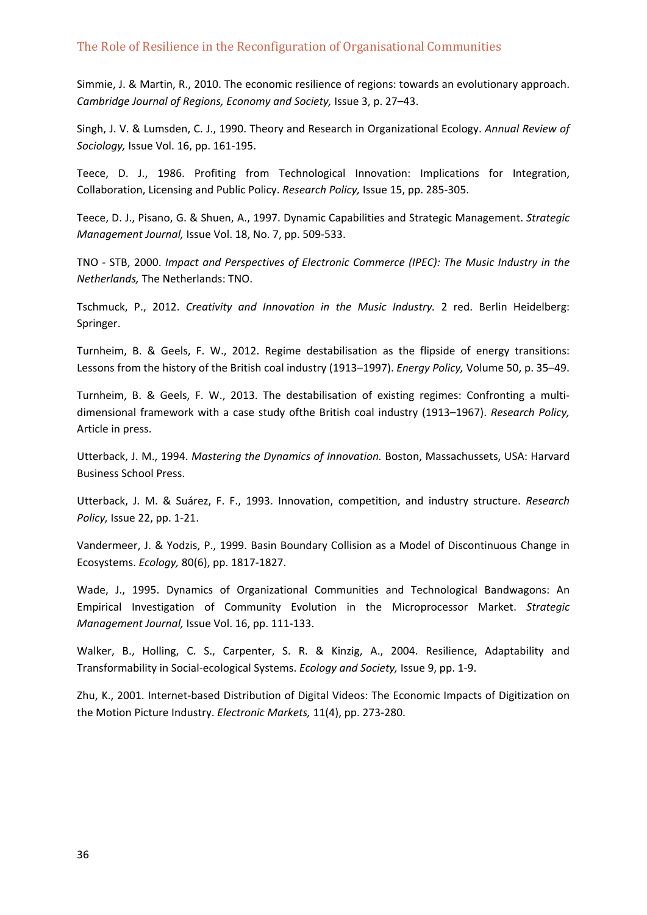Simmie, J. & Martin, R., 2010. The economic resilience of regions: towards an evolutionary approach. *Cambridge Journal of Regions, Economy and Society,* Issue 3, p. 27–43.

Singh, J. V. & Lumsden, C. J., 1990. Theory and Research in Organizational Ecology. *Annual Review of Sociology,* Issue Vol. 16, pp. 161-195.

Teece, D. J., 1986. Profiting from Technological Innovation: Implications for Integration, Collaboration, Licensing and Public Policy. *Research Policy,* Issue 15, pp. 285-305.

Teece, D. J., Pisano, G. & Shuen, A., 1997. Dynamic Capabilities and Strategic Management. *Strategic Management Journal,* Issue Vol. 18, No. 7, pp. 509-533.

TNO - STB, 2000. *Impact and Perspectives of Electronic Commerce (IPEC): The Music Industry in the Netherlands,* The Netherlands: TNO.

Tschmuck, P., 2012. *Creativity and Innovation in the Music Industry.* 2 red. Berlin Heidelberg: Springer.

Turnheim, B. & Geels, F. W., 2012. Regime destabilisation as the flipside of energy transitions: Lessons from the history of the British coal industry (1913–1997). *Energy Policy,* Volume 50, p. 35–49.

Turnheim, B. & Geels, F. W., 2013. The destabilisation of existing regimes: Confronting a multi-dimensional framework with a case study ofthe British coal industry (1913–1967). *Research Policy,* Article in press.

Utterback, J. M., 1994. *Mastering the Dynamics of Innovation.* Boston, Massachussets, USA: Harvard Business School Press.

Utterback, J. M. & Suárez, F. F., 1993. Innovation, competition, and industry structure. *Research Policy,* Issue 22, pp. 1-21.

Vandermeer, J. & Yodzis, P., 1999. Basin Boundary Collision as a Model of Discontinuous Change in Ecosystems. *Ecology,* 80(6), pp. 1817-1827.

Wade, J., 1995. Dynamics of Organizational Communities and Technological Bandwagons: An Empirical Investigation of Community Evolution in the Microprocessor Market. *Strategic Management Journal,* Issue Vol. 16, pp. 111-133.

Walker, B., Holling, C. S., Carpenter, S. R. & Kinzig, A., 2004. Resilience, Adaptability and Transformability in Social-ecological Systems. *Ecology and Society,* Issue 9, pp. 1-9.

Zhu, K., 2001. Internet-based Distribution of Digital Videos: The Economic Impacts of Digitization on the Motion Picture Industry. *Electronic Markets,* 11(4), pp. 273-280.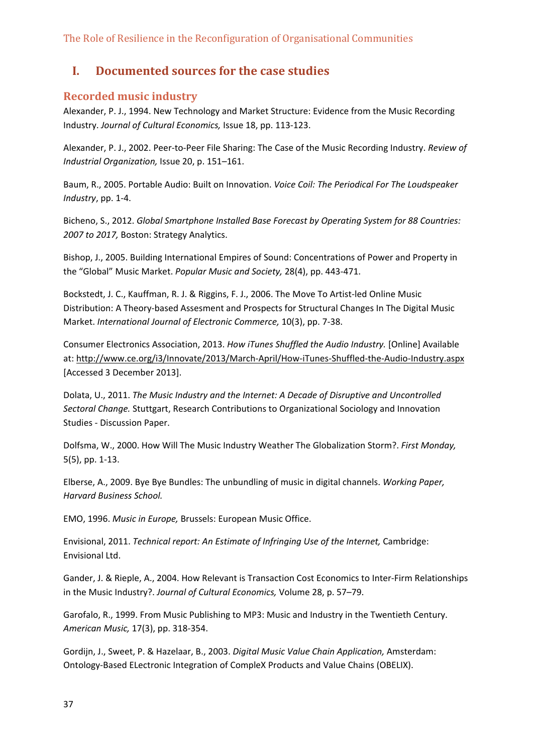# I. Documented sources for the case studies

## Recorded music industry

Alexander, P. J., 1994. New Technology and Market Structure: Evidence from the Music Recording Industry. *Journal of Cultural Economics,* Issue 18, pp. 113-123.

Alexander, P. J., 2002. Peer-to-Peer File Sharing: The Case of the Music Recording Industry. *Review of Industrial Organization,* Issue 20, p. 151–161.

Baum, R., 2005. Portable Audio: Built on Innovation. *Voice Coil: The Periodical For The Loudspeaker Industry*, pp. 1-4.

Bicheno, S., 2012. *Global Smartphone Installed Base Forecast by Operating System for 88 Countries: 2007 to 2017,* Boston: Strategy Analytics.

Bishop, J., 2005. Building International Empires of Sound: Concentrations of Power and Property in the "Global" Music Market. *Popular Music and Society,* 28(4), pp. 443-471.

Bockstedt, J. C., Kauffman, R. J. & Riggins, F. J., 2006. The Move To Artist-led Online Music Distribution: A Theory-based Assesment and Prospects for Structural Changes In The Digital Music Market. *International Journal of Electronic Commerce,* 10(3), pp. 7-38.

Consumer Electronics Association, 2013. *How iTunes Shuffled the Audio Industry.* [Online] Available at: http://www.ce.org/i3/Innovate/2013/March-April/How-iTunes-Shuffled-the-Audio-Industry.aspx [Accessed 3 December 2013].

Dolata, U., 2011. *The Music Industry and the Internet: A Decade of Disruptive and Uncontrolled Sectoral Change.* Stuttgart, Research Contributions to Organizational Sociology and Innovation Studies - Discussion Paper.

Dolfsma, W., 2000. How Will The Music Industry Weather The Globalization Storm?. *First Monday,* 5(5), pp. 1-13.

Elberse, A., 2009. Bye Bye Bundles: The unbundling of music in digital channels. *Working Paper, Harvard Business School.*

EMO, 1996. *Music in Europe,* Brussels: European Music Office.

Envisional, 2011. *Technical report: An Estimate of Infringing Use of the Internet,* Cambridge: Envisional Ltd.

Gander, J. & Rieple, A., 2004. How Relevant is Transaction Cost Economics to Inter-Firm Relationships in the Music Industry?. *Journal of Cultural Economics,* Volume 28, p. 57–79.

Garofalo, R., 1999. From Music Publishing to MP3: Music and Industry in the Twentieth Century. *American Music,* 17(3), pp. 318-354.

Gordijn, J., Sweet, P. & Hazelaar, B., 2003. *Digital Music Value Chain Application,* Amsterdam: Ontology-Based ELectronic Integration of CompleX Products and Value Chains (OBELIX).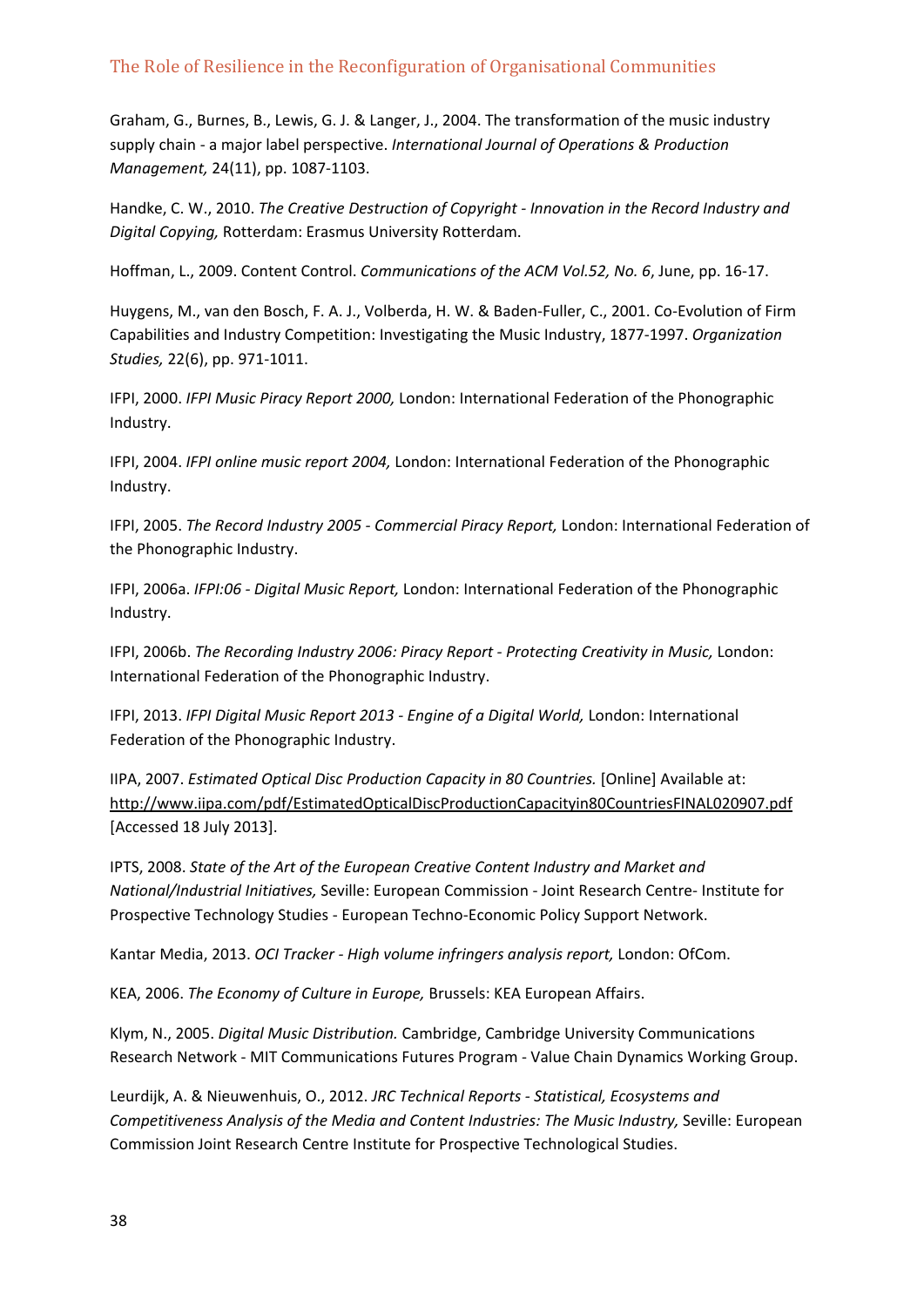Graham, G., Burnes, B., Lewis, G. J. & Langer, J., 2004. The transformation of the music industry supply chain - a major label perspective. *International Journal of Operations & Production Management,* 24(11), pp. 1087-1103.

Handke, C. W., 2010. *The Creative Destruction of Copyright - Innovation in the Record Industry and Digital Copying,* Rotterdam: Erasmus University Rotterdam.

Hoffman, L., 2009. Content Control. *Communications of the ACM Vol.52, No. 6*, June, pp. 16-17.

Huygens, M., van den Bosch, F. A. J., Volberda, H. W. & Baden-Fuller, C., 2001. Co-Evolution of Firm Capabilities and Industry Competition: Investigating the Music Industry, 1877-1997. *Organization Studies,* 22(6), pp. 971-1011.

IFPI, 2000. *IFPI Music Piracy Report 2000,* London: International Federation of the Phonographic Industry.

IFPI, 2004. *IFPI online music report 2004,* London: International Federation of the Phonographic Industry.

IFPI, 2005. *The Record Industry 2005 - Commercial Piracy Report,* London: International Federation of the Phonographic Industry.

IFPI, 2006a. *IFPI:06 - Digital Music Report,* London: International Federation of the Phonographic Industry.

IFPI, 2006b. *The Recording Industry 2006: Piracy Report - Protecting Creativity in Music,* London: International Federation of the Phonographic Industry.

IFPI, 2013. *IFPI Digital Music Report 2013 - Engine of a Digital World,* London: International Federation of the Phonographic Industry.

IIPA, 2007. *Estimated Optical Disc Production Capacity in 80 Countries.* [Online] Available at: http://www.iipa.com/pdf/EstimatedOpticalDiscProductionCapacityin80CountriesFINAL020907.pdf [Accessed 18 July 2013].

IPTS, 2008. *State of the Art of the European Creative Content Industry and Market and National/Industrial Initiatives,* Seville: European Commission - Joint Research Centre- Institute for Prospective Technology Studies - European Techno-Economic Policy Support Network.

Kantar Media, 2013. *OCI Tracker - High volume infringers analysis report,* London: OfCom.

KEA, 2006. *The Economy of Culture in Europe,* Brussels: KEA European Affairs.

Klym, N., 2005. *Digital Music Distribution.* Cambridge, Cambridge University Communications Research Network - MIT Communications Futures Program - Value Chain Dynamics Working Group.

Leurdijk, A. & Nieuwenhuis, O., 2012. *JRC Technical Reports - Statistical, Ecosystems and Competitiveness Analysis of the Media and Content Industries: The Music Industry,* Seville: European Commission Joint Research Centre Institute for Prospective Technological Studies.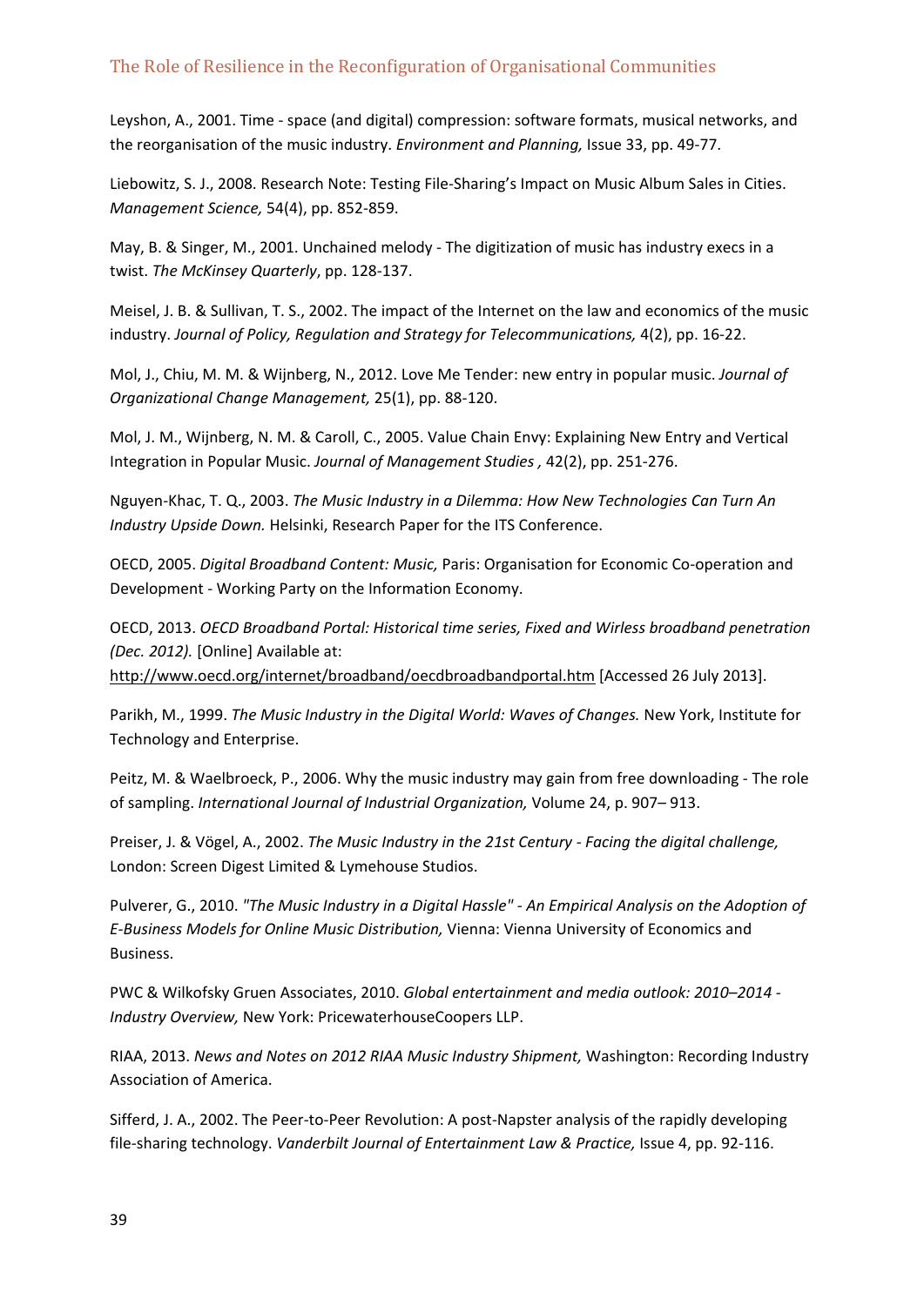Leyshon, A., 2001. Time - space (and digital) compression: software formats, musical networks, and the reorganisation of the music industry. *Environment and Planning,* Issue 33, pp. 49-77.

Liebowitz, S. J., 2008. Research Note: Testing File-Sharing's Impact on Music Album Sales in Cities. *Management Science,* 54(4), pp. 852-859.

May, B. & Singer, M., 2001. Unchained melody - The digitization of music has industry execs in a twist. *The McKinsey Quarterly*, pp. 128-137.

Meisel, J. B. & Sullivan, T. S., 2002. The impact of the Internet on the law and economics of the music industry. *Journal of Policy, Regulation and Strategy for Telecommunications,* 4(2), pp. 16-22.

Mol, J., Chiu, M. M. & Wijnberg, N., 2012. Love Me Tender: new entry in popular music. *Journal of Organizational Change Management,* 25(1), pp. 88-120.

Mol, J. M., Wijnberg, N. M. & Caroll, C., 2005. Value Chain Envy: Explaining New Entry and Vertical Integration in Popular Music. *Journal of Management Studies ,* 42(2), pp. 251-276.

Nguyen-Khac, T. Q., 2003. *The Music Industry in a Dilemma: How New Technologies Can Turn An Industry Upside Down.* Helsinki, Research Paper for the ITS Conference.

OECD, 2005. *Digital Broadband Content: Music,* Paris: Organisation for Economic Co-operation and Development - Working Party on the Information Economy.

OECD, 2013. *OECD Broadband Portal: Historical time series, Fixed and Wirless broadband penetration (Dec. 2012).* [Online] Available at: http://www.oecd.org/internet/broadband/oecdbroadbandportal.htm [Accessed 26 July 2013].

Parikh, M., 1999. *The Music Industry in the Digital World: Waves of Changes.* New York, Institute for Technology and Enterprise.

Peitz, M. & Waelbroeck, P., 2006. Why the music industry may gain from free downloading - The role of sampling. *International Journal of Industrial Organization,* Volume 24, p. 907– 913.

Preiser, J. & Vögel, A., 2002. *The Music Industry in the 21st Century - Facing the digital challenge,* London: Screen Digest Limited & Lymehouse Studios.

Pulverer, G., 2010. *"The Music Industry in a Digital Hassle" - An Empirical Analysis on the Adoption of E-Business Models for Online Music Distribution,* Vienna: Vienna University of Economics and Business.

PWC & Wilkofsky Gruen Associates, 2010. *Global entertainment and media outlook: 2010–2014 - Industry Overview,* New York: PricewaterhouseCoopers LLP.

RIAA, 2013. *News and Notes on 2012 RIAA Music Industry Shipment,* Washington: Recording Industry Association of America.

Sifferd, J. A., 2002. The Peer-to-Peer Revolution: A post-Napster analysis of the rapidly developing file-sharing technology. *Vanderbilt Journal of Entertainment Law & Practice,* Issue 4, pp. 92-116.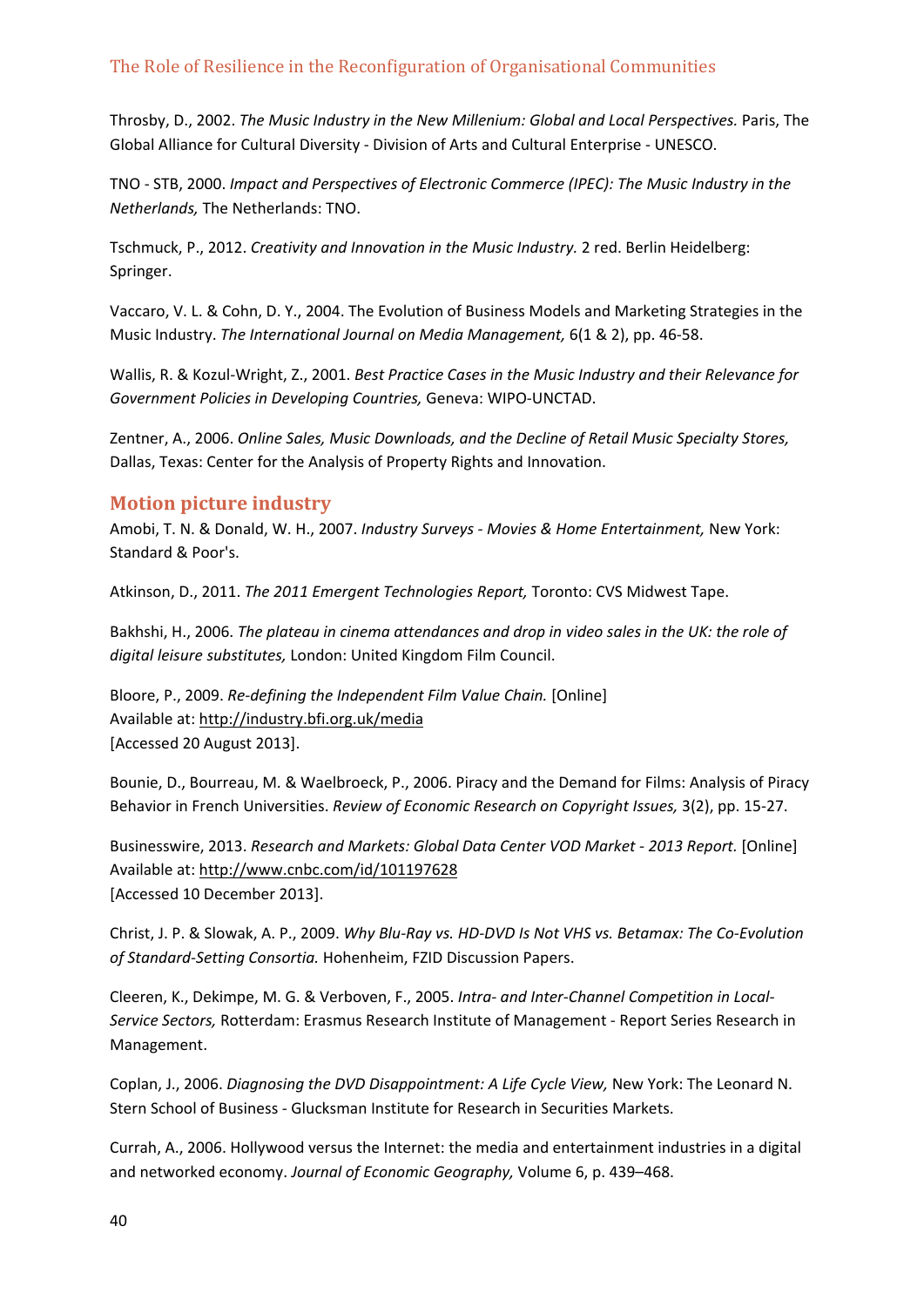Throsby, D., 2002. *The Music Industry in the New Millenium: Global and Local Perspectives.* Paris, The Global Alliance for Cultural Diversity - Division of Arts and Cultural Enterprise - UNESCO.

TNO - STB, 2000. *Impact and Perspectives of Electronic Commerce (IPEC): The Music Industry in the Netherlands,* The Netherlands: TNO.

Tschmuck, P., 2012. *Creativity and Innovation in the Music Industry.* 2 red. Berlin Heidelberg: Springer.

Vaccaro, V. L. & Cohn, D. Y., 2004. The Evolution of Business Models and Marketing Strategies in the Music Industry. *The International Journal on Media Management,* 6(1 & 2), pp. 46-58.

Wallis, R. & Kozul-Wright, Z., 2001. *Best Practice Cases in the Music Industry and their Relevance for Government Policies in Developing Countries,* Geneva: WIPO-UNCTAD.

Zentner, A., 2006. *Online Sales, Music Downloads, and the Decline of Retail Music Specialty Stores,* Dallas, Texas: Center for the Analysis of Property Rights and Innovation.

## Motion picture industry

Amobi, T. N. & Donald, W. H., 2007. *Industry Surveys - Movies & Home Entertainment,* New York: Standard & Poor's.

Atkinson, D., 2011. *The 2011 Emergent Technologies Report,* Toronto: CVS Midwest Tape.

Bakhshi, H., 2006. *The plateau in cinema attendances and drop in video sales in the UK: the role of digital leisure substitutes,* London: United Kingdom Film Council.

Bloore, P., 2009. *Re-defining the Independent Film Value Chain.* [Online]
Available at: http://industry.bfi.org.uk/media
[Accessed 20 August 2013].

Bounie, D., Bourreau, M. & Waelbroeck, P., 2006. Piracy and the Demand for Films: Analysis of Piracy Behavior in French Universities. *Review of Economic Research on Copyright Issues,* 3(2), pp. 15-27.

Businesswire, 2013. *Research and Markets: Global Data Center VOD Market - 2013 Report.* [Online]
Available at: http://www.cnbc.com/id/101197628
[Accessed 10 December 2013].

Christ, J. P. & Slowak, A. P., 2009. *Why Blu-Ray vs. HD-DVD Is Not VHS vs. Betamax: The Co-Evolution of Standard-Setting Consortia.* Hohenheim, FZID Discussion Papers.

Cleeren, K., Dekimpe, M. G. & Verboven, F., 2005. *Intra- and Inter-Channel Competition in Local-Service Sectors,* Rotterdam: Erasmus Research Institute of Management - Report Series Research in Management.

Coplan, J., 2006. *Diagnosing the DVD Disappointment: A Life Cycle View,* New York: The Leonard N. Stern School of Business - Glucksman Institute for Research in Securities Markets.

Currah, A., 2006. Hollywood versus the Internet: the media and entertainment industries in a digital and networked economy. *Journal of Economic Geography,* Volume 6, p. 439–468.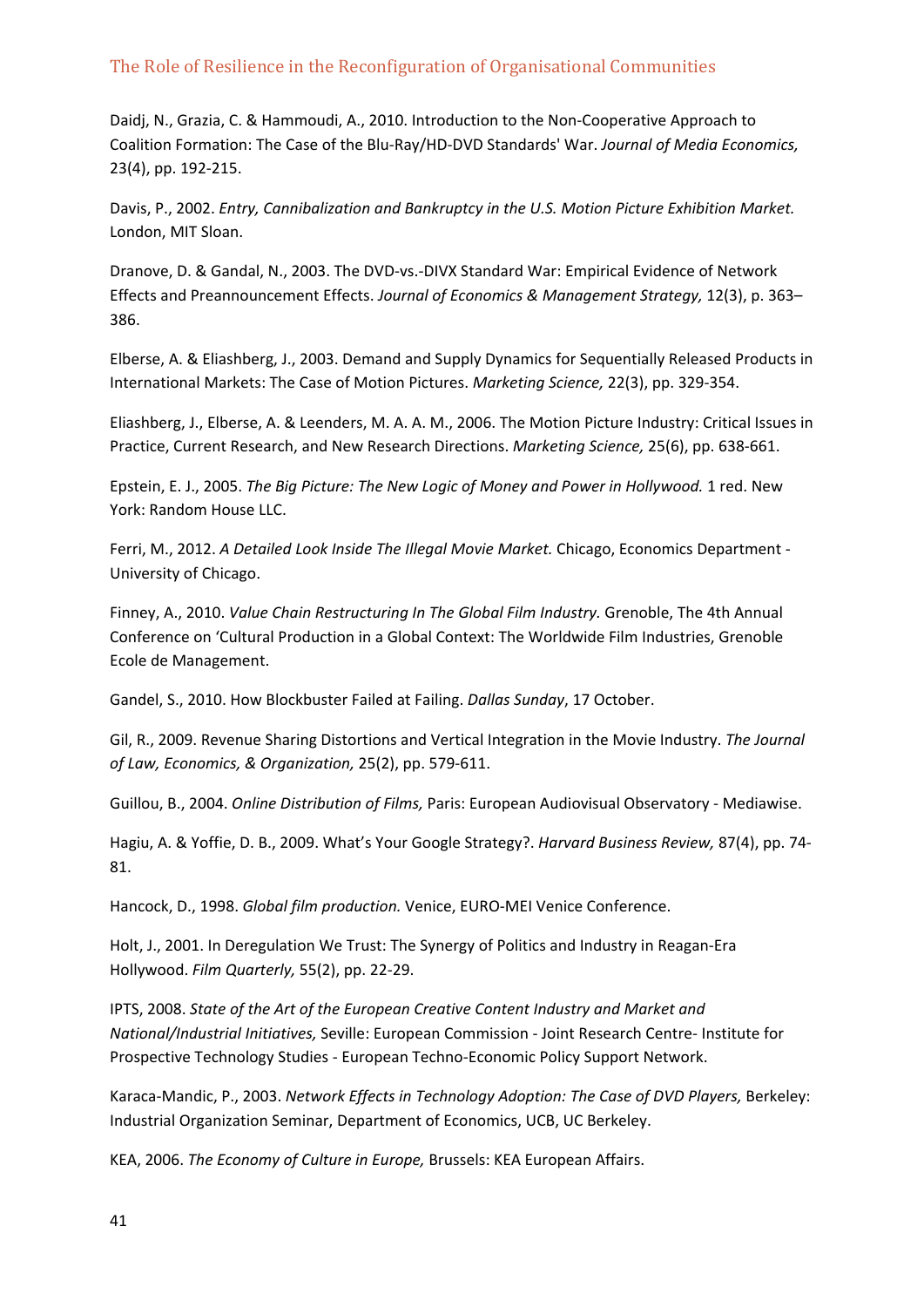Daidj, N., Grazia, C. & Hammoudi, A., 2010. Introduction to the Non-Cooperative Approach to Coalition Formation: The Case of the Blu-Ray/HD-DVD Standards' War. *Journal of Media Economics,* 23(4), pp. 192-215.

Davis, P., 2002. *Entry, Cannibalization and Bankruptcy in the U.S. Motion Picture Exhibition Market.* London, MIT Sloan.

Dranove, D. & Gandal, N., 2003. The DVD-vs.-DIVX Standard War: Empirical Evidence of Network Effects and Preannouncement Effects. *Journal of Economics & Management Strategy,* 12(3), p. 363–386.

Elberse, A. & Eliashberg, J., 2003. Demand and Supply Dynamics for Sequentially Released Products in International Markets: The Case of Motion Pictures. *Marketing Science,* 22(3), pp. 329-354.

Eliashberg, J., Elberse, A. & Leenders, M. A. A. M., 2006. The Motion Picture Industry: Critical Issues in Practice, Current Research, and New Research Directions. *Marketing Science,* 25(6), pp. 638-661.

Epstein, E. J., 2005. *The Big Picture: The New Logic of Money and Power in Hollywood.* 1 red. New York: Random House LLC.

Ferri, M., 2012. *A Detailed Look Inside The Illegal Movie Market.* Chicago, Economics Department - University of Chicago.

Finney, A., 2010. *Value Chain Restructuring In The Global Film Industry.* Grenoble, The 4th Annual Conference on 'Cultural Production in a Global Context: The Worldwide Film Industries, Grenoble Ecole de Management.

Gandel, S., 2010. How Blockbuster Failed at Failing. *Dallas Sunday*, 17 October.

Gil, R., 2009. Revenue Sharing Distortions and Vertical Integration in the Movie Industry. *The Journal of Law, Economics, & Organization,* 25(2), pp. 579-611.

Guillou, B., 2004. *Online Distribution of Films,* Paris: European Audiovisual Observatory - Mediawise.

Hagiu, A. & Yoffie, D. B., 2009. What's Your Google Strategy?. *Harvard Business Review,* 87(4), pp. 74-81.

Hancock, D., 1998. *Global film production.* Venice, EURO-MEI Venice Conference.

Holt, J., 2001. In Deregulation We Trust: The Synergy of Politics and Industry in Reagan-Era Hollywood. *Film Quarterly,* 55(2), pp. 22-29.

IPTS, 2008. *State of the Art of the European Creative Content Industry and Market and National/Industrial Initiatives,* Seville: European Commission - Joint Research Centre- Institute for Prospective Technology Studies - European Techno-Economic Policy Support Network.

Karaca-Mandic, P., 2003. *Network Effects in Technology Adoption: The Case of DVD Players,* Berkeley: Industrial Organization Seminar, Department of Economics, UCB, UC Berkeley.

KEA, 2006. *The Economy of Culture in Europe,* Brussels: KEA European Affairs.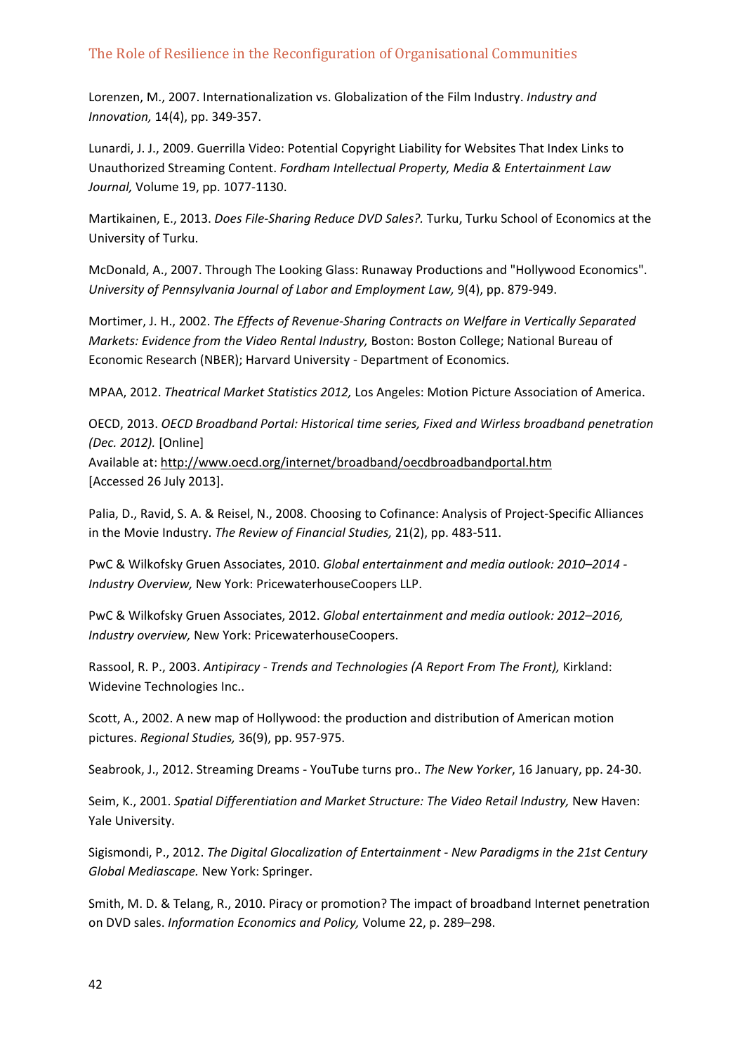Lorenzen, M., 2007. Internationalization vs. Globalization of the Film Industry. *Industry and Innovation,* 14(4), pp. 349-357.

Lunardi, J. J., 2009. Guerrilla Video: Potential Copyright Liability for Websites That Index Links to Unauthorized Streaming Content. *Fordham Intellectual Property, Media & Entertainment Law Journal,* Volume 19, pp. 1077-1130.

Martikainen, E., 2013. *Does File-Sharing Reduce DVD Sales?.* Turku, Turku School of Economics at the University of Turku.

McDonald, A., 2007. Through The Looking Glass: Runaway Productions and "Hollywood Economics". *University of Pennsylvania Journal of Labor and Employment Law,* 9(4), pp. 879-949.

Mortimer, J. H., 2002. *The Effects of Revenue-Sharing Contracts on Welfare in Vertically Separated Markets: Evidence from the Video Rental Industry,* Boston: Boston College; National Bureau of Economic Research (NBER); Harvard University - Department of Economics.

MPAA, 2012. *Theatrical Market Statistics 2012,* Los Angeles: Motion Picture Association of America.

OECD, 2013. *OECD Broadband Portal: Historical time series, Fixed and Wirless broadband penetration (Dec. 2012).* [Online]
Available at: http://www.oecd.org/internet/broadband/oecdbroadbandportal.htm
[Accessed 26 July 2013].

Palia, D., Ravid, S. A. & Reisel, N., 2008. Choosing to Cofinance: Analysis of Project-Specific Alliances in the Movie Industry. *The Review of Financial Studies,* 21(2), pp. 483-511.

PwC & Wilkofsky Gruen Associates, 2010. *Global entertainment and media outlook: 2010–2014 - Industry Overview,* New York: PricewaterhouseCoopers LLP.

PwC & Wilkofsky Gruen Associates, 2012. *Global entertainment and media outlook: 2012–2016, Industry overview,* New York: PricewaterhouseCoopers.

Rassool, R. P., 2003. *Antipiracy - Trends and Technologies (A Report From The Front),* Kirkland: Widevine Technologies Inc..

Scott, A., 2002. A new map of Hollywood: the production and distribution of American motion pictures. *Regional Studies,* 36(9), pp. 957-975.

Seabrook, J., 2012. Streaming Dreams - YouTube turns pro.. *The New Yorker*, 16 January, pp. 24-30.

Seim, K., 2001. *Spatial Differentiation and Market Structure: The Video Retail Industry,* New Haven: Yale University.

Sigismondi, P., 2012. *The Digital Glocalization of Entertainment - New Paradigms in the 21st Century Global Mediascape.* New York: Springer.

Smith, M. D. & Telang, R., 2010. Piracy or promotion? The impact of broadband Internet penetration on DVD sales. *Information Economics and Policy,* Volume 22, p. 289–298.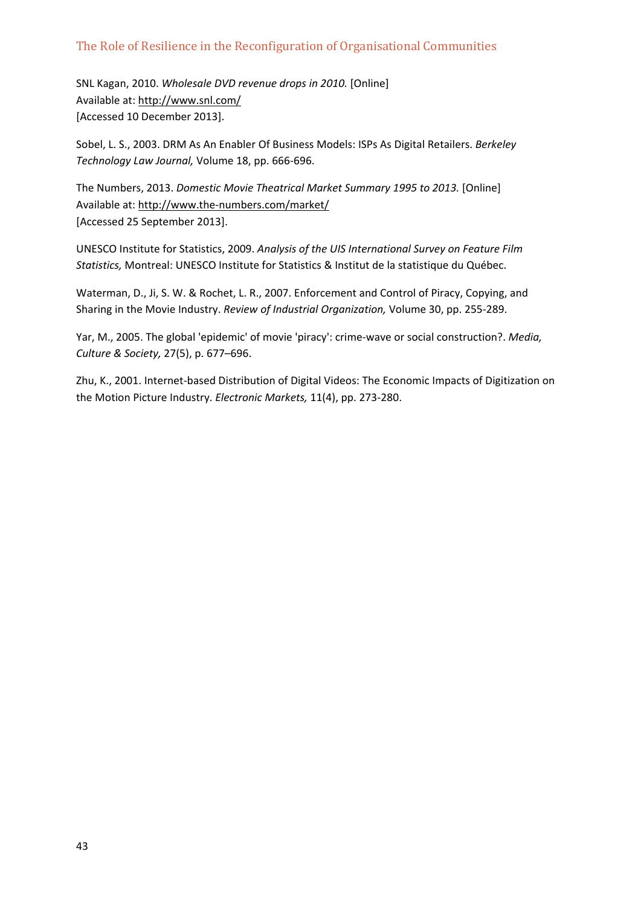SNL Kagan, 2010. *Wholesale DVD revenue drops in 2010.* [Online]
Available at: http://www.snl.com/
[Accessed 10 December 2013].

Sobel, L. S., 2003. DRM As An Enabler Of Business Models: ISPs As Digital Retailers. *Berkeley Technology Law Journal,* Volume 18, pp. 666-696.

The Numbers, 2013. *Domestic Movie Theatrical Market Summary 1995 to 2013.* [Online]
Available at: http://www.the-numbers.com/market/
[Accessed 25 September 2013].

UNESCO Institute for Statistics, 2009. *Analysis of the UIS International Survey on Feature Film Statistics,* Montreal: UNESCO Institute for Statistics & Institut de la statistique du Québec.

Waterman, D., Ji, S. W. & Rochet, L. R., 2007. Enforcement and Control of Piracy, Copying, and Sharing in the Movie Industry. *Review of Industrial Organization,* Volume 30, pp. 255-289.

Yar, M., 2005. The global 'epidemic' of movie 'piracy': crime-wave or social construction?. *Media, Culture & Society,* 27(5), p. 677–696.

Zhu, K., 2001. Internet-based Distribution of Digital Videos: The Economic Impacts of Digitization on the Motion Picture Industry. *Electronic Markets,* 11(4), pp. 273-280.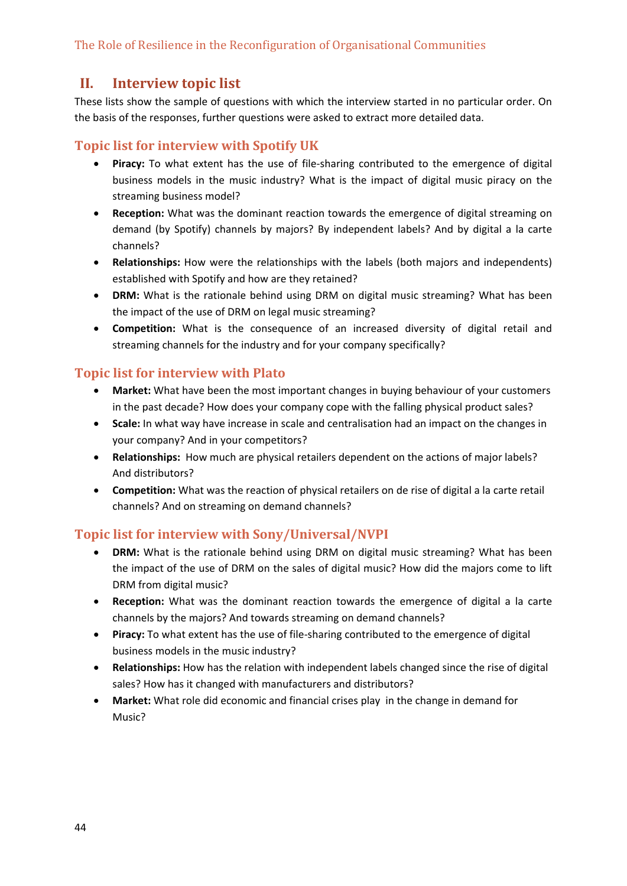## II. Interview topic list

These lists show the sample of questions with which the interview started in no particular order. On the basis of the responses, further questions were asked to extract more detailed data.

### Topic list for interview with Spotify UK

- **Piracy:** To what extent has the use of file-sharing contributed to the emergence of digital business models in the music industry? What is the impact of digital music piracy on the streaming business model?
- **Reception:** What was the dominant reaction towards the emergence of digital streaming on demand (by Spotify) channels by majors? By independent labels? And by digital a la carte channels?
- **Relationships:** How were the relationships with the labels (both majors and independents) established with Spotify and how are they retained?
- **DRM:** What is the rationale behind using DRM on digital music streaming? What has been the impact of the use of DRM on legal music streaming?
- **Competition:** What is the consequence of an increased diversity of digital retail and streaming channels for the industry and for your company specifically?

### Topic list for interview with Plato

- **Market:** What have been the most important changes in buying behaviour of your customers in the past decade? How does your company cope with the falling physical product sales?
- **Scale:** In what way have increase in scale and centralisation had an impact on the changes in your company? And in your competitors?
- **Relationships:** How much are physical retailers dependent on the actions of major labels? And distributors?
- **Competition:** What was the reaction of physical retailers on de rise of digital a la carte retail channels? And on streaming on demand channels?

### Topic list for interview with Sony/Universal/NVPI

- **DRM:** What is the rationale behind using DRM on digital music streaming? What has been the impact of the use of DRM on the sales of digital music? How did the majors come to lift DRM from digital music?
- **Reception:** What was the dominant reaction towards the emergence of digital a la carte channels by the majors? And towards streaming on demand channels?
- **Piracy:** To what extent has the use of file-sharing contributed to the emergence of digital business models in the music industry?
- **Relationships:** How has the relation with independent labels changed since the rise of digital sales? How has it changed with manufacturers and distributors?
- **Market:** What role did economic and financial crises play in the change in demand for Music?